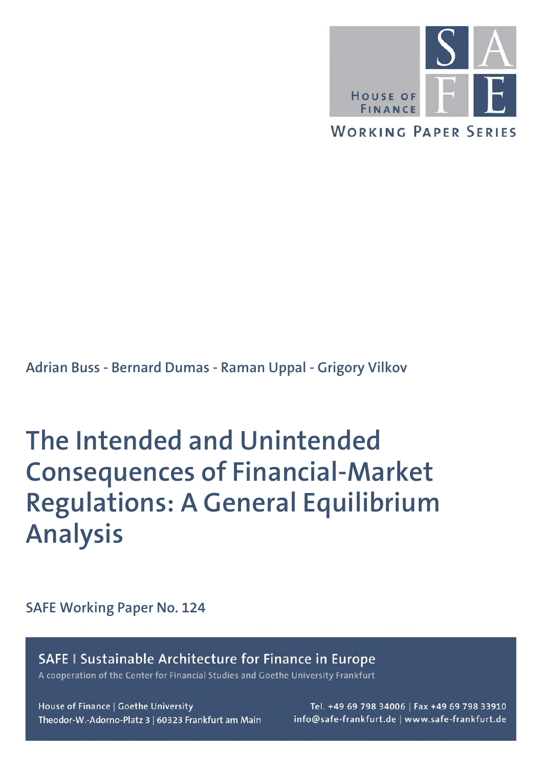House of Finance

SAFE

Working Paper Series

Adrian Buss - Bernard Dumas - Raman Uppal - Grigory Vilkov

# The Intended and Unintended Consequences of Financial-Market Regulations: A General Equilibrium Analysis

SAFE Working Paper No. 124

**SAFE | Sustainable Architecture for Finance in Europe**

A cooperation of the Center for Financial Studies and Goethe University Frankfurt

House of Finance | Goethe University
Theodor-W.-Adorno-Platz 3 | 60323 Frankfurt am Main

Tel. +49 69 798 34006 | Fax +49 69 798 33910
info@safe-frankfurt.de | www.safe-frankfurt.de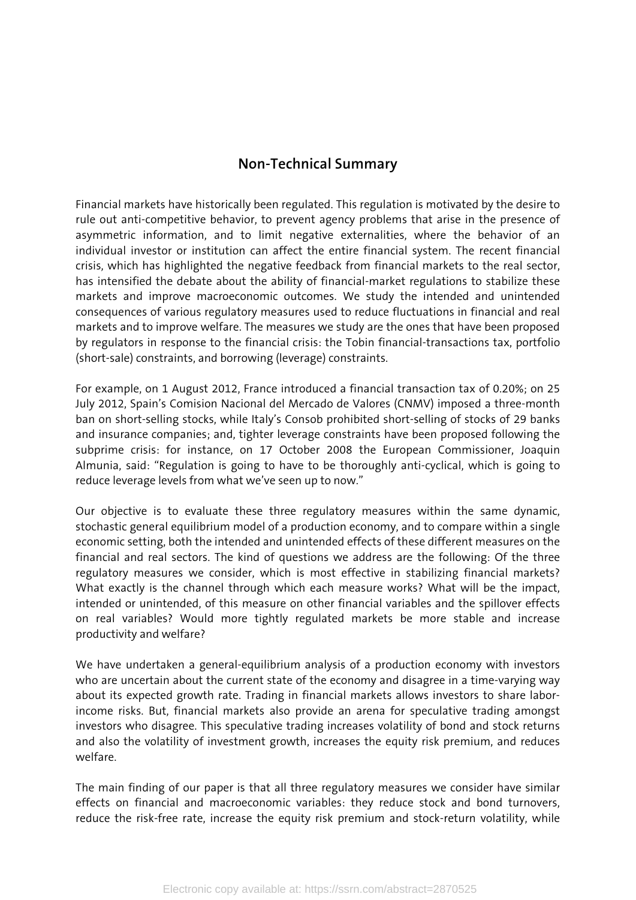## Non-Technical Summary

Financial markets have historically been regulated. This regulation is motivated by the desire to rule out anti-competitive behavior, to prevent agency problems that arise in the presence of asymmetric information, and to limit negative externalities, where the behavior of an individual investor or institution can affect the entire financial system. The recent financial crisis, which has highlighted the negative feedback from financial markets to the real sector, has intensified the debate about the ability of financial-market regulations to stabilize these markets and improve macroeconomic outcomes. We study the intended and unintended consequences of various regulatory measures used to reduce fluctuations in financial and real markets and to improve welfare. The measures we study are the ones that have been proposed by regulators in response to the financial crisis: the Tobin financial-transactions tax, portfolio (short-sale) constraints, and borrowing (leverage) constraints.

For example, on 1 August 2012, France introduced a financial transaction tax of 0.20%; on 25 July 2012, Spain's Comision Nacional del Mercado de Valores (CNMV) imposed a three-month ban on short-selling stocks, while Italy's Consob prohibited short-selling of stocks of 29 banks and insurance companies; and, tighter leverage constraints have been proposed following the subprime crisis: for instance, on 17 October 2008 the European Commissioner, Joaquin Almunia, said: "Regulation is going to have to be thoroughly anti-cyclical, which is going to reduce leverage levels from what we've seen up to now."

Our objective is to evaluate these three regulatory measures within the same dynamic, stochastic general equilibrium model of a production economy, and to compare within a single economic setting, both the intended and unintended effects of these different measures on the financial and real sectors. The kind of questions we address are the following: Of the three regulatory measures we consider, which is most effective in stabilizing financial markets? What exactly is the channel through which each measure works? What will be the impact, intended or unintended, of this measure on other financial variables and the spillover effects on real variables? Would more tightly regulated markets be more stable and increase productivity and welfare?

We have undertaken a general-equilibrium analysis of a production economy with investors who are uncertain about the current state of the economy and disagree in a time-varying way about its expected growth rate. Trading in financial markets allows investors to share labor-income risks. But, financial markets also provide an arena for speculative trading amongst investors who disagree. This speculative trading increases volatility of bond and stock returns and also the volatility of investment growth, increases the equity risk premium, and reduces welfare.

The main finding of our paper is that all three regulatory measures we consider have similar effects on financial and macroeconomic variables: they reduce stock and bond turnovers, reduce the risk-free rate, increase the equity risk premium and stock-return volatility, while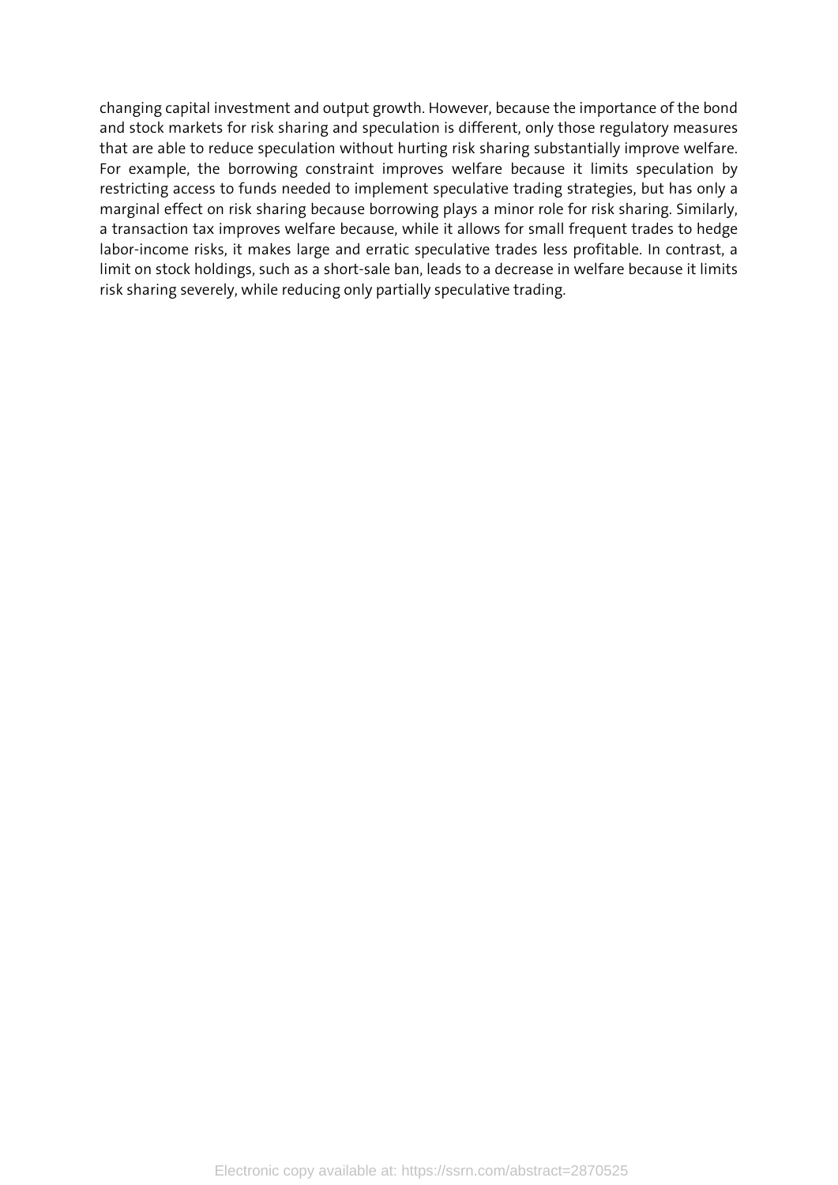changing capital investment and output growth. However, because the importance of the bond and stock markets for risk sharing and speculation is different, only those regulatory measures that are able to reduce speculation without hurting risk sharing substantially improve welfare. For example, the borrowing constraint improves welfare because it limits speculation by restricting access to funds needed to implement speculative trading strategies, but has only a marginal effect on risk sharing because borrowing plays a minor role for risk sharing. Similarly, a transaction tax improves welfare because, while it allows for small frequent trades to hedge labor-income risks, it makes large and erratic speculative trades less profitable. In contrast, a limit on stock holdings, such as a short-sale ban, leads to a decrease in welfare because it limits risk sharing severely, while reducing only partially speculative trading.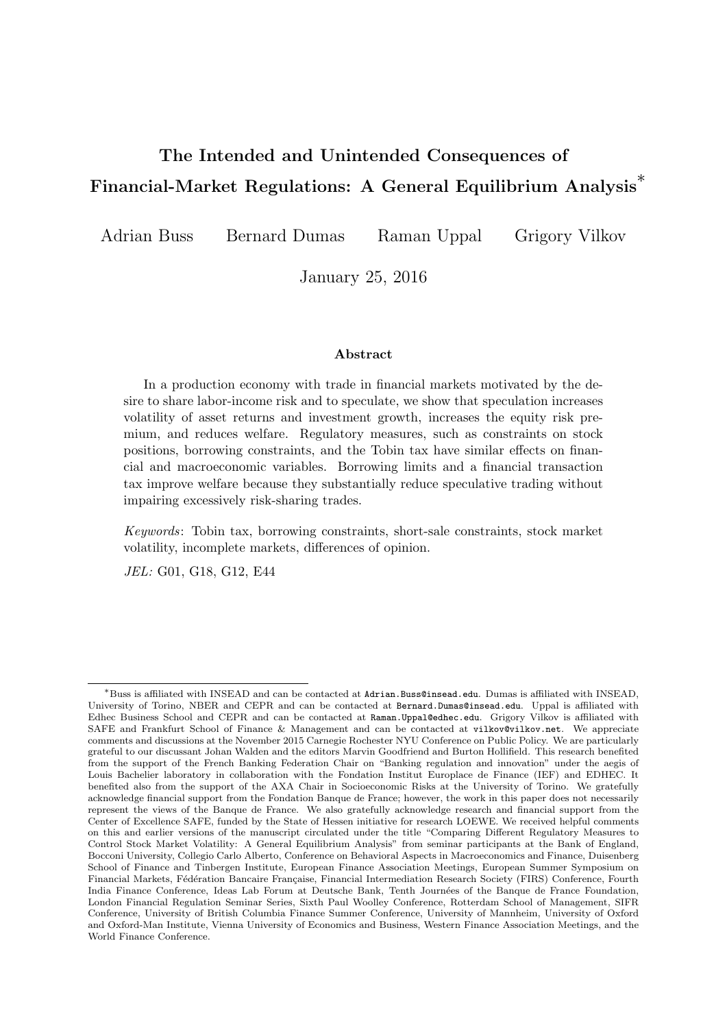# The Intended and Unintended Consequences of Financial-Market Regulations: A General Equilibrium Analysis*

Adrian Buss   Bernard Dumas   Raman Uppal   Grigory Vilkov

January 25, 2016

## Abstract

In a production economy with trade in financial markets motivated by the desire to share labor-income risk and to speculate, we show that speculation increases volatility of asset returns and investment growth, increases the equity risk premium, and reduces welfare. Regulatory measures, such as constraints on stock positions, borrowing constraints, and the Tobin tax have similar effects on financial and macroeconomic variables. Borrowing limits and a financial transaction tax improve welfare because they substantially reduce speculative trading without impairing excessively risk-sharing trades.

*Keywords*: Tobin tax, borrowing constraints, short-sale constraints, stock market volatility, incomplete markets, differences of opinion.

*JEL:* G01, G18, G12, E44

---

*Buss is affiliated with INSEAD and can be contacted at Adrian.Buss@insead.edu. Dumas is affiliated with INSEAD, University of Torino, NBER and CEPR and can be contacted at Bernard.Dumas@insead.edu. Uppal is affiliated with Edhec Business School and CEPR and can be contacted at Raman.Uppal@edhec.edu. Grigory Vilkov is affiliated with SAFE and Frankfurt School of Finance & Management and can be contacted at vilkov@vilkov.net. We appreciate comments and discussions at the November 2015 Carnegie Rochester NYU Conference on Public Policy. We are particularly grateful to our discussant Johan Walden and the editors Marvin Goodfriend and Burton Hollifield. This research benefited from the support of the French Banking Federation Chair on "Banking regulation and innovation" under the aegis of Louis Bachelier laboratory in collaboration with the Fondation Institut Europlace de Finance (IEF) and EDHEC. It benefited also from the support of the AXA Chair in Socioeconomic Risks at the University of Torino. We gratefully acknowledge financial support from the Fondation Banque de France; however, the work in this paper does not necessarily represent the views of the Banque de France. We also gratefully acknowledge research and financial support from the Center of Excellence SAFE, funded by the State of Hessen initiative for research LOEWE. We received helpful comments on this and earlier versions of the manuscript circulated under the title "Comparing Different Regulatory Measures to Control Stock Market Volatility: A General Equilibrium Analysis" from seminar participants at the Bank of England, Bocconi University, Collegio Carlo Alberto, Conference on Behavioral Aspects in Macroeconomics and Finance, Duisenberg School of Finance and Tinbergen Institute, European Finance Association Meetings, European Summer Symposium on Financial Markets, Fédération Bancaire Française, Financial Intermediation Research Society (FIRS) Conference, Fourth India Finance Conference, Ideas Lab Forum at Deutsche Bank, Tenth Journées de Banque de France Foundation, London Financial Regulation Seminar Series, Sixth Paul Woolley Conference, Rotterdam School of Management, SIFR Conference, University of British Columbia Finance Summer Conference, University of Mannheim, University of Oxford and Oxford-Man Institute, Vienna University of Economics and Business, Western Finance Association Meetings, and the World Finance Conference.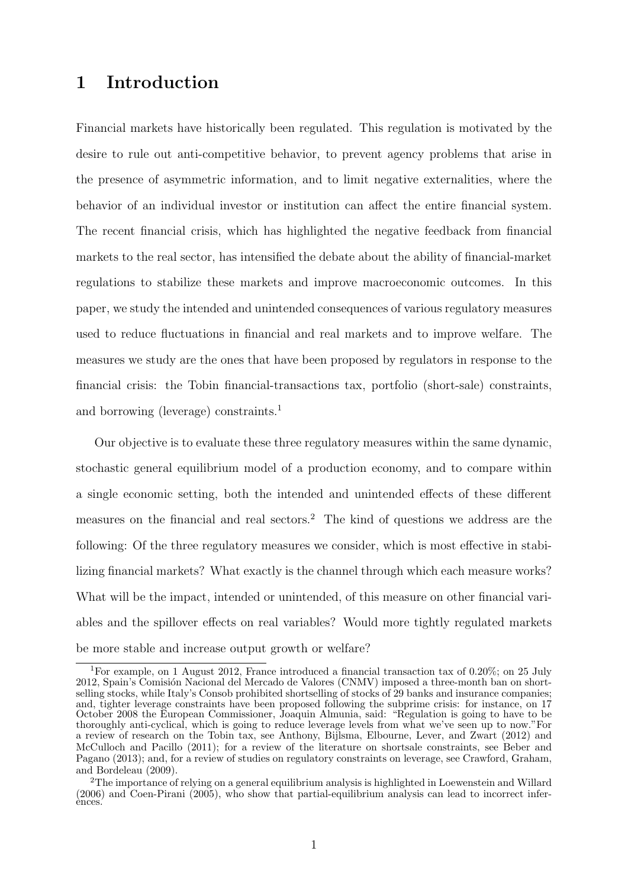# 1 Introduction

Financial markets have historically been regulated. This regulation is motivated by the desire to rule out anti-competitive behavior, to prevent agency problems that arise in the presence of asymmetric information, and to limit negative externalities, where the behavior of an individual investor or institution can affect the entire financial system. The recent financial crisis, which has highlighted the negative feedback from financial markets to the real sector, has intensified the debate about the ability of financial-market regulations to stabilize these markets and improve macroeconomic outcomes. In this paper, we study the intended and unintended consequences of various regulatory measures used to reduce fluctuations in financial and real markets and to improve welfare. The measures we study are the ones that have been proposed by regulators in response to the financial crisis: the Tobin financial-transactions tax, portfolio (short-sale) constraints, and borrowing (leverage) constraints.[1]

Our objective is to evaluate these three regulatory measures within the same dynamic, stochastic general equilibrium model of a production economy, and to compare within a single economic setting, both the intended and unintended effects of these different measures on the financial and real sectors.[2] The kind of questions we address are the following: Of the three regulatory measures we consider, which is most effective in stabilizing financial markets? What exactly is the channel through which each measure works? What will be the impact, intended or unintended, of this measure on other financial variables and the spillover effects on real variables? Would more tightly regulated markets be more stable and increase output growth or welfare?

[1]For example, on 1 August 2012, France introduced a financial transaction tax of 0.20%; on 25 July 2012, Spain's Comisión Nacional del Mercado de Valores (CNMV) imposed a three-month ban on short-selling stocks, while Italy's Consob prohibited shortselling of stocks of 29 banks and insurance companies; and, tighter leverage constraints have been proposed following the subprime crisis: for instance, on 17 October 2008 the European Commissioner, Joaquin Almunia, said: "Regulation is going to have to be thoroughly anti-cyclical, which is going to reduce leverage levels from what we've seen up to now."For a review of research on the Tobin tax, see Anthony, Bijlsma, Elbourne, Lever, and Zwart (2012) and McCulloch and Pacillo (2011); for a review of the literature on shortsale constraints, see Beber and Pagano (2013); and, for a review of studies on regulatory constraints on leverage, see Crawford, Graham, and Bordeleau (2009).

[2]The importance of relying on a general equilibrium analysis is highlighted in Loewenstein and Willard (2006) and Coen-Pirani (2005), who show that partial-equilibrium analysis can lead to incorrect inferences.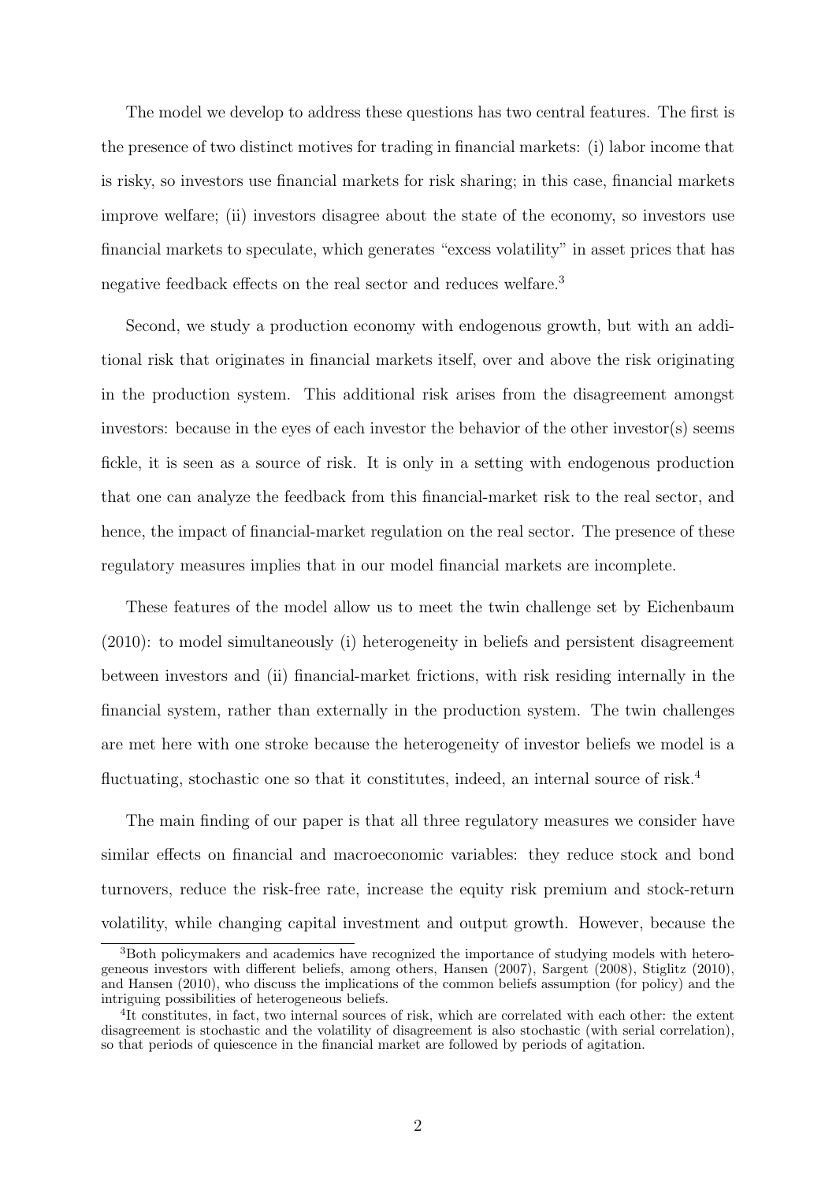The model we develop to address these questions has two central features. The first is the presence of two distinct motives for trading in financial markets: (i) labor income that is risky, so investors use financial markets for risk sharing; in this case, financial markets improve welfare; (ii) investors disagree about the state of the economy, so investors use financial markets to speculate, which generates "excess volatility" in asset prices that has negative feedback effects on the real sector and reduces welfare.[3]

Second, we study a production economy with endogenous growth, but with an additional risk that originates in financial markets itself, over and above the risk originating in the production system. This additional risk arises from the disagreement amongst investors: because in the eyes of each investor the behavior of the other investor(s) seems fickle, it is seen as a source of risk. It is only in a setting with endogenous production that one can analyze the feedback from this financial-market risk to the real sector, and hence, the impact of financial-market regulation on the real sector. The presence of these regulatory measures implies that in our model financial markets are incomplete.

These features of the model allow us to meet the twin challenge set by Eichenbaum (2010): to model simultaneously (i) heterogeneity in beliefs and persistent disagreement between investors and (ii) financial-market frictions, with risk residing internally in the financial system, rather than externally in the production system. The twin challenges are met here with one stroke because the heterogeneity of investor beliefs we model is a fluctuating, stochastic one so that it constitutes, indeed, an internal source of risk.[4]

The main finding of our paper is that all three regulatory measures we consider have similar effects on financial and macroeconomic variables: they reduce stock and bond turnovers, reduce the risk-free rate, increase the equity risk premium and stock-return volatility, while changing capital investment and output growth. However, because the

[3]Both policymakers and academics have recognized the importance of studying models with heterogeneous investors with different beliefs, among others, Hansen (2007), Sargent (2008), Stiglitz (2010), and Hansen (2010), who discuss the implications of the common beliefs assumption (for policy) and the intriguing possibilities of heterogeneous beliefs.

[4]It constitutes, in fact, two internal sources of risk, which are correlated with each other: the extent disagreement is stochastic and the volatility of disagreement is also stochastic (with serial correlation), so that periods of quiescence in the financial market are followed by periods of agitation.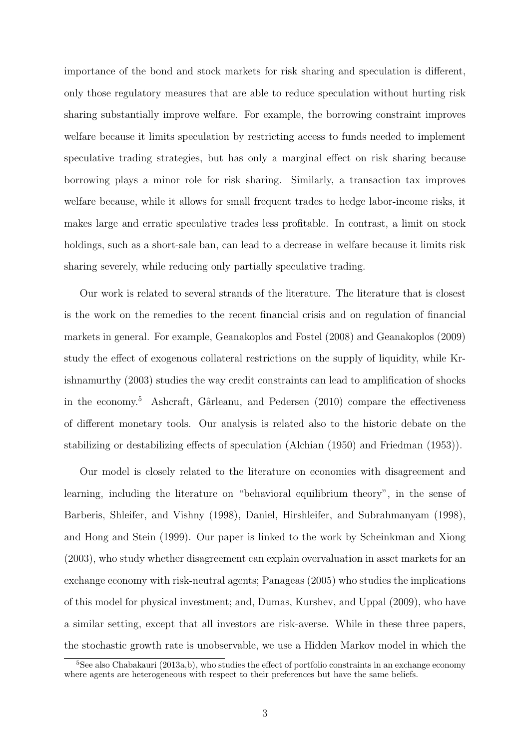importance of the bond and stock markets for risk sharing and speculation is different, only those regulatory measures that are able to reduce speculation without hurting risk sharing substantially improve welfare. For example, the borrowing constraint improves welfare because it limits speculation by restricting access to funds needed to implement speculative trading strategies, but has only a marginal effect on risk sharing because borrowing plays a minor role for risk sharing. Similarly, a transaction tax improves welfare because, while it allows for small frequent trades to hedge labor-income risks, it makes large and erratic speculative trades less profitable. In contrast, a limit on stock holdings, such as a short-sale ban, can lead to a decrease in welfare because it limits risk sharing severely, while reducing only partially speculative trading.

Our work is related to several strands of the literature. The literature that is closest is the work on the remedies to the recent financial crisis and on regulation of financial markets in general. For example, Geanakoplos and Fostel (2008) and Geanakoplos (2009) study the effect of exogenous collateral restrictions on the supply of liquidity, while Krishnamurthy (2003) studies the way credit constraints can lead to amplification of shocks in the economy.[5] Ashcraft, Gârleanu, and Pedersen (2010) compare the effectiveness of different monetary tools. Our analysis is related also to the historic debate on the stabilizing or destabilizing effects of speculation (Alchian (1950) and Friedman (1953)).

Our model is closely related to the literature on economies with disagreement and learning, including the literature on "behavioral equilibrium theory", in the sense of Barberis, Shleifer, and Vishny (1998), Daniel, Hirshleifer, and Subrahmanyam (1998), and Hong and Stein (1999). Our paper is linked to the work by Scheinkman and Xiong (2003), who study whether disagreement can explain overvaluation in asset markets for an exchange economy with risk-neutral agents; Panageas (2005) who studies the implications of this model for physical investment; and, Dumas, Kurshev, and Uppal (2009), who have a similar setting, except that all investors are risk-averse. While in these three papers, the stochastic growth rate is unobservable, we use a Hidden Markov model in which the

[5] See also Chabakauri (2013a,b), who studies the effect of portfolio constraints in an exchange economy where agents are heterogeneous with respect to their preferences but have the same beliefs.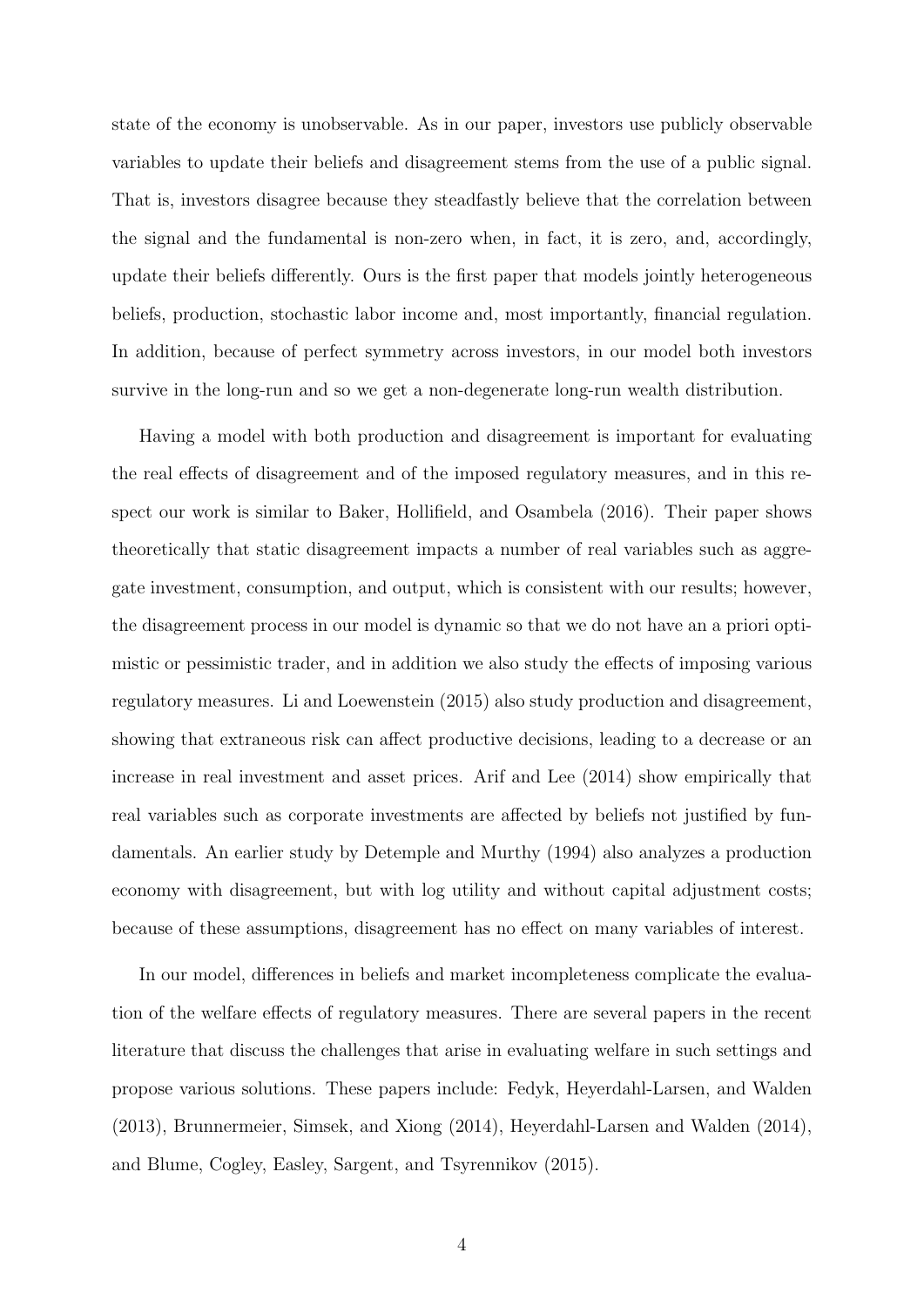state of the economy is unobservable. As in our paper, investors use publicly observable variables to update their beliefs and disagreement stems from the use of a public signal. That is, investors disagree because they steadfastly believe that the correlation between the signal and the fundamental is non-zero when, in fact, it is zero, and, accordingly, update their beliefs differently. Ours is the first paper that models jointly heterogeneous beliefs, production, stochastic labor income and, most importantly, financial regulation. In addition, because of perfect symmetry across investors, in our model both investors survive in the long-run and so we get a non-degenerate long-run wealth distribution.

Having a model with both production and disagreement is important for evaluating the real effects of disagreement and of the imposed regulatory measures, and in this respect our work is similar to Baker, Hollifield, and Osambela (2016). Their paper shows theoretically that static disagreement impacts a number of real variables such as aggregate investment, consumption, and output, which is consistent with our results; however, the disagreement process in our model is dynamic so that we do not have an a priori optimistic or pessimistic trader, and in addition we also study the effects of imposing various regulatory measures. Li and Loewenstein (2015) also study production and disagreement, showing that extraneous risk can affect productive decisions, leading to a decrease or an increase in real investment and asset prices. Arif and Lee (2014) show empirically that real variables such as corporate investments are affected by beliefs not justified by fundamentals. An earlier study by Detemple and Murthy (1994) also analyzes a production economy with disagreement, but with log utility and without capital adjustment costs; because of these assumptions, disagreement has no effect on many variables of interest.

In our model, differences in beliefs and market incompleteness complicate the evaluation of the welfare effects of regulatory measures. There are several papers in the recent literature that discuss the challenges that arise in evaluating welfare in such settings and propose various solutions. These papers include: Fedyk, Heyerdahl-Larsen, and Walden (2013), Brunnermeier, Simsek, and Xiong (2014), Heyerdahl-Larsen and Walden (2014), and Blume, Cogley, Easley, Sargent, and Tsyrennikov (2015).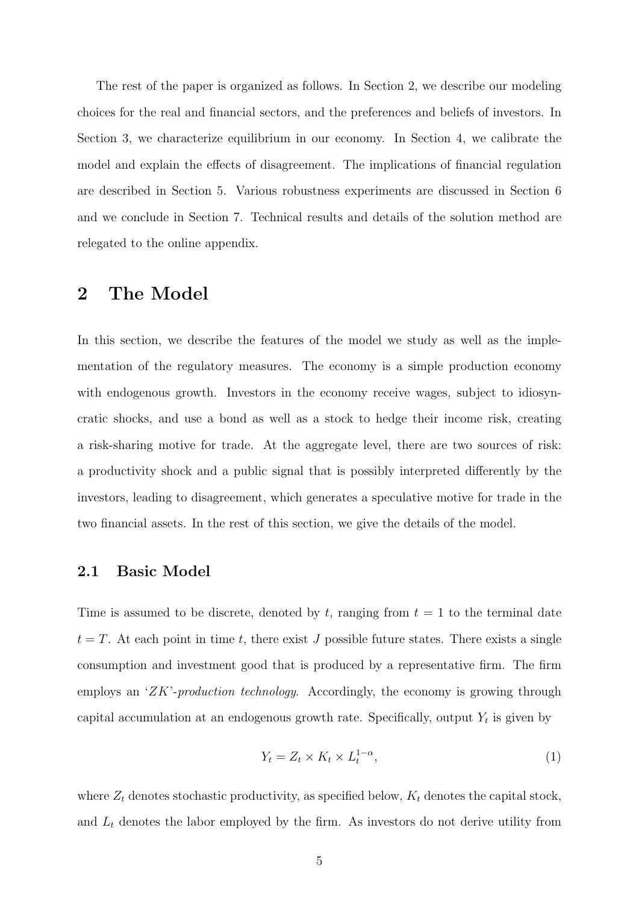The rest of the paper is organized as follows. In Section 2, we describe our modeling choices for the real and financial sectors, and the preferences and beliefs of investors. In Section 3, we characterize equilibrium in our economy. In Section 4, we calibrate the model and explain the effects of disagreement. The implications of financial regulation are described in Section 5. Various robustness experiments are discussed in Section 6 and we conclude in Section 7. Technical results and details of the solution method are relegated to the online appendix.

# 2 The Model

In this section, we describe the features of the model we study as well as the implementation of the regulatory measures. The economy is a simple production economy with endogenous growth. Investors in the economy receive wages, subject to idiosyncratic shocks, and use a bond as well as a stock to hedge their income risk, creating a risk-sharing motive for trade. At the aggregate level, there are two sources of risk: a productivity shock and a public signal that is possibly interpreted differently by the investors, leading to disagreement, which generates a speculative motive for trade in the two financial assets. In the rest of this section, we give the details of the model.

## 2.1 Basic Model

Time is assumed to be discrete, denoted by $t$, ranging from $t = 1$ to the terminal date $t = T$. At each point in time $t$, there exist $J$ possible future states. There exists a single consumption and investment good that is produced by a representative firm. The firm employs an '$ZK$'-*production technology*. Accordingly, the economy is growing through capital accumulation at an endogenous growth rate. Specifically, output $Y_t$ is given by

$$Y_t = Z_t \times K_t \times L_t^{1-\alpha}, \tag{1}$$

where $Z_t$ denotes stochastic productivity, as specified below, $K_t$ denotes the capital stock, and $L_t$ denotes the labor employed by the firm. As investors do not derive utility from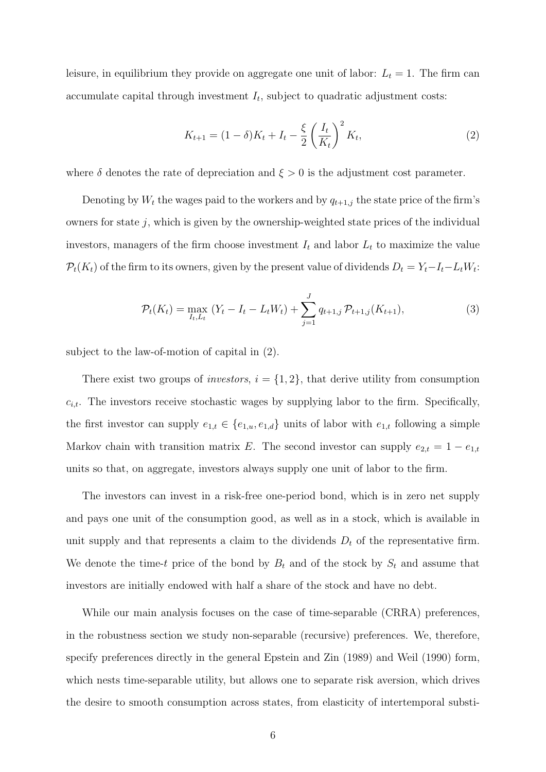leisure, in equilibrium they provide on aggregate one unit of labor: $L_t = 1$. The firm can accumulate capital through investment $I_t$, subject to quadratic adjustment costs:

$$K_{t+1} = (1-\delta)K_t + I_t - \frac{\xi}{2}\left(\frac{I_t}{K_t}\right)^2 K_t, \tag{2}$$

where $\delta$ denotes the rate of depreciation and $\xi > 0$ is the adjustment cost parameter.

Denoting by $W_t$ the wages paid to the workers and by $q_{t+1,j}$ the state price of the firm's owners for state $j$, which is given by the ownership-weighted state prices of the individual investors, managers of the firm choose investment $I_t$ and labor $L_t$ to maximize the value $\mathcal{P}_t(K_t)$ of the firm to its owners, given by the present value of dividends $D_t = Y_t - I_t - L_t W_t$:

$$\mathcal{P}_t(K_t) = \max_{I_t, L_t} \, (Y_t - I_t - L_t W_t) + \sum_{j=1}^{J} q_{t+1,j} \, \mathcal{P}_{t+1,j}(K_{t+1}), \tag{3}$$

subject to the law-of-motion of capital in (2).

There exist two groups of *investors*, $i = \{1, 2\}$, that derive utility from consumption $c_{i,t}$. The investors receive stochastic wages by supplying labor to the firm. Specifically, the first investor can supply $e_{1,t} \in \{e_{1,u}, e_{1,d}\}$ units of labor with $e_{1,t}$ following a simple Markov chain with transition matrix $E$. The second investor can supply $e_{2,t} = 1 - e_{1,t}$ units so that, on aggregate, investors always supply one unit of labor to the firm.

The investors can invest in a risk-free one-period bond, which is in zero net supply and pays one unit of the consumption good, as well as in a stock, which is available in unit supply and that represents a claim to the dividends $D_t$ of the representative firm. We denote the time-$t$ price of the bond by $B_t$ and of the stock by $S_t$ and assume that investors are initially endowed with half a share of the stock and have no debt.

While our main analysis focuses on the case of time-separable (CRRA) preferences, in the robustness section we study non-separable (recursive) preferences. We, therefore, specify preferences directly in the general Epstein and Zin (1989) and Weil (1990) form, which nests time-separable utility, but allows one to separate risk aversion, which drives the desire to smooth consumption across states, from elasticity of intertemporal substi-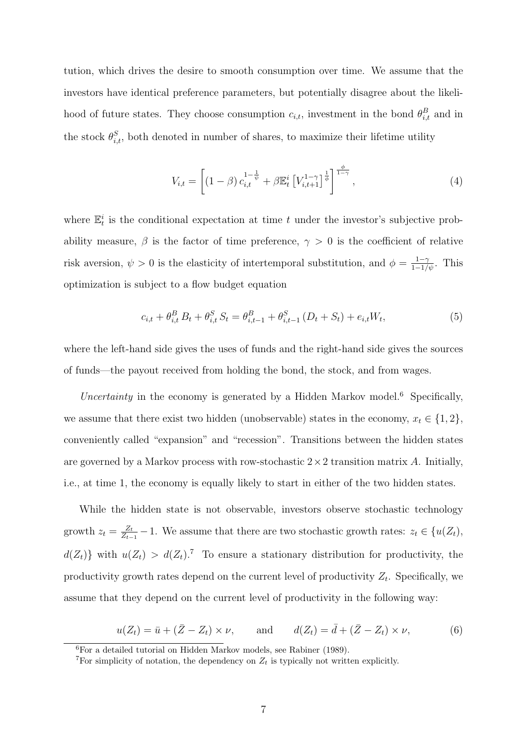tution, which drives the desire to smooth consumption over time. We assume that the investors have identical preference parameters, but potentially disagree about the likelihood of future states. They choose consumption $c_{i,t}$, investment in the bond $\theta^B_{i,t}$ and in the stock $\theta^S_{i,t}$, both denoted in number of shares, to maximize their lifetime utility

$$V_{i,t} = \left[ (1-\beta)\, c_{i,t}^{1-\frac{1}{\psi}} + \beta \mathbb{E}_t^i \left[ V_{i,t+1}^{1-\gamma} \right]^{\frac{1}{\phi}} \right]^{\frac{\phi}{1-\gamma}}, \tag{4}$$

where $\mathbb{E}_t^i$ is the conditional expectation at time $t$ under the investor's subjective probability measure, $\beta$ is the factor of time preference, $\gamma > 0$ is the coefficient of relative risk aversion, $\psi > 0$ is the elasticity of intertemporal substitution, and $\phi = \frac{1-\gamma}{1-1/\psi}$. This optimization is subject to a flow budget equation

$$c_{i,t} + \theta^B_{i,t} B_t + \theta^S_{i,t} S_t = \theta^B_{i,t-1} + \theta^S_{i,t-1} \left( D_t + S_t \right) + e_{i,t} W_t, \tag{5}$$

where the left-hand side gives the uses of funds and the right-hand side gives the sources of funds—the payout received from holding the bond, the stock, and from wages.

*Uncertainty* in the economy is generated by a Hidden Markov model.[6] Specifically, we assume that there exist two hidden (unobservable) states in the economy, $x_t \in \{1, 2\}$, conveniently called "expansion" and "recession". Transitions between the hidden states are governed by a Markov process with row-stochastic $2 \times 2$ transition matrix $A$. Initially, i.e., at time 1, the economy is equally likely to start in either of the two hidden states.

While the hidden state is not observable, investors observe stochastic technology growth $z_t = \frac{Z_t}{Z_{t-1}} - 1$. We assume that there are two stochastic growth rates: $z_t \in \{u(Z_t), d(Z_t)\}$ with $u(Z_t) > d(Z_t)$.[7] To ensure a stationary distribution for productivity, the productivity growth rates depend on the current level of productivity $Z_t$. Specifically, we assume that they depend on the current level of productivity in the following way:

$$u(Z_t) = \bar{u} + (\bar{Z} - Z_t) \times \nu, \qquad \text{and} \qquad d(Z_t) = \bar{d} + (\bar{Z} - Z_t) \times \nu, \tag{6}$$

[6] For a detailed tutorial on Hidden Markov models, see Rabiner (1989).

[7] For simplicity of notation, the dependency on $Z_t$ is typically not written explicitly.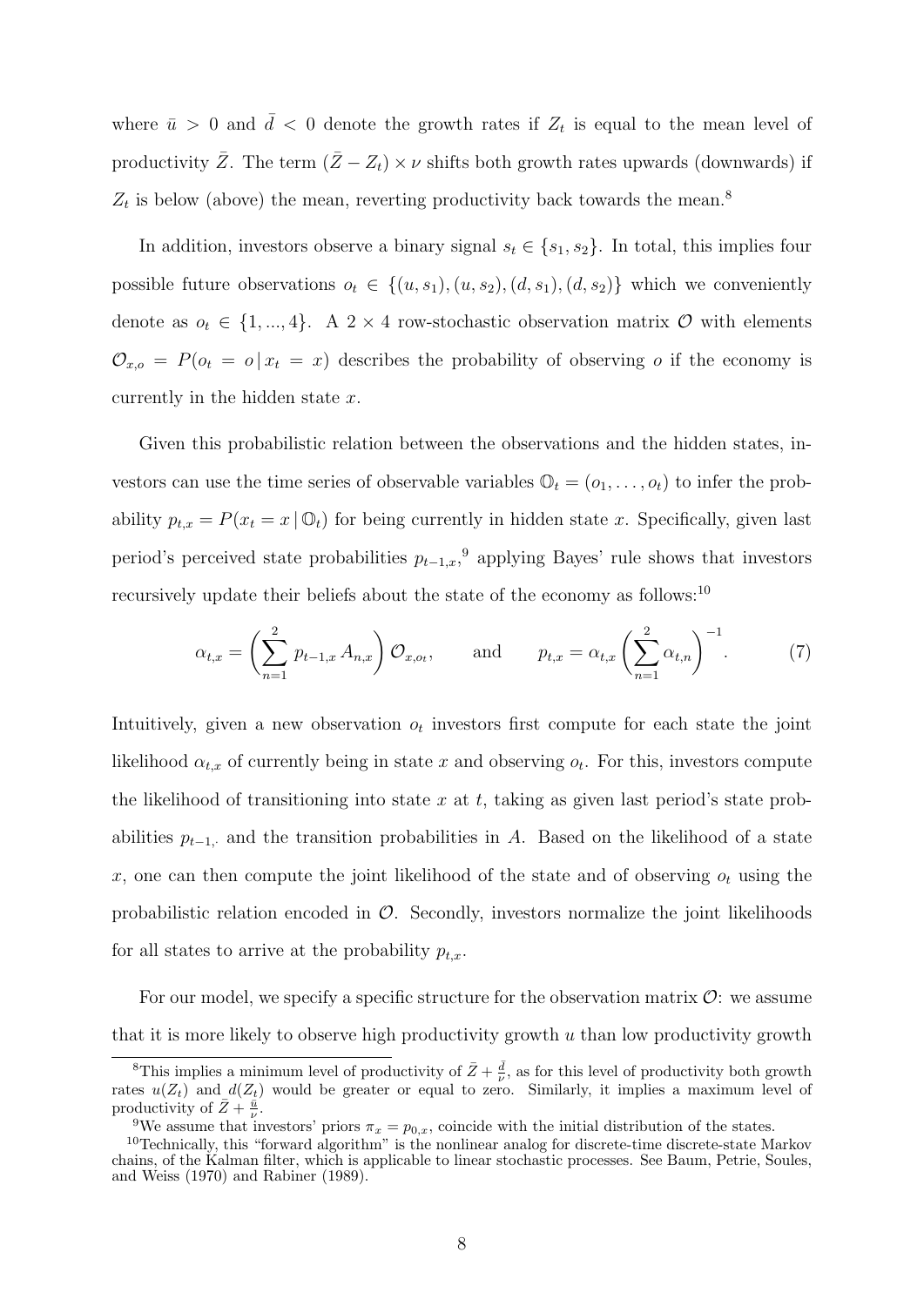where $\bar{u} > 0$ and $\bar{d} < 0$ denote the growth rates if $Z_t$ is equal to the mean level of productivity $\bar{Z}$. The term $(\bar{Z} - Z_t) \times \nu$ shifts both growth rates upwards (downwards) if $Z_t$ is below (above) the mean, reverting productivity back towards the mean.[8]

In addition, investors observe a binary signal $s_t \in \{s_1, s_2\}$. In total, this implies four possible future observations $o_t \in \{(u, s_1), (u, s_2), (d, s_1), (d, s_2)\}$ which we conveniently denote as $o_t \in \{1, ..., 4\}$. A $2 \times 4$ row-stochastic observation matrix $\mathcal{O}$ with elements $\mathcal{O}_{x,o} = P(o_t = o \,|\, x_t = x)$ describes the probability of observing $o$ if the economy is currently in the hidden state $x$.

Given this probabilistic relation between the observations and the hidden states, investors can use the time series of observable variables $\mathbb{O}_t = (o_1, \ldots, o_t)$ to infer the probability $p_{t,x} = P(x_t = x \,|\, \mathbb{O}_t)$ for being currently in hidden state $x$. Specifically, given last period's perceived state probabilities $p_{t-1,x}$,[9] applying Bayes' rule shows that investors recursively update their beliefs about the state of the economy as follows:[10]

$$\alpha_{t,x} = \left( \sum_{n=1}^{2} p_{t-1,x} \, A_{n,x} \right) \mathcal{O}_{x,o_t}, \qquad \text{and} \qquad p_{t,x} = \alpha_{t,x} \left( \sum_{n=1}^{2} \alpha_{t,n} \right)^{-1}. \tag{7}$$

Intuitively, given a new observation $o_t$ investors first compute for each state the joint likelihood $\alpha_{t,x}$ of currently being in state $x$ and observing $o_t$. For this, investors compute the likelihood of transitioning into state $x$ at $t$, taking as given last period's state probabilities $p_{t-1,\cdot}$ and the transition probabilities in $A$. Based on the likelihood of a state $x$, one can then compute the joint likelihood of the state and of observing $o_t$ using the probabilistic relation encoded in $\mathcal{O}$. Secondly, investors normalize the joint likelihoods for all states to arrive at the probability $p_{t,x}$.

For our model, we specify a specific structure for the observation matrix $\mathcal{O}$: we assume that it is more likely to observe high productivity growth $u$ than low productivity growth

---

[8] This implies a minimum level of productivity of $\bar{Z} + \frac{\bar{d}}{\nu}$, as for this level of productivity both growth rates $u(Z_t)$ and $d(Z_t)$ would be greater or equal to zero. Similarly, it implies a maximum level of productivity of $\bar{Z} + \frac{\bar{u}}{\nu}$.

[9] We assume that investors' priors $\pi_x = p_{0,x}$, coincide with the initial distribution of the states.

[10] Technically, this "forward algorithm" is the nonlinear analog for discrete-time discrete-state Markov chains, of the Kalman filter, which is applicable to linear stochastic processes. See Baum, Petrie, Soules, and Weiss (1970) and Rabiner (1989).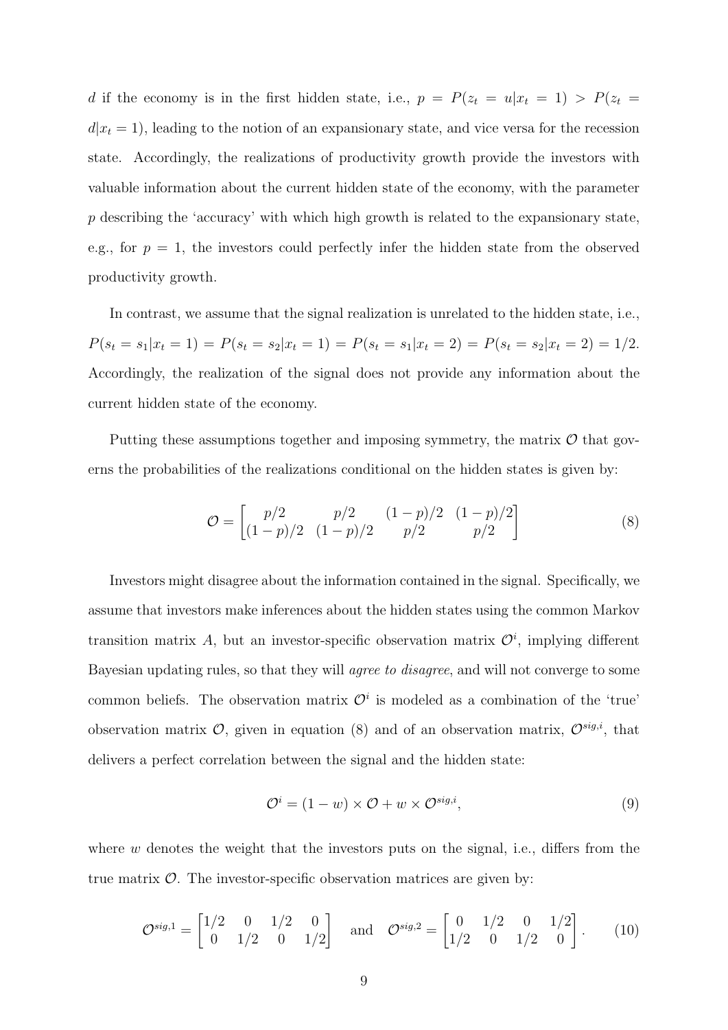$d$ if the economy is in the first hidden state, i.e., $p = P(z_t = u|x_t = 1) > P(z_t = d|x_t = 1)$, leading to the notion of an expansionary state, and vice versa for the recession state. Accordingly, the realizations of productivity growth provide the investors with valuable information about the current hidden state of the economy, with the parameter $p$ describing the 'accuracy' with which high growth is related to the expansionary state, e.g., for $p = 1$, the investors could perfectly infer the hidden state from the observed productivity growth.

In contrast, we assume that the signal realization is unrelated to the hidden state, i.e., $P(s_t = s_1|x_t = 1) = P(s_t = s_2|x_t = 1) = P(s_t = s_1|x_t = 2) = P(s_t = s_2|x_t = 2) = 1/2$. Accordingly, the realization of the signal does not provide any information about the current hidden state of the economy.

Putting these assumptions together and imposing symmetry, the matrix $\mathcal{O}$ that governs the probabilities of the realizations conditional on the hidden states is given by:

$$\mathcal{O} = \begin{bmatrix} p/2 & p/2 & (1-p)/2 & (1-p)/2 \\ (1-p)/2 & (1-p)/2 & p/2 & p/2 \end{bmatrix} \tag{8}$$

Investors might disagree about the information contained in the signal. Specifically, we assume that investors make inferences about the hidden states using the common Markov transition matrix $A$, but an investor-specific observation matrix $\mathcal{O}^i$, implying different Bayesian updating rules, so that they will *agree to disagree*, and will not converge to some common beliefs. The observation matrix $\mathcal{O}^i$ is modeled as a combination of the 'true' observation matrix $\mathcal{O}$, given in equation (8) and of an observation matrix, $\mathcal{O}^{sig,i}$, that delivers a perfect correlation between the signal and the hidden state:

$$\mathcal{O}^i = (1-w) \times \mathcal{O} + w \times \mathcal{O}^{sig,i}, \tag{9}$$

where $w$ denotes the weight that the investors puts on the signal, i.e., differs from the true matrix $\mathcal{O}$. The investor-specific observation matrices are given by:

$$\mathcal{O}^{sig,1} = \begin{bmatrix} 1/2 & 0 & 1/2 & 0 \\ 0 & 1/2 & 0 & 1/2 \end{bmatrix} \quad \text{and} \quad \mathcal{O}^{sig,2} = \begin{bmatrix} 0 & 1/2 & 0 & 1/2 \\ 1/2 & 0 & 1/2 & 0 \end{bmatrix}. \tag{10}$$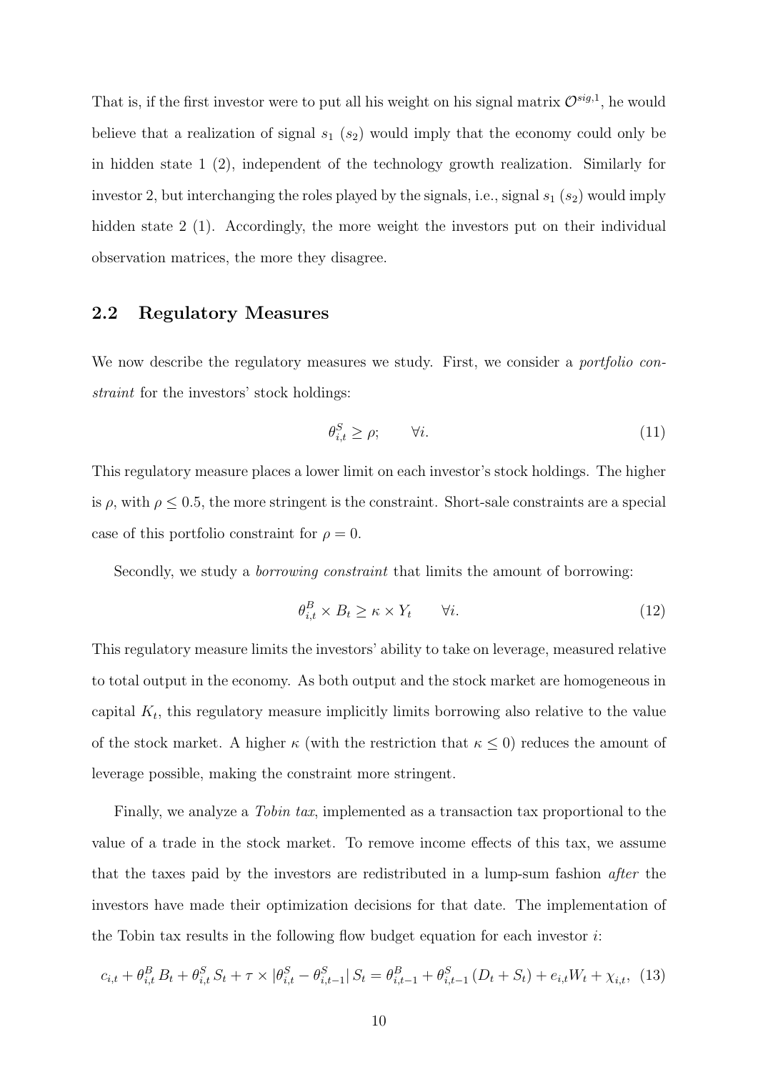That is, if the first investor were to put all his weight on his signal matrix $\mathcal{O}^{sig,1}$, he would believe that a realization of signal $s_1$ ($s_2$) would imply that the economy could only be in hidden state 1 (2), independent of the technology growth realization. Similarly for investor 2, but interchanging the roles played by the signals, i.e., signal $s_1$ ($s_2$) would imply hidden state 2 (1). Accordingly, the more weight the investors put on their individual observation matrices, the more they disagree.

## 2.2 Regulatory Measures

We now describe the regulatory measures we study. First, we consider a *portfolio constraint* for the investors' stock holdings:

$$\theta^S_{i,t} \geq \rho; \qquad \forall i. \tag{11}$$

This regulatory measure places a lower limit on each investor's stock holdings. The higher is $\rho$, with $\rho \leq 0.5$, the more stringent is the constraint. Short-sale constraints are a special case of this portfolio constraint for $\rho = 0$.

Secondly, we study a *borrowing constraint* that limits the amount of borrowing:

$$\theta^B_{i,t} \times B_t \geq \kappa \times Y_t \qquad \forall i. \tag{12}$$

This regulatory measure limits the investors' ability to take on leverage, measured relative to total output in the economy. As both output and the stock market are homogeneous in capital $K_t$, this regulatory measure implicitly limits borrowing also relative to the value of the stock market. A higher $\kappa$ (with the restriction that $\kappa \leq 0$) reduces the amount of leverage possible, making the constraint more stringent.

Finally, we analyze a *Tobin tax*, implemented as a transaction tax proportional to the value of a trade in the stock market. To remove income effects of this tax, we assume that the taxes paid by the investors are redistributed in a lump-sum fashion *after* the investors have made their optimization decisions for that date. The implementation of the Tobin tax results in the following flow budget equation for each investor $i$:

$$c_{i,t} + \theta^B_{i,t} B_t + \theta^S_{i,t} S_t + \tau \times |\theta^S_{i,t} - \theta^S_{i,t-1}| \, S_t = \theta^B_{i,t-1} + \theta^S_{i,t-1} (D_t + S_t) + e_{i,t} W_t + \chi_{i,t}, \tag{13}$$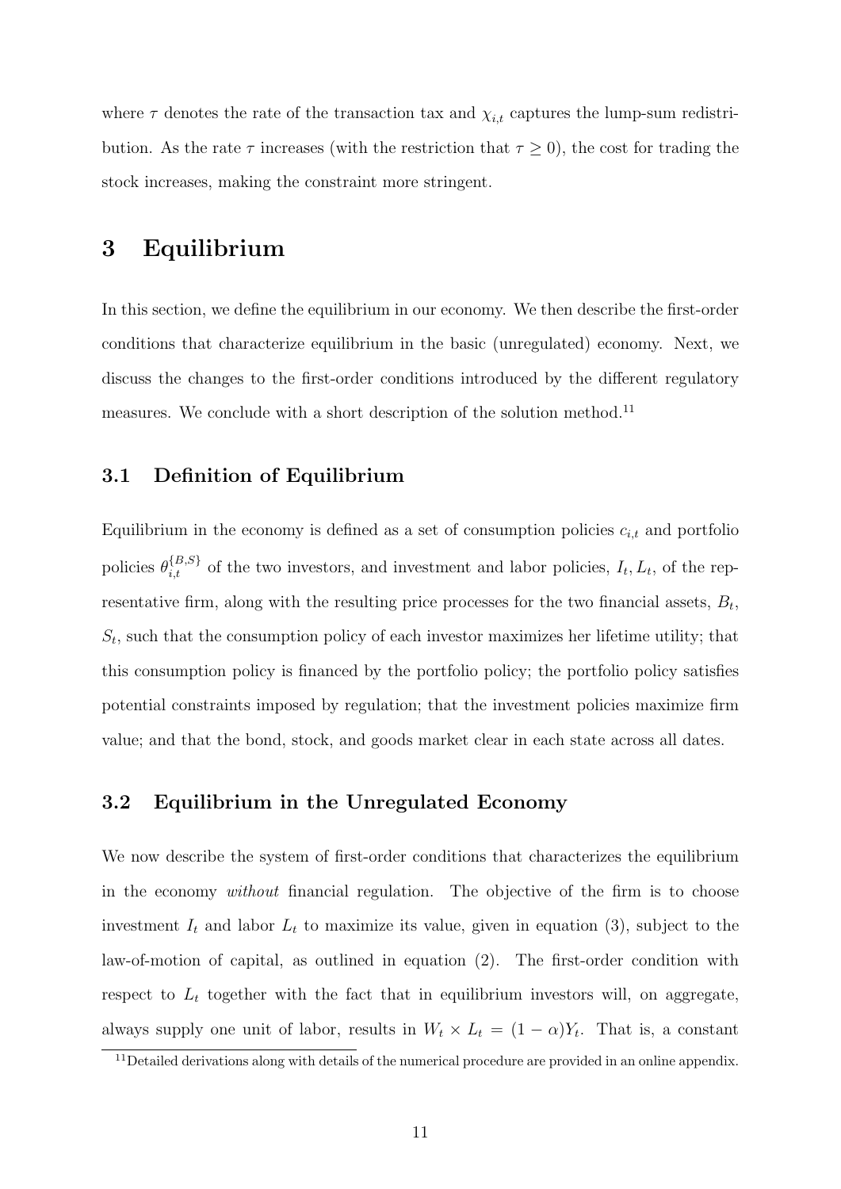where $\tau$ denotes the rate of the transaction tax and $\chi_{i,t}$ captures the lump-sum redistribution. As the rate $\tau$ increases (with the restriction that $\tau \geq 0$), the cost for trading the stock increases, making the constraint more stringent.

# 3 Equilibrium

In this section, we define the equilibrium in our economy. We then describe the first-order conditions that characterize equilibrium in the basic (unregulated) economy. Next, we discuss the changes to the first-order conditions introduced by the different regulatory measures. We conclude with a short description of the solution method.[11]

## 3.1 Definition of Equilibrium

Equilibrium in the economy is defined as a set of consumption policies $c_{i,t}$ and portfolio policies $\theta_{i,t}^{\{B,S\}}$ of the two investors, and investment and labor policies, $I_t, L_t$, of the representative firm, along with the resulting price processes for the two financial assets, $B_t$, $S_t$, such that the consumption policy of each investor maximizes her lifetime utility; that this consumption policy is financed by the portfolio policy; the portfolio policy satisfies potential constraints imposed by regulation; that the investment policies maximize firm value; and that the bond, stock, and goods market clear in each state across all dates.

## 3.2 Equilibrium in the Unregulated Economy

We now describe the system of first-order conditions that characterizes the equilibrium in the economy *without* financial regulation. The objective of the firm is to choose investment $I_t$ and labor $L_t$ to maximize its value, given in equation (3), subject to the law-of-motion of capital, as outlined in equation (2). The first-order condition with respect to $L_t$ together with the fact that in equilibrium investors will, on aggregate, always supply one unit of labor, results in $W_t \times L_t = (1 - \alpha)Y_t$. That is, a constant

[11] Detailed derivations along with details of the numerical procedure are provided in an online appendix.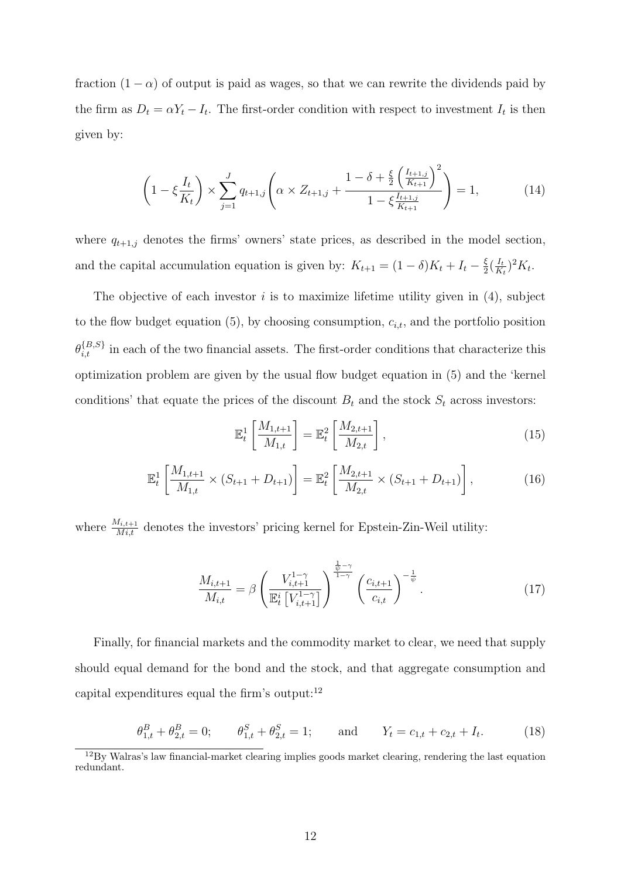fraction $(1-\alpha)$ of output is paid as wages, so that we can rewrite the dividends paid by the firm as $D_t = \alpha Y_t - I_t$. The first-order condition with respect to investment $I_t$ is then given by:

$$\left(1 - \xi \frac{I_t}{K_t}\right) \times \sum_{j=1}^{J} q_{t+1,j} \left( \alpha \times Z_{t+1,j} + \frac{1 - \delta + \frac{\xi}{2}\left(\frac{I_{t+1,j}}{K_{t+1}}\right)^2}{1 - \xi \frac{I_{t+1,j}}{K_{t+1}}} \right) = 1, \tag{14}$$

where $q_{t+1,j}$ denotes the firms' owners' state prices, as described in the model section, and the capital accumulation equation is given by: $K_{t+1} = (1-\delta)K_t + I_t - \frac{\xi}{2}(\frac{I_t}{K_t})^2 K_t$.

The objective of each investor $i$ is to maximize lifetime utility given in (4), subject to the flow budget equation (5), by choosing consumption, $c_{i,t}$, and the portfolio position $\theta_{i,t}^{\{B,S\}}$ in each of the two financial assets. The first-order conditions that characterize this optimization problem are given by the usual flow budget equation in (5) and the 'kernel conditions' that equate the prices of the discount $B_t$ and the stock $S_t$ across investors:

$$\mathbb{E}_t^1 \left[ \frac{M_{1,t+1}}{M_{1,t}} \right] = \mathbb{E}_t^2 \left[ \frac{M_{2,t+1}}{M_{2,t}} \right], \tag{15}$$

$$\mathbb{E}_t^1 \left[ \frac{M_{1,t+1}}{M_{1,t}} \times (S_{t+1} + D_{t+1}) \right] = \mathbb{E}_t^2 \left[ \frac{M_{2,t+1}}{M_{2,t}} \times (S_{t+1} + D_{t+1}) \right], \tag{16}$$

where $\frac{M_{i,t+1}}{Mi,t}$ denotes the investors' pricing kernel for Epstein-Zin-Weil utility:

$$\frac{M_{i,t+1}}{M_{i,t}} = \beta \left( \frac{V_{i,t+1}^{1-\gamma}}{\mathbb{E}_t^i \left[ V_{i,t+1}^{1-\gamma} \right]} \right)^{\frac{\frac{1}{\psi} - \gamma}{1-\gamma}} \left( \frac{c_{i,t+1}}{c_{i,t}} \right)^{-\frac{1}{\psi}}. \tag{17}$$

Finally, for financial markets and the commodity market to clear, we need that supply should equal demand for the bond and the stock, and that aggregate consumption and capital expenditures equal the firm's output:[12]

$$\theta_{1,t}^B + \theta_{2,t}^B = 0; \qquad \theta_{1,t}^S + \theta_{2,t}^S = 1; \qquad \text{and} \qquad Y_t = c_{1,t} + c_{2,t} + I_t. \tag{18}$$

[12] By Walras's law financial-market clearing implies goods market clearing, rendering the last equation redundant.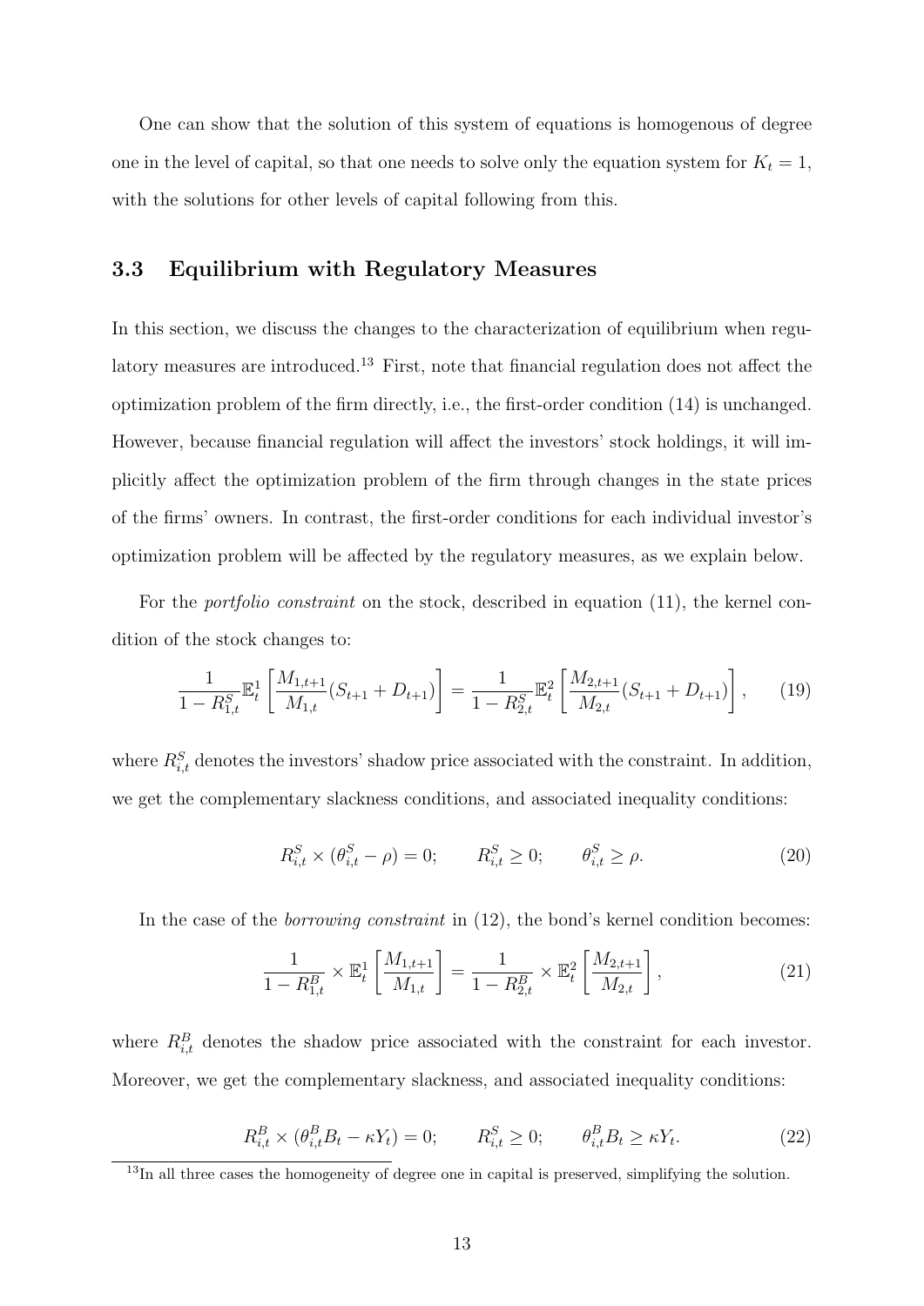One can show that the solution of this system of equations is homogenous of degree one in the level of capital, so that one needs to solve only the equation system for $K_t = 1$, with the solutions for other levels of capital following from this.

## 3.3 Equilibrium with Regulatory Measures

In this section, we discuss the changes to the characterization of equilibrium when regulatory measures are introduced.[13] First, note that financial regulation does not affect the optimization problem of the firm directly, i.e., the first-order condition (14) is unchanged. However, because financial regulation will affect the investors' stock holdings, it will implicitly affect the optimization problem of the firm through changes in the state prices of the firms' owners. In contrast, the first-order conditions for each individual investor's optimization problem will be affected by the regulatory measures, as we explain below.

For the *portfolio constraint* on the stock, described in equation (11), the kernel condition of the stock changes to:

$$\frac{1}{1-R_{1,t}^S}\mathbb{E}_t^1\left[\frac{M_{1,t+1}}{M_{1,t}}(S_{t+1}+D_{t+1})\right] = \frac{1}{1-R_{2,t}^S}\mathbb{E}_t^2\left[\frac{M_{2,t+1}}{M_{2,t}}(S_{t+1}+D_{t+1})\right], \tag{19}$$

where $R_{i,t}^S$ denotes the investors' shadow price associated with the constraint. In addition, we get the complementary slackness conditions, and associated inequality conditions:

$$R_{i,t}^S \times (\theta_{i,t}^S - \rho) = 0; \qquad R_{i,t}^S \geq 0; \qquad \theta_{i,t}^S \geq \rho. \tag{20}$$

In the case of the *borrowing constraint* in (12), the bond's kernel condition becomes:

$$\frac{1}{1-R_{1,t}^B} \times \mathbb{E}_t^1\left[\frac{M_{1,t+1}}{M_{1,t}}\right] = \frac{1}{1-R_{2,t}^B} \times \mathbb{E}_t^2\left[\frac{M_{2,t+1}}{M_{2,t}}\right], \tag{21}$$

where $R_{i,t}^B$ denotes the shadow price associated with the constraint for each investor. Moreover, we get the complementary slackness, and associated inequality conditions:

$$R_{i,t}^B \times (\theta_{i,t}^B B_t - \kappa Y_t) = 0; \qquad R_{i,t}^S \geq 0; \qquad \theta_{i,t}^B B_t \geq \kappa Y_t. \tag{22}$$

[13] In all three cases the homogeneity of degree one in capital is preserved, simplifying the solution.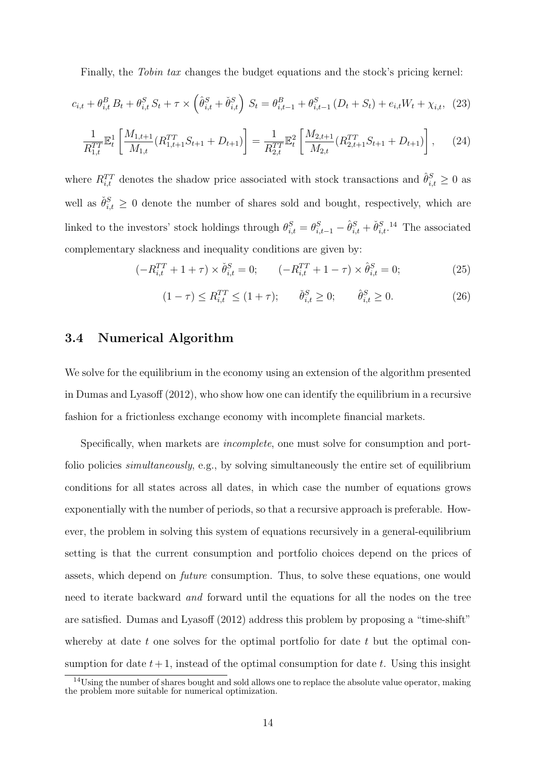Finally, the *Tobin tax* changes the budget equations and the stock's pricing kernel:

$$c_{i,t} + \theta^B_{i,t} B_t + \theta^S_{i,t} S_t + \tau \times \left( \hat{\theta}^S_{i,t} + \check{\theta}^S_{i,t} \right) S_t = \theta^B_{i,t-1} + \theta^S_{i,t-1} (D_t + S_t) + e_{i,t} W_t + \chi_{i,t}, \quad (23)$$

$$\frac{1}{R^{TT}_{1,t}} \mathbb{E}^1_t \left[ \frac{M_{1,t+1}}{M_{1,t}} (R^{TT}_{1,t+1} S_{t+1} + D_{t+1}) \right] = \frac{1}{R^{TT}_{2,t}} \mathbb{E}^2_t \left[ \frac{M_{2,t+1}}{M_{2,t}} (R^{TT}_{2,t+1} S_{t+1} + D_{t+1}) \right], \quad (24)$$

where $R^{TT}_{i,t}$ denotes the shadow price associated with stock transactions and $\hat{\theta}^S_{i,t} \geq 0$ as well as $\check{\theta}^S_{i,t} \geq 0$ denote the number of shares sold and bought, respectively, which are linked to the investors' stock holdings through $\theta^S_{i,t} = \theta^S_{i,t-1} - \hat{\theta}^S_{i,t} + \check{\theta}^S_{i,t}$.[14] The associated complementary slackness and inequality conditions are given by:

$$(-R^{TT}_{i,t} + 1 + \tau) \times \check{\theta}^S_{i,t} = 0; \qquad (-R^{TT}_{i,t} + 1 - \tau) \times \hat{\theta}^S_{i,t} = 0; \quad (25)$$

$$(1 - \tau) \leq R^{TT}_{i,t} \leq (1 + \tau); \qquad \check{\theta}^S_{i,t} \geq 0; \qquad \hat{\theta}^S_{i,t} \geq 0. \quad (26)$$

## 3.4 Numerical Algorithm

We solve for the equilibrium in the economy using an extension of the algorithm presented in Dumas and Lyasoff (2012), who show how one can identify the equilibrium in a recursive fashion for a frictionless exchange economy with incomplete financial markets.

Specifically, when markets are *incomplete*, one must solve for consumption and portfolio policies *simultaneously*, e.g., by solving simultaneously the entire set of equilibrium conditions for all states across all dates, in which case the number of equations grows exponentially with the number of periods, so that a recursive approach is preferable. However, the problem in solving this system of equations recursively in a general-equilibrium setting is that the current consumption and portfolio choices depend on the prices of assets, which depend on *future* consumption. Thus, to solve these equations, one would need to iterate backward *and* forward until the equations for all the nodes on the tree are satisfied. Dumas and Lyasoff (2012) address this problem by proposing a "time-shift" whereby at date $t$ one solves for the optimal portfolio for date $t$ but the optimal consumption for date $t+1$, instead of the optimal consumption for date $t$. Using this insight

[14] Using the number of shares bought and sold allows one to replace the absolute value operator, making the problem more suitable for numerical optimization.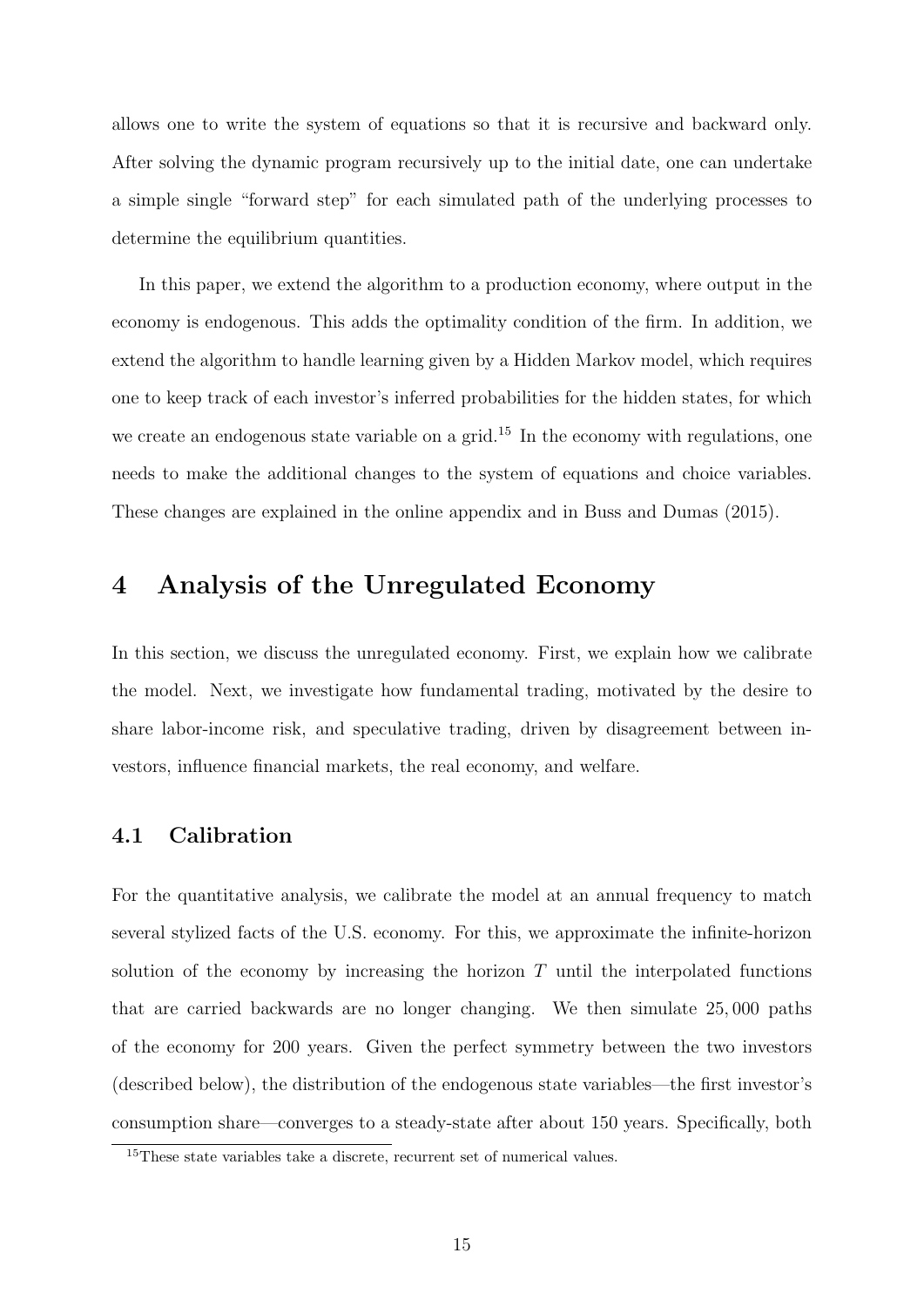allows one to write the system of equations so that it is recursive and backward only. After solving the dynamic program recursively up to the initial date, one can undertake a simple single "forward step" for each simulated path of the underlying processes to determine the equilibrium quantities.

In this paper, we extend the algorithm to a production economy, where output in the economy is endogenous. This adds the optimality condition of the firm. In addition, we extend the algorithm to handle learning given by a Hidden Markov model, which requires one to keep track of each investor's inferred probabilities for the hidden states, for which we create an endogenous state variable on a grid.[15] In the economy with regulations, one needs to make the additional changes to the system of equations and choice variables. These changes are explained in the online appendix and in Buss and Dumas (2015).

# 4 Analysis of the Unregulated Economy

In this section, we discuss the unregulated economy. First, we explain how we calibrate the model. Next, we investigate how fundamental trading, motivated by the desire to share labor-income risk, and speculative trading, driven by disagreement between investors, influence financial markets, the real economy, and welfare.

## 4.1 Calibration

For the quantitative analysis, we calibrate the model at an annual frequency to match several stylized facts of the U.S. economy. For this, we approximate the infinite-horizon solution of the economy by increasing the horizon $T$ until the interpolated functions that are carried backwards are no longer changing. We then simulate 25,000 paths of the economy for 200 years. Given the perfect symmetry between the two investors (described below), the distribution of the endogenous state variables—the first investor's consumption share—converges to a steady-state after about 150 years. Specifically, both

[15] These state variables take a discrete, recurrent set of numerical values.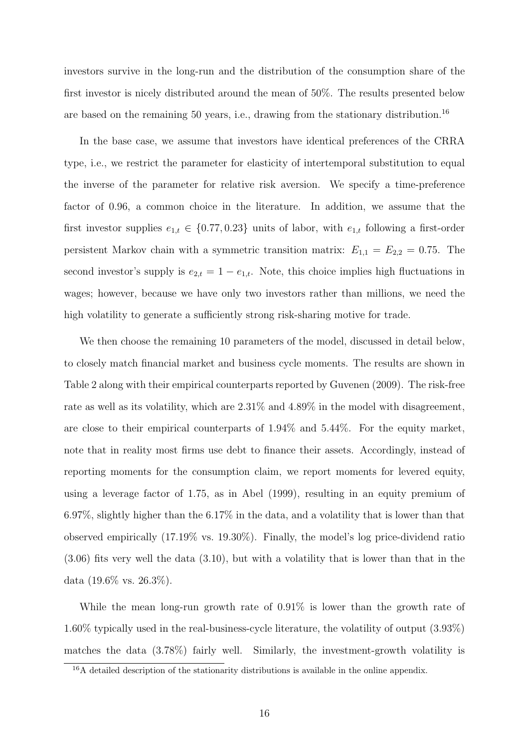investors survive in the long-run and the distribution of the consumption share of the first investor is nicely distributed around the mean of 50%. The results presented below are based on the remaining 50 years, i.e., drawing from the stationary distribution.[16]

In the base case, we assume that investors have identical preferences of the CRRA type, i.e., we restrict the parameter for elasticity of intertemporal substitution to equal the inverse of the parameter for relative risk aversion. We specify a time-preference factor of 0.96, a common choice in the literature. In addition, we assume that the first investor supplies $e_{1,t} \in \{0.77, 0.23\}$ units of labor, with $e_{1,t}$ following a first-order persistent Markov chain with a symmetric transition matrix: $E_{1,1} = E_{2,2} = 0.75$. The second investor's supply is $e_{2,t} = 1 - e_{1,t}$. Note, this choice implies high fluctuations in wages; however, because we have only two investors rather than millions, we need the high volatility to generate a sufficiently strong risk-sharing motive for trade.

We then choose the remaining 10 parameters of the model, discussed in detail below, to closely match financial market and business cycle moments. The results are shown in Table 2 along with their empirical counterparts reported by Guvenen (2009). The risk-free rate as well as its volatility, which are 2.31% and 4.89% in the model with disagreement, are close to their empirical counterparts of 1.94% and 5.44%. For the equity market, note that in reality most firms use debt to finance their assets. Accordingly, instead of reporting moments for the consumption claim, we report moments for levered equity, using a leverage factor of 1.75, as in Abel (1999), resulting in an equity premium of 6.97%, slightly higher than the 6.17% in the data, and a volatility that is lower than that observed empirically (17.19% vs. 19.30%). Finally, the model's log price-dividend ratio (3.06) fits very well the data (3.10), but with a volatility that is lower than that in the data (19.6% vs. 26.3%).

While the mean long-run growth rate of 0.91% is lower than the growth rate of 1.60% typically used in the real-business-cycle literature, the volatility of output (3.93%) matches the data (3.78%) fairly well. Similarly, the investment-growth volatility is

[16] A detailed description of the stationarity distributions is available in the online appendix.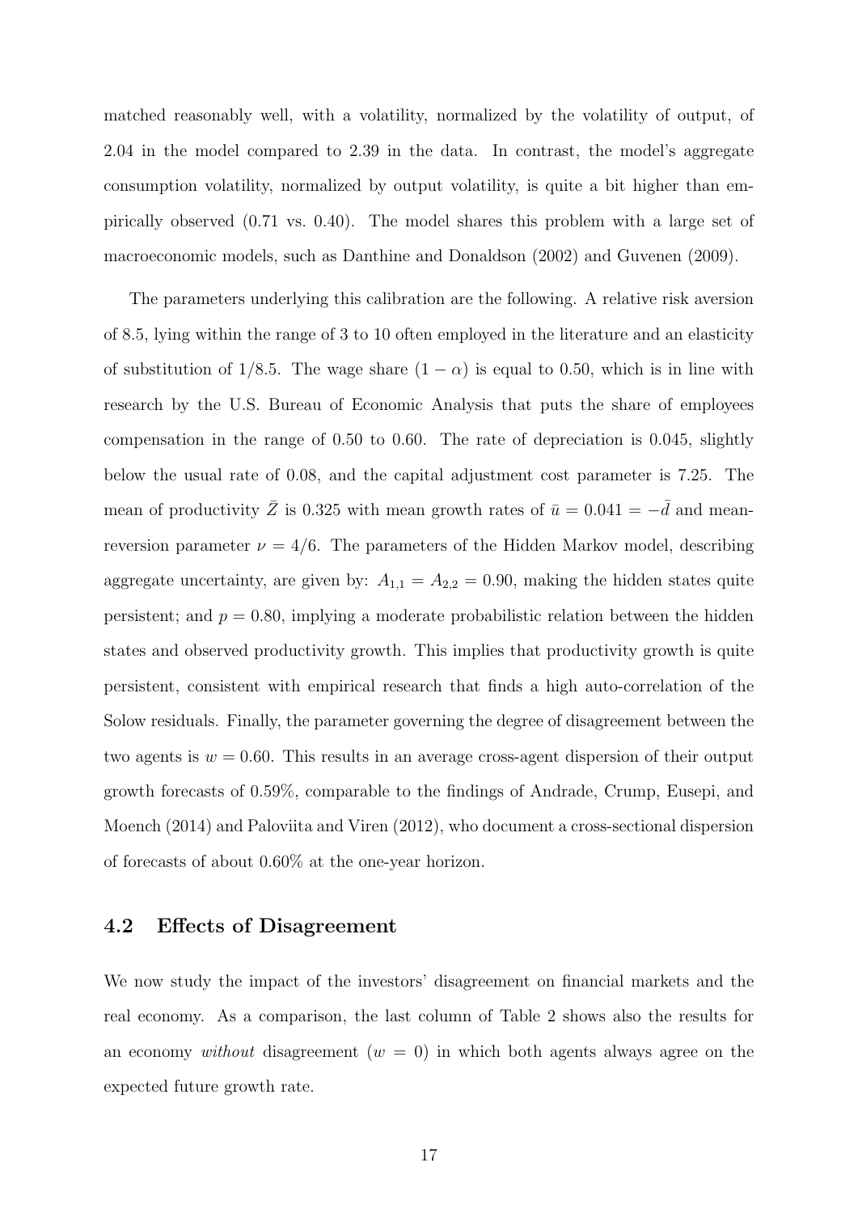matched reasonably well, with a volatility, normalized by the volatility of output, of 2.04 in the model compared to 2.39 in the data. In contrast, the model's aggregate consumption volatility, normalized by output volatility, is quite a bit higher than empirically observed (0.71 vs. 0.40). The model shares this problem with a large set of macroeconomic models, such as Danthine and Donaldson (2002) and Guvenen (2009).

The parameters underlying this calibration are the following. A relative risk aversion of 8.5, lying within the range of 3 to 10 often employed in the literature and an elasticity of substitution of 1/8.5. The wage share $(1 - \alpha)$ is equal to 0.50, which is in line with research by the U.S. Bureau of Economic Analysis that puts the share of employees compensation in the range of 0.50 to 0.60. The rate of depreciation is 0.045, slightly below the usual rate of 0.08, and the capital adjustment cost parameter is 7.25. The mean of productivity $\bar{Z}$ is 0.325 with mean growth rates of $\bar{u} = 0.041 = -\bar{d}$ and mean-reversion parameter $\nu = 4/6$. The parameters of the Hidden Markov model, describing aggregate uncertainty, are given by: $A_{1,1} = A_{2,2} = 0.90$, making the hidden states quite persistent; and $p = 0.80$, implying a moderate probabilistic relation between the hidden states and observed productivity growth. This implies that productivity growth is quite persistent, consistent with empirical research that finds a high auto-correlation of the Solow residuals. Finally, the parameter governing the degree of disagreement between the two agents is $w = 0.60$. This results in an average cross-agent dispersion of their output growth forecasts of 0.59%, comparable to the findings of Andrade, Crump, Eusepi, and Moench (2014) and Paloviita and Viren (2012), who document a cross-sectional dispersion of forecasts of about 0.60% at the one-year horizon.

## 4.2 Effects of Disagreement

We now study the impact of the investors' disagreement on financial markets and the real economy. As a comparison, the last column of Table 2 shows also the results for an economy *without* disagreement ($w = 0$) in which both agents always agree on the expected future growth rate.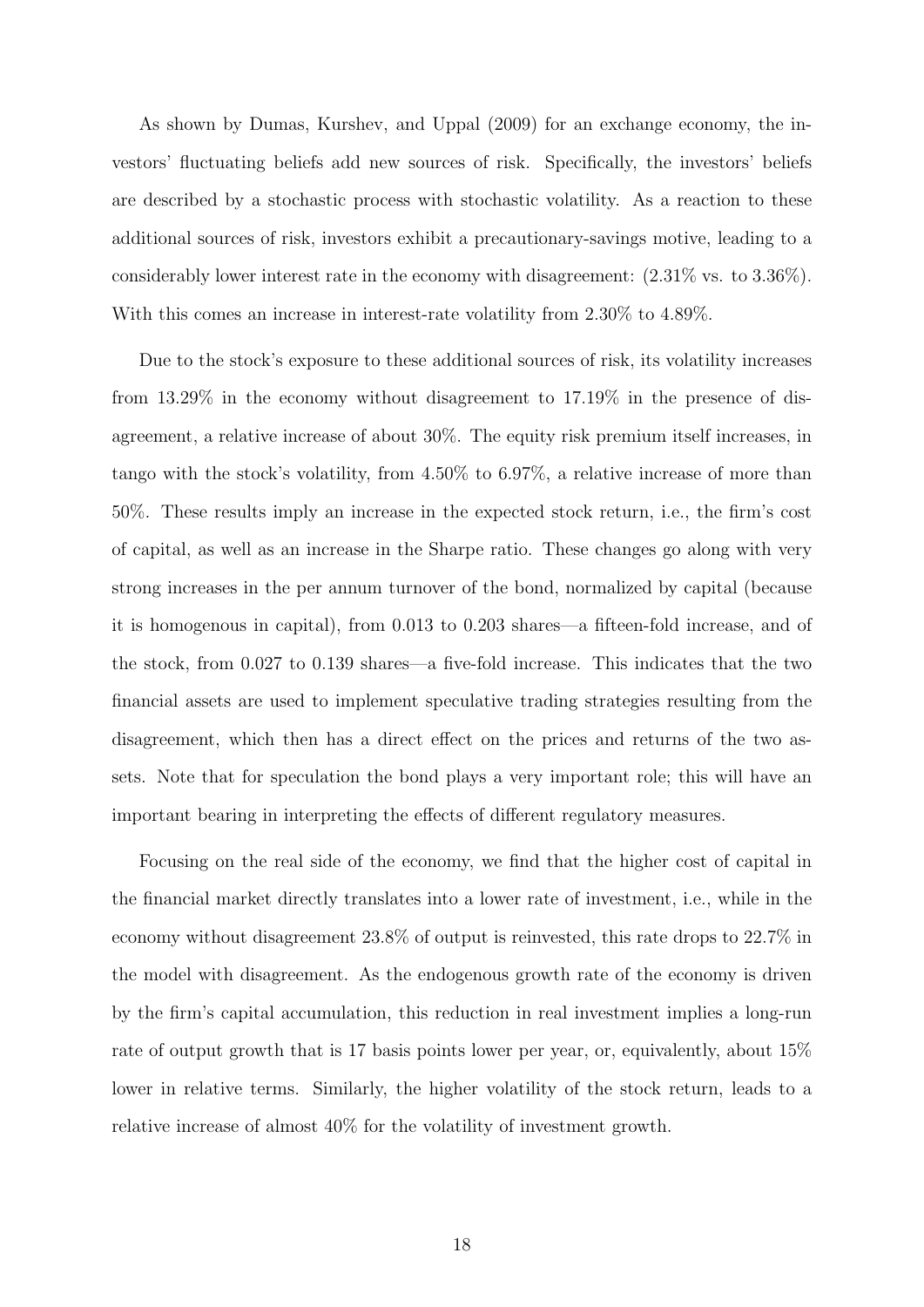As shown by Dumas, Kurshev, and Uppal (2009) for an exchange economy, the investors' fluctuating beliefs add new sources of risk. Specifically, the investors' beliefs are described by a stochastic process with stochastic volatility. As a reaction to these additional sources of risk, investors exhibit a precautionary-savings motive, leading to a considerably lower interest rate in the economy with disagreement: (2.31% vs. to 3.36%). With this comes an increase in interest-rate volatility from 2.30% to 4.89%.

Due to the stock's exposure to these additional sources of risk, its volatility increases from 13.29% in the economy without disagreement to 17.19% in the presence of disagreement, a relative increase of about 30%. The equity risk premium itself increases, in tango with the stock's volatility, from 4.50% to 6.97%, a relative increase of more than 50%. These results imply an increase in the expected stock return, i.e., the firm's cost of capital, as well as an increase in the Sharpe ratio. These changes go along with very strong increases in the per annum turnover of the bond, normalized by capital (because it is homogenous in capital), from 0.013 to 0.203 shares—a fifteen-fold increase, and of the stock, from 0.027 to 0.139 shares—a five-fold increase. This indicates that the two financial assets are used to implement speculative trading strategies resulting from the disagreement, which then has a direct effect on the prices and returns of the two assets. Note that for speculation the bond plays a very important role; this will have an important bearing in interpreting the effects of different regulatory measures.

Focusing on the real side of the economy, we find that the higher cost of capital in the financial market directly translates into a lower rate of investment, i.e., while in the economy without disagreement 23.8% of output is reinvested, this rate drops to 22.7% in the model with disagreement. As the endogenous growth rate of the economy is driven by the firm's capital accumulation, this reduction in real investment implies a long-run rate of output growth that is 17 basis points lower per year, or, equivalently, about 15% lower in relative terms. Similarly, the higher volatility of the stock return, leads to a relative increase of almost 40% for the volatility of investment growth.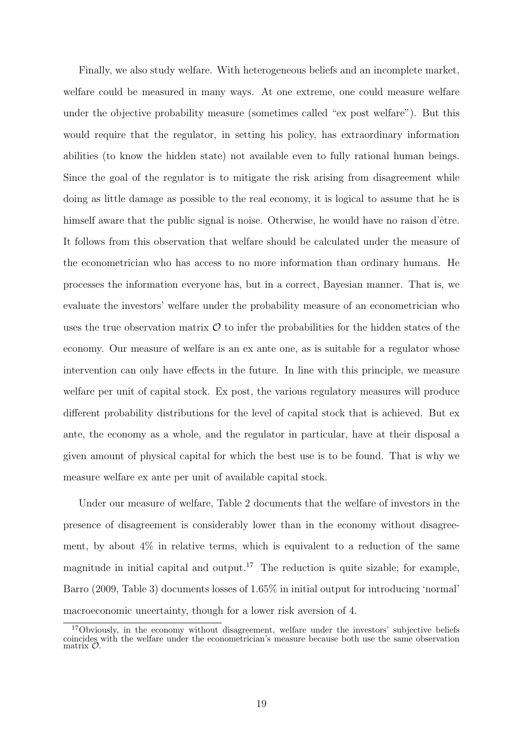Finally, we also study welfare. With heterogeneous beliefs and an incomplete market, welfare could be measured in many ways. At one extreme, one could measure welfare under the objective probability measure (sometimes called "ex post welfare"). But this would require that the regulator, in setting his policy, has extraordinary information abilities (to know the hidden state) not available even to fully rational human beings. Since the goal of the regulator is to mitigate the risk arising from disagreement while doing as little damage as possible to the real economy, it is logical to assume that he is himself aware that the public signal is noise. Otherwise, he would have no raison d'être. It follows from this observation that welfare should be calculated under the measure of the econometrician who has access to no more information than ordinary humans. He processes the information everyone has, but in a correct, Bayesian manner. That is, we evaluate the investors' welfare under the probability measure of an econometrician who uses the true observation matrix $\mathcal{O}$ to infer the probabilities for the hidden states of the economy. Our measure of welfare is an ex ante one, as is suitable for a regulator whose intervention can only have effects in the future. In line with this principle, we measure welfare per unit of capital stock. Ex post, the various regulatory measures will produce different probability distributions for the level of capital stock that is achieved. But ex ante, the economy as a whole, and the regulator in particular, have at their disposal a given amount of physical capital for which the best use is to be found. That is why we measure welfare ex ante per unit of available capital stock.

Under our measure of welfare, Table 2 documents that the welfare of investors in the presence of disagreement is considerably lower than in the economy without disagreement, by about 4% in relative terms, which is equivalent to a reduction of the same magnitude in initial capital and output.[17] The reduction is quite sizable; for example, Barro (2009, Table 3) documents losses of 1.65% in initial output for introducing 'normal' macroeconomic uncertainty, though for a lower risk aversion of 4.

[17]Obviously, in the economy without disagreement, welfare under the investors' subjective beliefs coincides with the welfare under the econometrician's measure because both use the same observation matrix $\mathcal{O}$.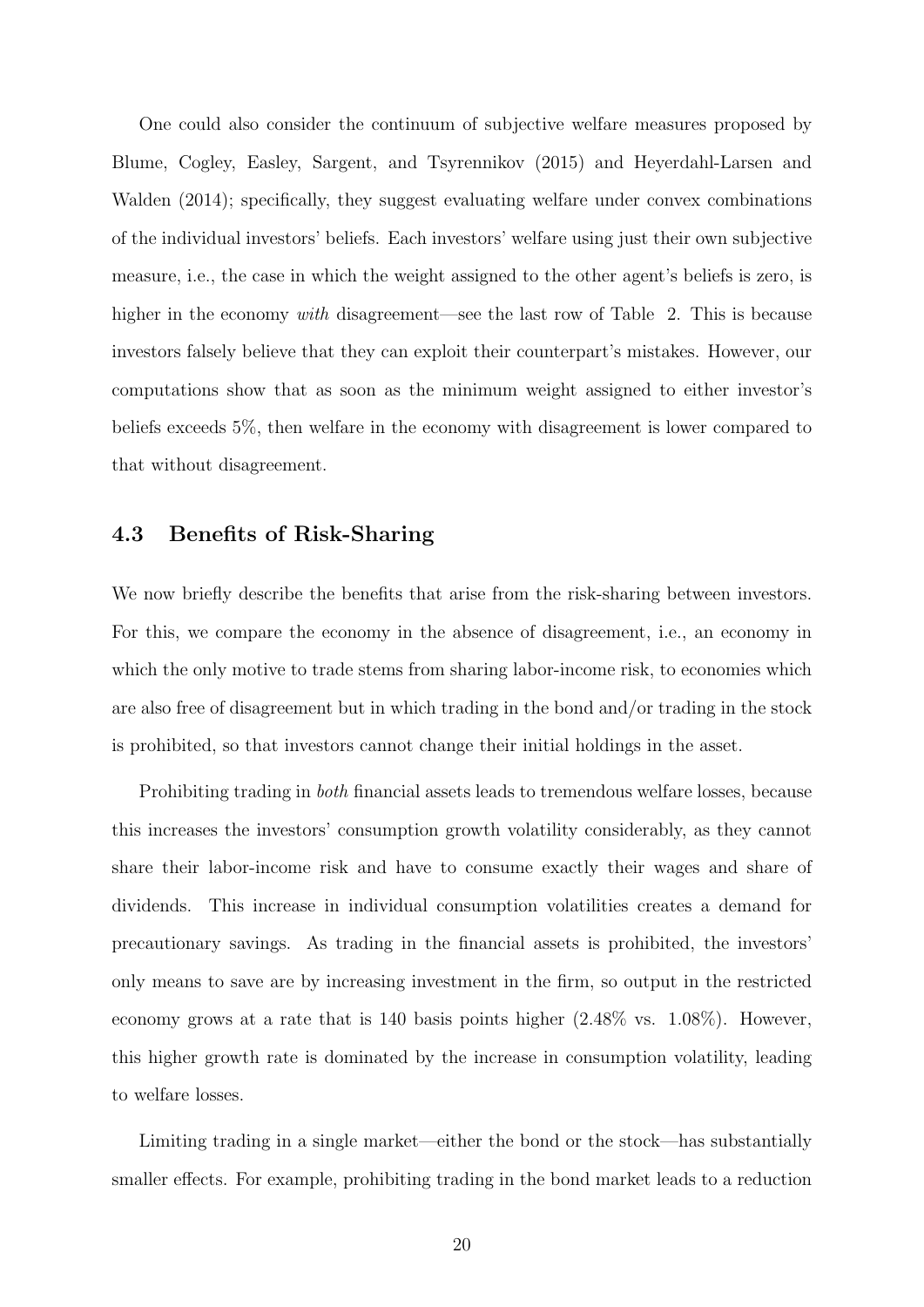One could also consider the continuum of subjective welfare measures proposed by Blume, Cogley, Easley, Sargent, and Tsyrennikov (2015) and Heyerdahl-Larsen and Walden (2014); specifically, they suggest evaluating welfare under convex combinations of the individual investors' beliefs. Each investors' welfare using just their own subjective measure, i.e., the case in which the weight assigned to the other agent's beliefs is zero, is higher in the economy *with* disagreement—see the last row of Table 2. This is because investors falsely believe that they can exploit their counterpart's mistakes. However, our computations show that as soon as the minimum weight assigned to either investor's beliefs exceeds 5%, then welfare in the economy with disagreement is lower compared to that without disagreement.

## 4.3 Benefits of Risk-Sharing

We now briefly describe the benefits that arise from the risk-sharing between investors. For this, we compare the economy in the absence of disagreement, i.e., an economy in which the only motive to trade stems from sharing labor-income risk, to economies which are also free of disagreement but in which trading in the bond and/or trading in the stock is prohibited, so that investors cannot change their initial holdings in the asset.

Prohibiting trading in *both* financial assets leads to tremendous welfare losses, because this increases the investors' consumption growth volatility considerably, as they cannot share their labor-income risk and have to consume exactly their wages and share of dividends. This increase in individual consumption volatilities creates a demand for precautionary savings. As trading in the financial assets is prohibited, the investors' only means to save are by increasing investment in the firm, so output in the restricted economy grows at a rate that is 140 basis points higher (2.48% vs. 1.08%). However, this higher growth rate is dominated by the increase in consumption volatility, leading to welfare losses.

Limiting trading in a single market—either the bond or the stock—has substantially smaller effects. For example, prohibiting trading in the bond market leads to a reduction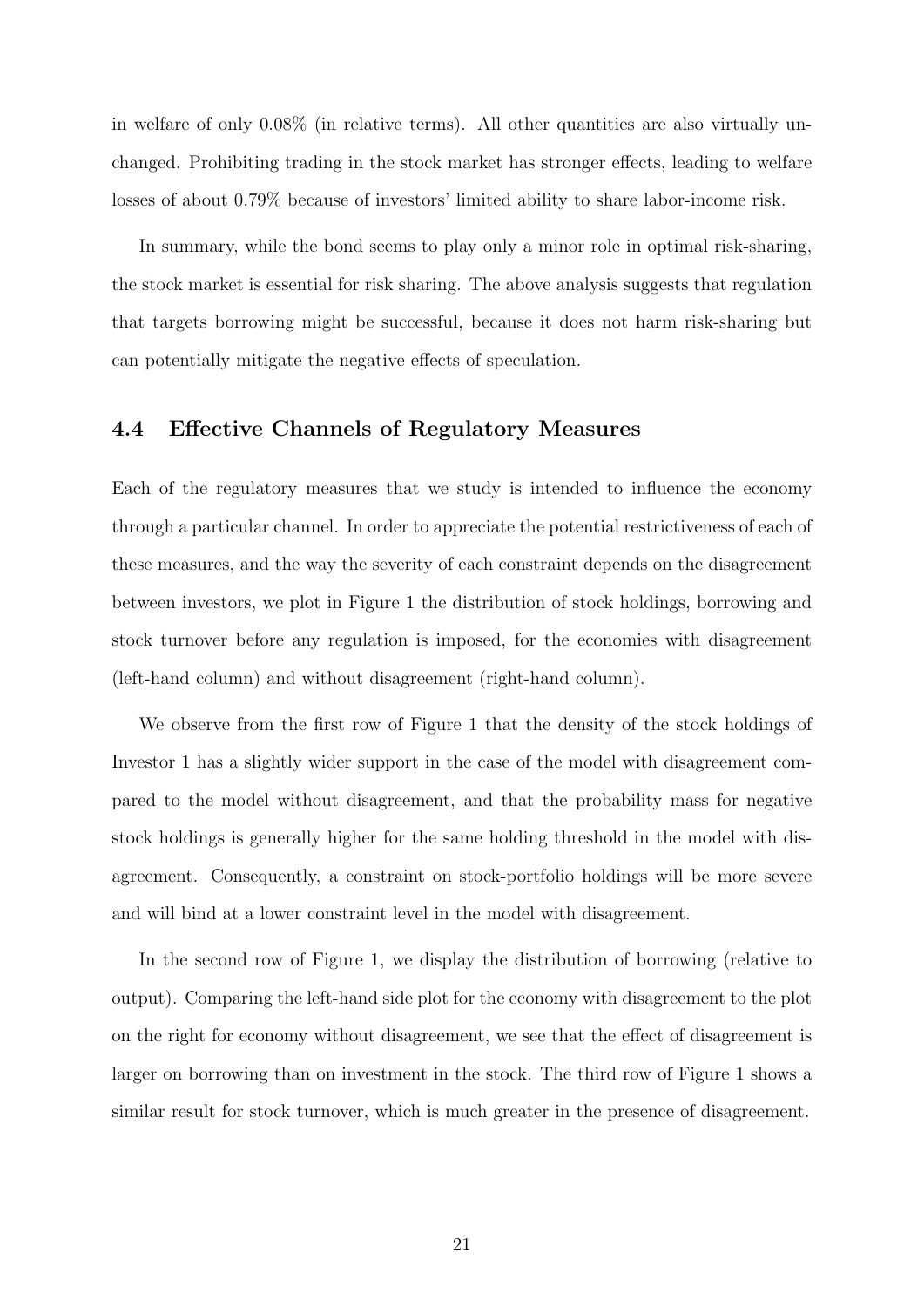in welfare of only 0.08% (in relative terms). All other quantities are also virtually unchanged. Prohibiting trading in the stock market has stronger effects, leading to welfare losses of about 0.79% because of investors' limited ability to share labor-income risk.

In summary, while the bond seems to play only a minor role in optimal risk-sharing, the stock market is essential for risk sharing. The above analysis suggests that regulation that targets borrowing might be successful, because it does not harm risk-sharing but can potentially mitigate the negative effects of speculation.

### 4.4 Effective Channels of Regulatory Measures

Each of the regulatory measures that we study is intended to influence the economy through a particular channel. In order to appreciate the potential restrictiveness of each of these measures, and the way the severity of each constraint depends on the disagreement between investors, we plot in Figure 1 the distribution of stock holdings, borrowing and stock turnover before any regulation is imposed, for the economies with disagreement (left-hand column) and without disagreement (right-hand column).

We observe from the first row of Figure 1 that the density of the stock holdings of Investor 1 has a slightly wider support in the case of the model with disagreement compared to the model without disagreement, and that the probability mass for negative stock holdings is generally higher for the same holding threshold in the model with disagreement. Consequently, a constraint on stock-portfolio holdings will be more severe and will bind at a lower constraint level in the model with disagreement.

In the second row of Figure 1, we display the distribution of borrowing (relative to output). Comparing the left-hand side plot for the economy with disagreement to the plot on the right for economy without disagreement, we see that the effect of disagreement is larger on borrowing than on investment in the stock. The third row of Figure 1 shows a similar result for stock turnover, which is much greater in the presence of disagreement.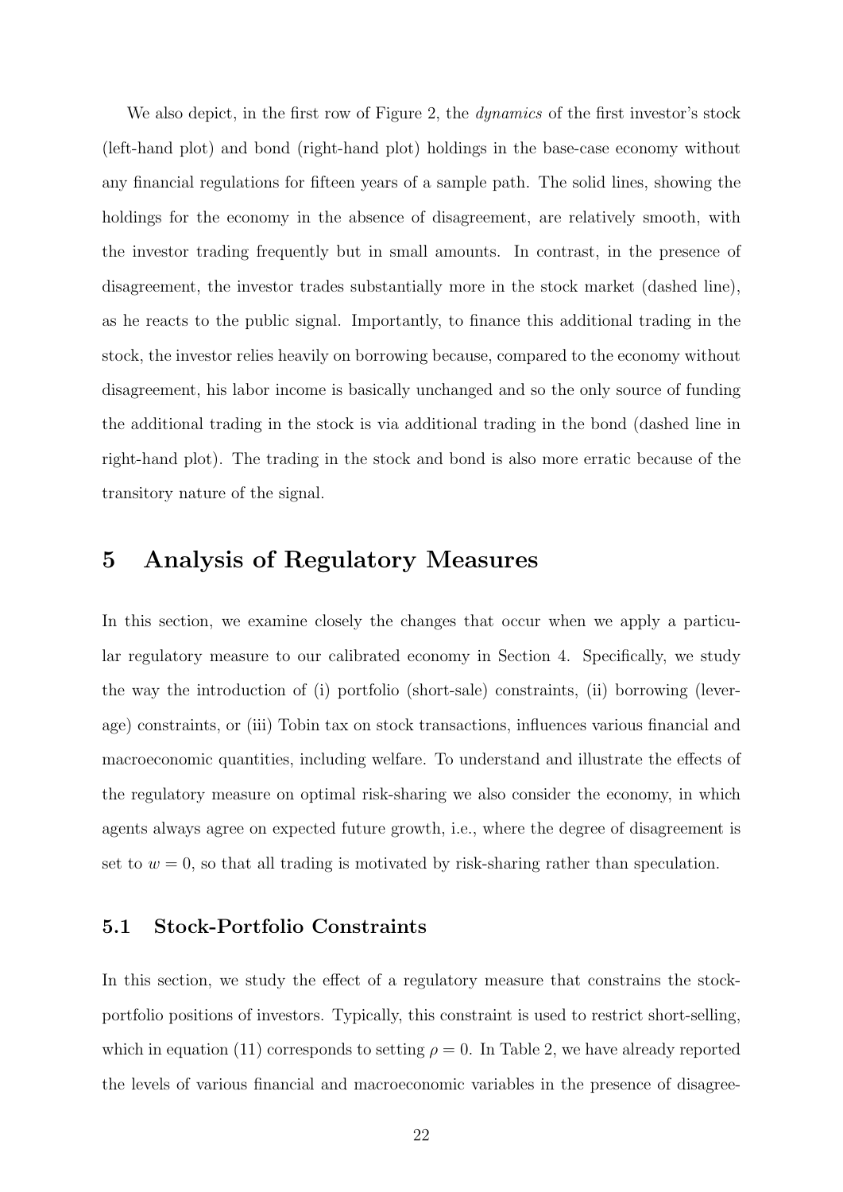We also depict, in the first row of Figure 2, the *dynamics* of the first investor's stock (left-hand plot) and bond (right-hand plot) holdings in the base-case economy without any financial regulations for fifteen years of a sample path. The solid lines, showing the holdings for the economy in the absence of disagreement, are relatively smooth, with the investor trading frequently but in small amounts. In contrast, in the presence of disagreement, the investor trades substantially more in the stock market (dashed line), as he reacts to the public signal. Importantly, to finance this additional trading in the stock, the investor relies heavily on borrowing because, compared to the economy without disagreement, his labor income is basically unchanged and so the only source of funding the additional trading in the stock is via additional trading in the bond (dashed line in right-hand plot). The trading in the stock and bond is also more erratic because of the transitory nature of the signal.

# 5 Analysis of Regulatory Measures

In this section, we examine closely the changes that occur when we apply a particular regulatory measure to our calibrated economy in Section 4. Specifically, we study the way the introduction of (i) portfolio (short-sale) constraints, (ii) borrowing (leverage) constraints, or (iii) Tobin tax on stock transactions, influences various financial and macroeconomic quantities, including welfare. To understand and illustrate the effects of the regulatory measure on optimal risk-sharing we also consider the economy, in which agents always agree on expected future growth, i.e., where the degree of disagreement is set to $w = 0$, so that all trading is motivated by risk-sharing rather than speculation.

## 5.1 Stock-Portfolio Constraints

In this section, we study the effect of a regulatory measure that constrains the stock-portfolio positions of investors. Typically, this constraint is used to restrict short-selling, which in equation (11) corresponds to setting $\rho = 0$. In Table 2, we have already reported the levels of various financial and macroeconomic variables in the presence of disagree-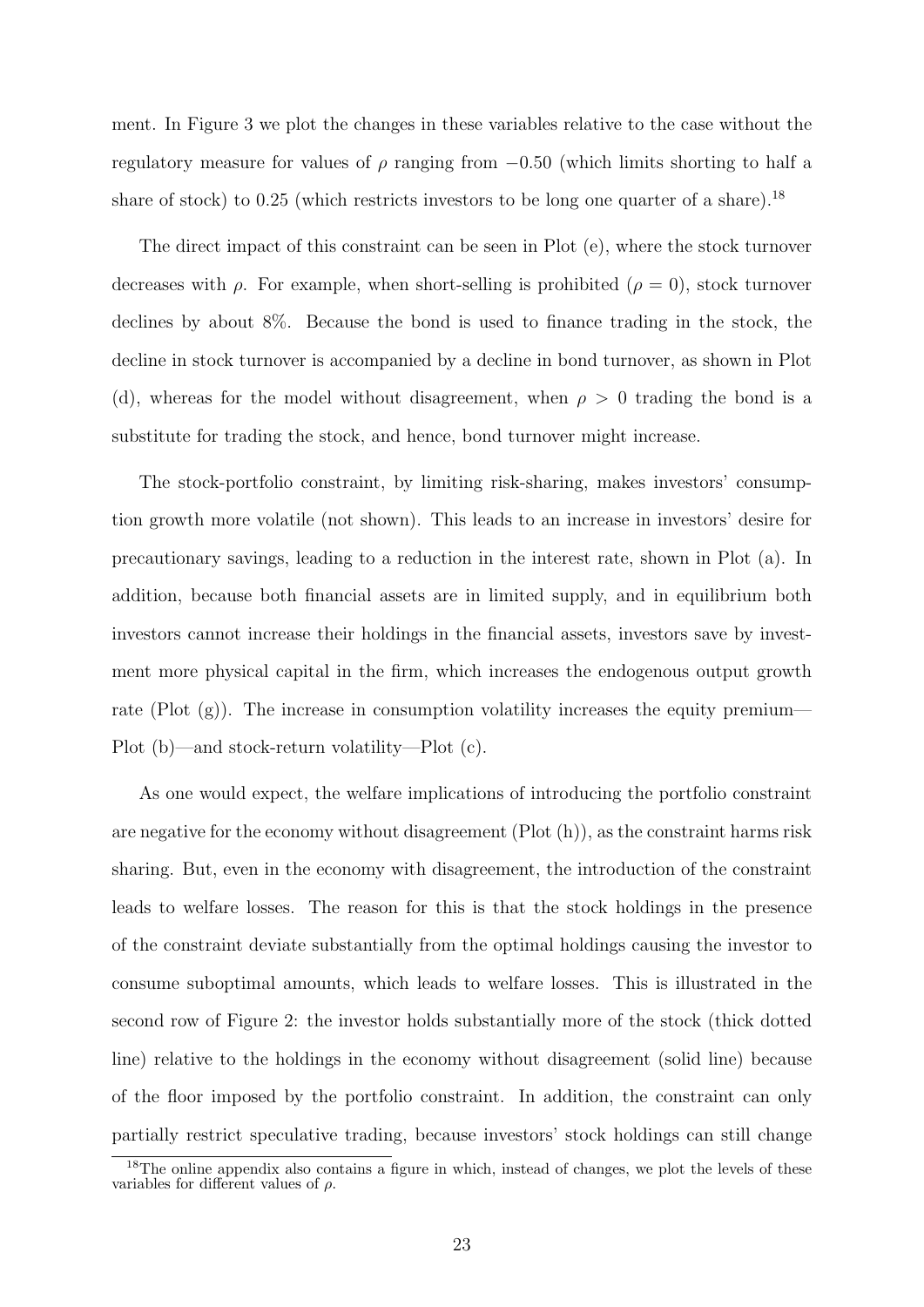ment. In Figure 3 we plot the changes in these variables relative to the case without the regulatory measure for values of $\rho$ ranging from $-0.50$ (which limits shorting to half a share of stock) to 0.25 (which restricts investors to be long one quarter of a share).[18]

The direct impact of this constraint can be seen in Plot (e), where the stock turnover decreases with $\rho$. For example, when short-selling is prohibited ($\rho = 0$), stock turnover declines by about 8%. Because the bond is used to finance trading in the stock, the decline in stock turnover is accompanied by a decline in bond turnover, as shown in Plot (d), whereas for the model without disagreement, when $\rho > 0$ trading the bond is a substitute for trading the stock, and hence, bond turnover might increase.

The stock-portfolio constraint, by limiting risk-sharing, makes investors' consumption growth more volatile (not shown). This leads to an increase in investors' desire for precautionary savings, leading to a reduction in the interest rate, shown in Plot (a). In addition, because both financial assets are in limited supply, and in equilibrium both investors cannot increase their holdings in the financial assets, investors save by investment more physical capital in the firm, which increases the endogenous output growth rate (Plot (g)). The increase in consumption volatility increases the equity premium—Plot (b)—and stock-return volatility—Plot (c).

As one would expect, the welfare implications of introducing the portfolio constraint are negative for the economy without disagreement (Plot (h)), as the constraint harms risk sharing. But, even in the economy with disagreement, the introduction of the constraint leads to welfare losses. The reason for this is that the stock holdings in the presence of the constraint deviate substantially from the optimal holdings causing the investor to consume suboptimal amounts, which leads to welfare losses. This is illustrated in the second row of Figure 2: the investor holds substantially more of the stock (thick dotted line) relative to the holdings in the economy without disagreement (solid line) because of the floor imposed by the portfolio constraint. In addition, the constraint can only partially restrict speculative trading, because investors' stock holdings can still change

[18]The online appendix also contains a figure in which, instead of changes, we plot the levels of these variables for different values of $\rho$.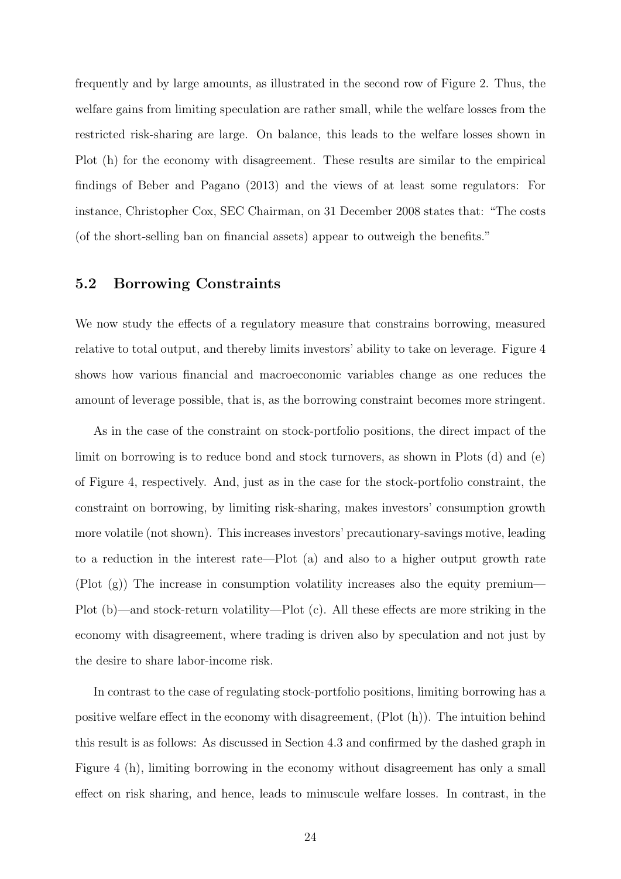frequently and by large amounts, as illustrated in the second row of Figure 2. Thus, the welfare gains from limiting speculation are rather small, while the welfare losses from the restricted risk-sharing are large. On balance, this leads to the welfare losses shown in Plot (h) for the economy with disagreement. These results are similar to the empirical findings of Beber and Pagano (2013) and the views of at least some regulators: For instance, Christopher Cox, SEC Chairman, on 31 December 2008 states that: "The costs (of the short-selling ban on financial assets) appear to outweigh the benefits."

## 5.2 Borrowing Constraints

We now study the effects of a regulatory measure that constrains borrowing, measured relative to total output, and thereby limits investors' ability to take on leverage. Figure 4 shows how various financial and macroeconomic variables change as one reduces the amount of leverage possible, that is, as the borrowing constraint becomes more stringent.

As in the case of the constraint on stock-portfolio positions, the direct impact of the limit on borrowing is to reduce bond and stock turnovers, as shown in Plots (d) and (e) of Figure 4, respectively. And, just as in the case for the stock-portfolio constraint, the constraint on borrowing, by limiting risk-sharing, makes investors' consumption growth more volatile (not shown). This increases investors' precautionary-savings motive, leading to a reduction in the interest rate—Plot (a) and also to a higher output growth rate (Plot (g)) The increase in consumption volatility increases also the equity premium—Plot (b)—and stock-return volatility—Plot (c). All these effects are more striking in the economy with disagreement, where trading is driven also by speculation and not just by the desire to share labor-income risk.

In contrast to the case of regulating stock-portfolio positions, limiting borrowing has a positive welfare effect in the economy with disagreement, (Plot (h)). The intuition behind this result is as follows: As discussed in Section 4.3 and confirmed by the dashed graph in Figure 4 (h), limiting borrowing in the economy without disagreement has only a small effect on risk sharing, and hence, leads to minuscule welfare losses. In contrast, in the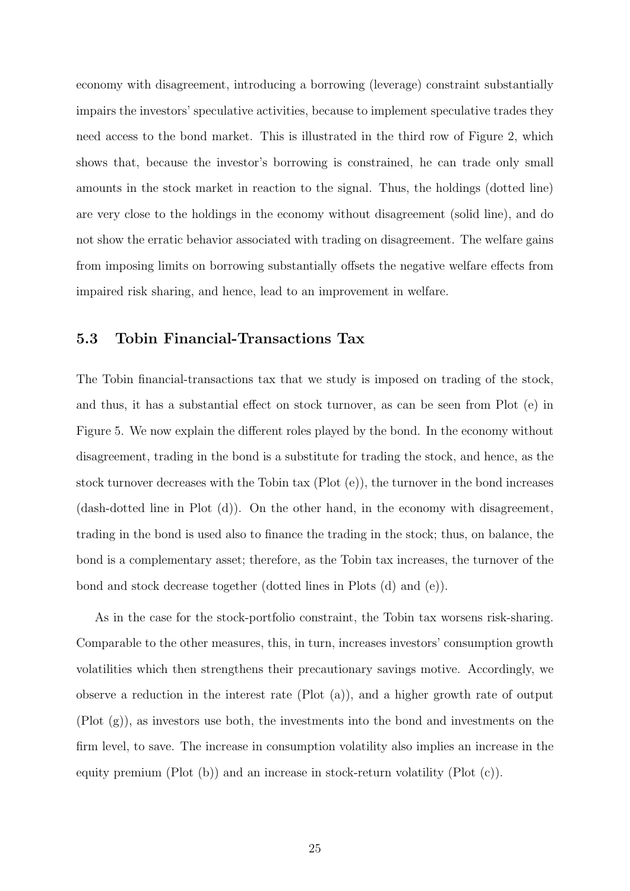economy with disagreement, introducing a borrowing (leverage) constraint substantially impairs the investors' speculative activities, because to implement speculative trades they need access to the bond market. This is illustrated in the third row of Figure 2, which shows that, because the investor's borrowing is constrained, he can trade only small amounts in the stock market in reaction to the signal. Thus, the holdings (dotted line) are very close to the holdings in the economy without disagreement (solid line), and do not show the erratic behavior associated with trading on disagreement. The welfare gains from imposing limits on borrowing substantially offsets the negative welfare effects from impaired risk sharing, and hence, lead to an improvement in welfare.

### 5.3 Tobin Financial-Transactions Tax

The Tobin financial-transactions tax that we study is imposed on trading of the stock, and thus, it has a substantial effect on stock turnover, as can be seen from Plot (e) in Figure 5. We now explain the different roles played by the bond. In the economy without disagreement, trading in the bond is a substitute for trading the stock, and hence, as the stock turnover decreases with the Tobin tax (Plot (e)), the turnover in the bond increases (dash-dotted line in Plot (d)). On the other hand, in the economy with disagreement, trading in the bond is used also to finance the trading in the stock; thus, on balance, the bond is a complementary asset; therefore, as the Tobin tax increases, the turnover of the bond and stock decrease together (dotted lines in Plots (d) and (e)).

As in the case for the stock-portfolio constraint, the Tobin tax worsens risk-sharing. Comparable to the other measures, this, in turn, increases investors' consumption growth volatilities which then strengthens their precautionary savings motive. Accordingly, we observe a reduction in the interest rate (Plot (a)), and a higher growth rate of output (Plot (g)), as investors use both, the investments into the bond and investments on the firm level, to save. The increase in consumption volatility also implies an increase in the equity premium (Plot (b)) and an increase in stock-return volatility (Plot (c)).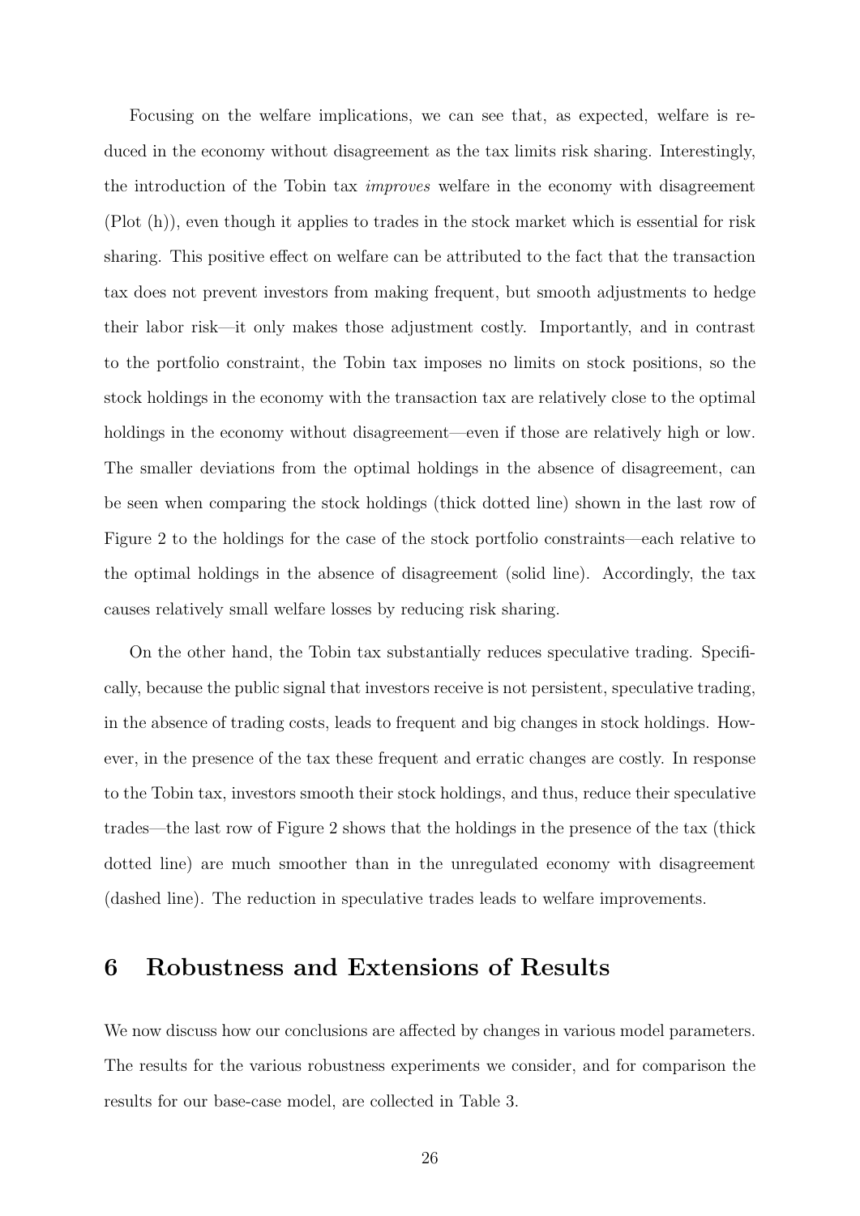Focusing on the welfare implications, we can see that, as expected, welfare is reduced in the economy without disagreement as the tax limits risk sharing. Interestingly, the introduction of the Tobin tax *improves* welfare in the economy with disagreement (Plot (h)), even though it applies to trades in the stock market which is essential for risk sharing. This positive effect on welfare can be attributed to the fact that the transaction tax does not prevent investors from making frequent, but smooth adjustments to hedge their labor risk—it only makes those adjustment costly. Importantly, and in contrast to the portfolio constraint, the Tobin tax imposes no limits on stock positions, so the stock holdings in the economy with the transaction tax are relatively close to the optimal holdings in the economy without disagreement—even if those are relatively high or low. The smaller deviations from the optimal holdings in the absence of disagreement, can be seen when comparing the stock holdings (thick dotted line) shown in the last row of Figure 2 to the holdings for the case of the stock portfolio constraints—each relative to the optimal holdings in the absence of disagreement (solid line). Accordingly, the tax causes relatively small welfare losses by reducing risk sharing.

On the other hand, the Tobin tax substantially reduces speculative trading. Specifically, because the public signal that investors receive is not persistent, speculative trading, in the absence of trading costs, leads to frequent and big changes in stock holdings. However, in the presence of the tax these frequent and erratic changes are costly. In response to the Tobin tax, investors smooth their stock holdings, and thus, reduce their speculative trades—the last row of Figure 2 shows that the holdings in the presence of the tax (thick dotted line) are much smoother than in the unregulated economy with disagreement (dashed line). The reduction in speculative trades leads to welfare improvements.

# 6 Robustness and Extensions of Results

We now discuss how our conclusions are affected by changes in various model parameters. The results for the various robustness experiments we consider, and for comparison the results for our base-case model, are collected in Table 3.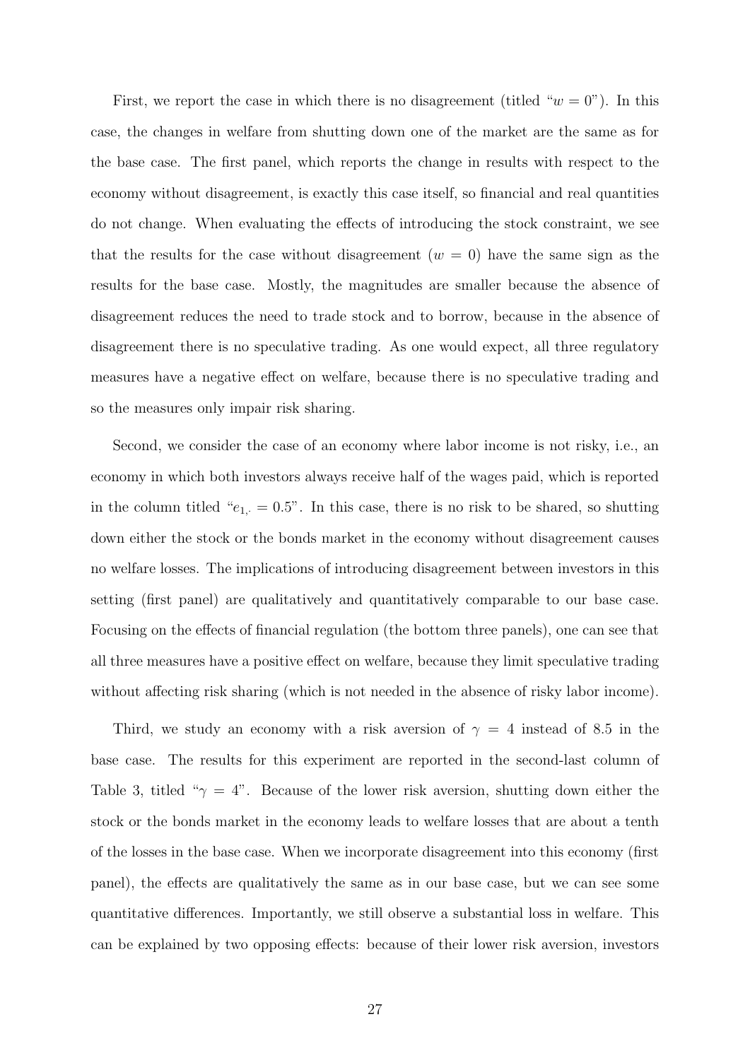First, we report the case in which there is no disagreement (titled "$w = 0$"). In this case, the changes in welfare from shutting down one of the market are the same as for the base case. The first panel, which reports the change in results with respect to the economy without disagreement, is exactly this case itself, so financial and real quantities do not change. When evaluating the effects of introducing the stock constraint, we see that the results for the case without disagreement ($w = 0$) have the same sign as the results for the base case. Mostly, the magnitudes are smaller because the absence of disagreement reduces the need to trade stock and to borrow, because in the absence of disagreement there is no speculative trading. As one would expect, all three regulatory measures have a negative effect on welfare, because there is no speculative trading and so the measures only impair risk sharing.

Second, we consider the case of an economy where labor income is not risky, i.e., an economy in which both investors always receive half of the wages paid, which is reported in the column titled "$e_{1,\cdot} = 0.5$". In this case, there is no risk to be shared, so shutting down either the stock or the bonds market in the economy without disagreement causes no welfare losses. The implications of introducing disagreement between investors in this setting (first panel) are qualitatively and quantitatively comparable to our base case. Focusing on the effects of financial regulation (the bottom three panels), one can see that all three measures have a positive effect on welfare, because they limit speculative trading without affecting risk sharing (which is not needed in the absence of risky labor income).

Third, we study an economy with a risk aversion of $\gamma = 4$ instead of 8.5 in the base case. The results for this experiment are reported in the second-last column of Table 3, titled "$\gamma = 4$". Because of the lower risk aversion, shutting down either the stock or the bonds market in the economy leads to welfare losses that are about a tenth of the losses in the base case. When we incorporate disagreement into this economy (first panel), the effects are qualitatively the same as in our base case, but we can see some quantitative differences. Importantly, we still observe a substantial loss in welfare. This can be explained by two opposing effects: because of their lower risk aversion, investors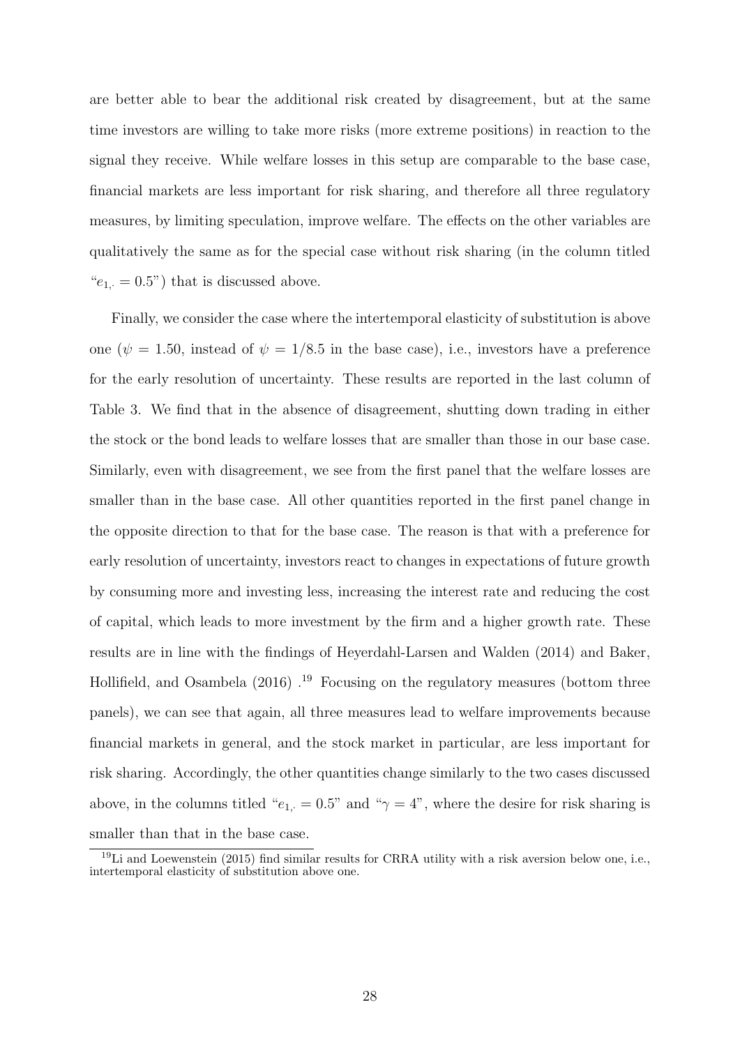are better able to bear the additional risk created by disagreement, but at the same time investors are willing to take more risks (more extreme positions) in reaction to the signal they receive. While welfare losses in this setup are comparable to the base case, financial markets are less important for risk sharing, and therefore all three regulatory measures, by limiting speculation, improve welfare. The effects on the other variables are qualitatively the same as for the special case without risk sharing (in the column titled "$e_{1,\cdot} = 0.5$") that is discussed above.

Finally, we consider the case where the intertemporal elasticity of substitution is above one ($\psi = 1.50$, instead of $\psi = 1/8.5$ in the base case), i.e., investors have a preference for the early resolution of uncertainty. These results are reported in the last column of Table 3. We find that in the absence of disagreement, shutting down trading in either the stock or the bond leads to welfare losses that are smaller than those in our base case. Similarly, even with disagreement, we see from the first panel that the welfare losses are smaller than in the base case. All other quantities reported in the first panel change in the opposite direction to that for the base case. The reason is that with a preference for early resolution of uncertainty, investors react to changes in expectations of future growth by consuming more and investing less, increasing the interest rate and reducing the cost of capital, which leads to more investment by the firm and a higher growth rate. These results are in line with the findings of Heyerdahl-Larsen and Walden (2014) and Baker, Hollifield, and Osambela (2016) .[19] Focusing on the regulatory measures (bottom three panels), we can see that again, all three measures lead to welfare improvements because financial markets in general, and the stock market in particular, are less important for risk sharing. Accordingly, the other quantities change similarly to the two cases discussed above, in the columns titled "$e_{1,\cdot} = 0.5$" and "$\gamma = 4$", where the desire for risk sharing is smaller than that in the base case.

[19] Li and Loewenstein (2015) find similar results for CRRA utility with a risk aversion below one, i.e., intertemporal elasticity of substitution above one.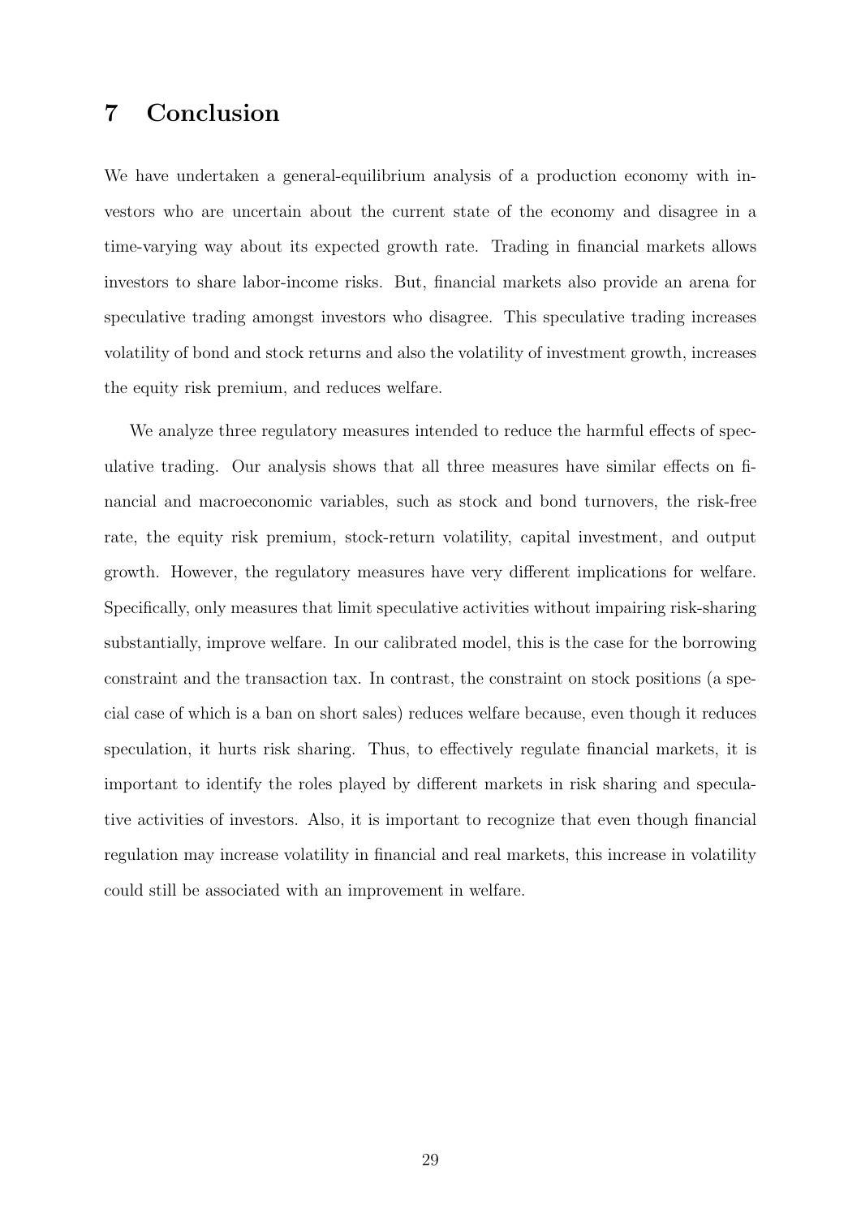# 7 Conclusion

We have undertaken a general-equilibrium analysis of a production economy with investors who are uncertain about the current state of the economy and disagree in a time-varying way about its expected growth rate. Trading in financial markets allows investors to share labor-income risks. But, financial markets also provide an arena for speculative trading amongst investors who disagree. This speculative trading increases volatility of bond and stock returns and also the volatility of investment growth, increases the equity risk premium, and reduces welfare.

We analyze three regulatory measures intended to reduce the harmful effects of speculative trading. Our analysis shows that all three measures have similar effects on financial and macroeconomic variables, such as stock and bond turnovers, the risk-free rate, the equity risk premium, stock-return volatility, capital investment, and output growth. However, the regulatory measures have very different implications for welfare. Specifically, only measures that limit speculative activities without impairing risk-sharing substantially, improve welfare. In our calibrated model, this is the case for the borrowing constraint and the transaction tax. In contrast, the constraint on stock positions (a special case of which is a ban on short sales) reduces welfare because, even though it reduces speculation, it hurts risk sharing. Thus, to effectively regulate financial markets, it is important to identify the roles played by different markets in risk sharing and speculative activities of investors. Also, it is important to recognize that even though financial regulation may increase volatility in financial and real markets, this increase in volatility could still be associated with an improvement in welfare.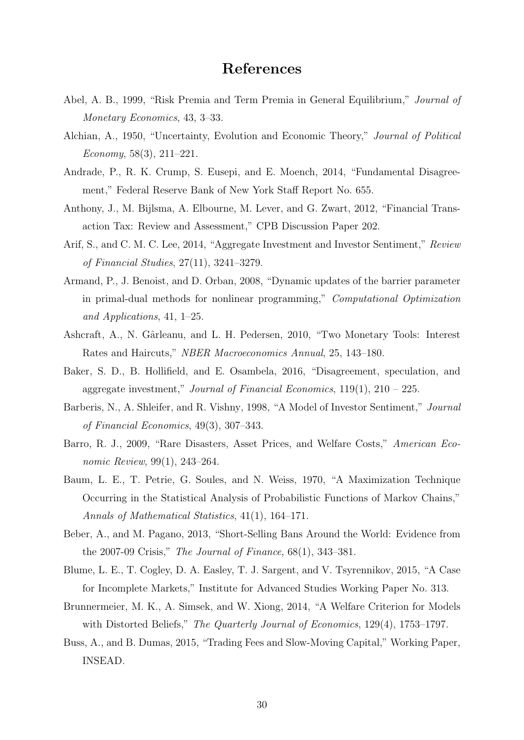# References

Abel, A. B., 1999, "Risk Premia and Term Premia in General Equilibrium," *Journal of Monetary Economics*, 43, 3–33.

Alchian, A., 1950, "Uncertainty, Evolution and Economic Theory," *Journal of Political Economy*, 58(3), 211–221.

Andrade, P., R. K. Crump, S. Eusepi, and E. Moench, 2014, "Fundamental Disagreement," Federal Reserve Bank of New York Staff Report No. 655.

Anthony, J., M. Bijlsma, A. Elbourne, M. Lever, and G. Zwart, 2012, "Financial Transaction Tax: Review and Assessment," CPB Discussion Paper 202.

Arif, S., and C. M. C. Lee, 2014, "Aggregate Investment and Investor Sentiment," *Review of Financial Studies*, 27(11), 3241–3279.

Armand, P., J. Benoist, and D. Orban, 2008, "Dynamic updates of the barrier parameter in primal-dual methods for nonlinear programming," *Computational Optimization and Applications*, 41, 1–25.

Ashcraft, A., N. Gârleanu, and L. H. Pedersen, 2010, "Two Monetary Tools: Interest Rates and Haircuts," *NBER Macroeconomics Annual*, 25, 143–180.

Baker, S. D., B. Hollifield, and E. Osambela, 2016, "Disagreement, speculation, and aggregate investment," *Journal of Financial Economics*, 119(1), 210 – 225.

Barberis, N., A. Shleifer, and R. Vishny, 1998, "A Model of Investor Sentiment," *Journal of Financial Economics*, 49(3), 307–343.

Barro, R. J., 2009, "Rare Disasters, Asset Prices, and Welfare Costs," *American Economic Review*, 99(1), 243–264.

Baum, L. E., T. Petrie, G. Soules, and N. Weiss, 1970, "A Maximization Technique Occurring in the Statistical Analysis of Probabilistic Functions of Markov Chains," *Annals of Mathematical Statistics*, 41(1), 164–171.

Beber, A., and M. Pagano, 2013, "Short-Selling Bans Around the World: Evidence from the 2007-09 Crisis," *The Journal of Finance*, 68(1), 343–381.

Blume, L. E., T. Cogley, D. A. Easley, T. J. Sargent, and V. Tsyrennikov, 2015, "A Case for Incomplete Markets," Institute for Advanced Studies Working Paper No. 313.

Brunnermeier, M. K., A. Simsek, and W. Xiong, 2014, "A Welfare Criterion for Models with Distorted Beliefs," *The Quarterly Journal of Economics*, 129(4), 1753–1797.

Buss, A., and B. Dumas, 2015, "Trading Fees and Slow-Moving Capital," Working Paper, INSEAD.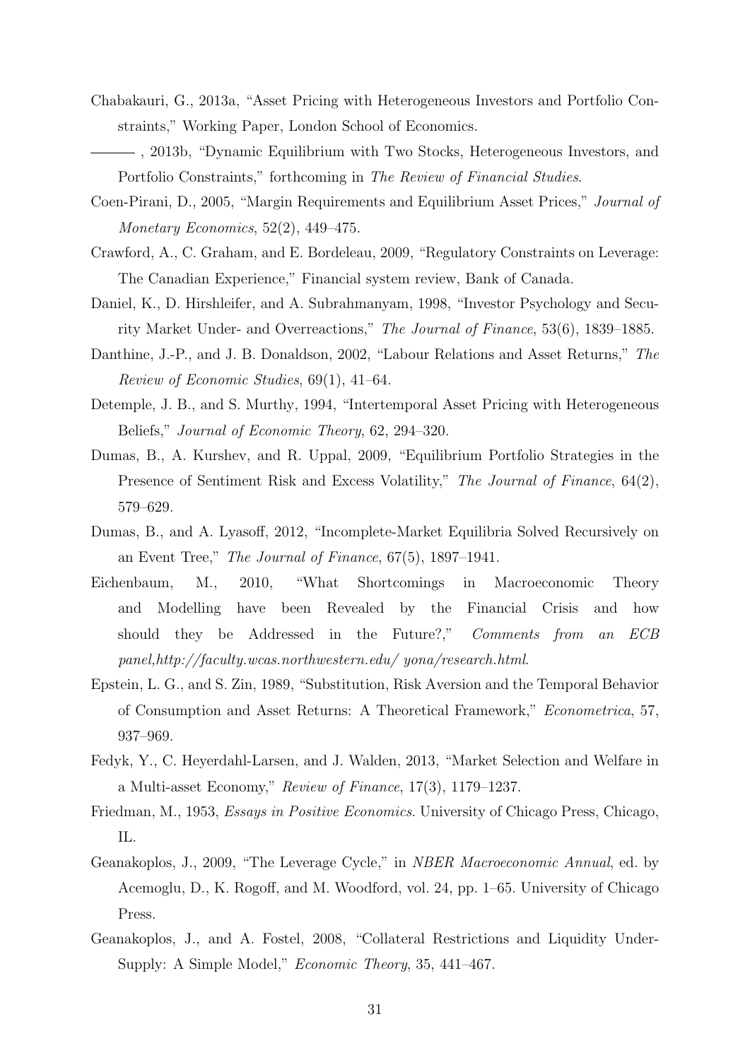Chabakauri, G., 2013a, "Asset Pricing with Heterogeneous Investors and Portfolio Constraints," Working Paper, London School of Economics.

——— , 2013b, "Dynamic Equilibrium with Two Stocks, Heterogeneous Investors, and Portfolio Constraints," forthcoming in *The Review of Financial Studies*.

Coen-Pirani, D., 2005, "Margin Requirements and Equilibrium Asset Prices," *Journal of Monetary Economics*, 52(2), 449–475.

Crawford, A., C. Graham, and E. Bordeleau, 2009, "Regulatory Constraints on Leverage: The Canadian Experience," Financial system review, Bank of Canada.

Daniel, K., D. Hirshleifer, and A. Subrahmanyam, 1998, "Investor Psychology and Security Market Under- and Overreactions," *The Journal of Finance*, 53(6), 1839–1885.

Danthine, J.-P., and J. B. Donaldson, 2002, "Labour Relations and Asset Returns," *The Review of Economic Studies*, 69(1), 41–64.

Detemple, J. B., and S. Murthy, 1994, "Intertemporal Asset Pricing with Heterogeneous Beliefs," *Journal of Economic Theory*, 62, 294–320.

Dumas, B., A. Kurshev, and R. Uppal, 2009, "Equilibrium Portfolio Strategies in the Presence of Sentiment Risk and Excess Volatility," *The Journal of Finance*, 64(2), 579–629.

Dumas, B., and A. Lyasoff, 2012, "Incomplete-Market Equilibria Solved Recursively on an Event Tree," *The Journal of Finance*, 67(5), 1897–1941.

Eichenbaum, M., 2010, "What Shortcomings in Macroeconomic Theory and Modelling have been Revealed by the Financial Crisis and how should they be Addressed in the Future?," *Comments from an ECB panel,http://faculty.wcas.northwestern.edu/ yona/research.html*.

Epstein, L. G., and S. Zin, 1989, "Substitution, Risk Aversion and the Temporal Behavior of Consumption and Asset Returns: A Theoretical Framework," *Econometrica*, 57, 937–969.

Fedyk, Y., C. Heyerdahl-Larsen, and J. Walden, 2013, "Market Selection and Welfare in a Multi-asset Economy," *Review of Finance*, 17(3), 1179–1237.

Friedman, M., 1953, *Essays in Positive Economics*. University of Chicago Press, Chicago, IL.

Geanakoplos, J., 2009, "The Leverage Cycle," in *NBER Macroeconomic Annual*, ed. by Acemoglu, D., K. Rogoff, and M. Woodford, vol. 24, pp. 1–65. University of Chicago Press.

Geanakoplos, J., and A. Fostel, 2008, "Collateral Restrictions and Liquidity Under-Supply: A Simple Model," *Economic Theory*, 35, 441–467.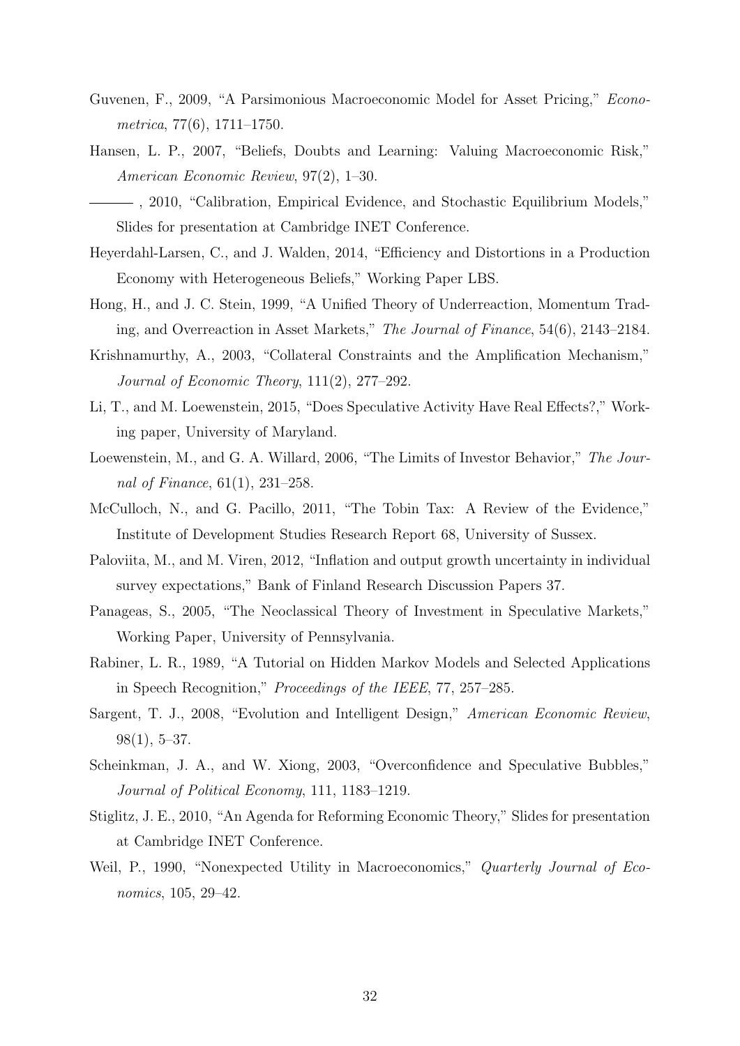Guvenen, F., 2009, "A Parsimonious Macroeconomic Model for Asset Pricing," *Econometrica*, 77(6), 1711–1750.

Hansen, L. P., 2007, "Beliefs, Doubts and Learning: Valuing Macroeconomic Risk," *American Economic Review*, 97(2), 1–30.

——— , 2010, "Calibration, Empirical Evidence, and Stochastic Equilibrium Models," Slides for presentation at Cambridge INET Conference.

Heyerdahl-Larsen, C., and J. Walden, 2014, "Efficiency and Distortions in a Production Economy with Heterogeneous Beliefs," Working Paper LBS.

Hong, H., and J. C. Stein, 1999, "A Unified Theory of Underreaction, Momentum Trading, and Overreaction in Asset Markets," *The Journal of Finance*, 54(6), 2143–2184.

Krishnamurthy, A., 2003, "Collateral Constraints and the Amplification Mechanism," *Journal of Economic Theory*, 111(2), 277–292.

Li, T., and M. Loewenstein, 2015, "Does Speculative Activity Have Real Effects?," Working paper, University of Maryland.

Loewenstein, M., and G. A. Willard, 2006, "The Limits of Investor Behavior," *The Journal of Finance*, 61(1), 231–258.

McCulloch, N., and G. Pacillo, 2011, "The Tobin Tax: A Review of the Evidence," Institute of Development Studies Research Report 68, University of Sussex.

Paloviita, M., and M. Viren, 2012, "Inflation and output growth uncertainty in individual survey expectations," Bank of Finland Research Discussion Papers 37.

Panageas, S., 2005, "The Neoclassical Theory of Investment in Speculative Markets," Working Paper, University of Pennsylvania.

Rabiner, L. R., 1989, "A Tutorial on Hidden Markov Models and Selected Applications in Speech Recognition," *Proceedings of the IEEE*, 77, 257–285.

Sargent, T. J., 2008, "Evolution and Intelligent Design," *American Economic Review*, 98(1), 5–37.

Scheinkman, J. A., and W. Xiong, 2003, "Overconfidence and Speculative Bubbles," *Journal of Political Economy*, 111, 1183–1219.

Stiglitz, J. E., 2010, "An Agenda for Reforming Economic Theory," Slides for presentation at Cambridge INET Conference.

Weil, P., 1990, "Nonexpected Utility in Macroeconomics," *Quarterly Journal of Economics*, 105, 29–42.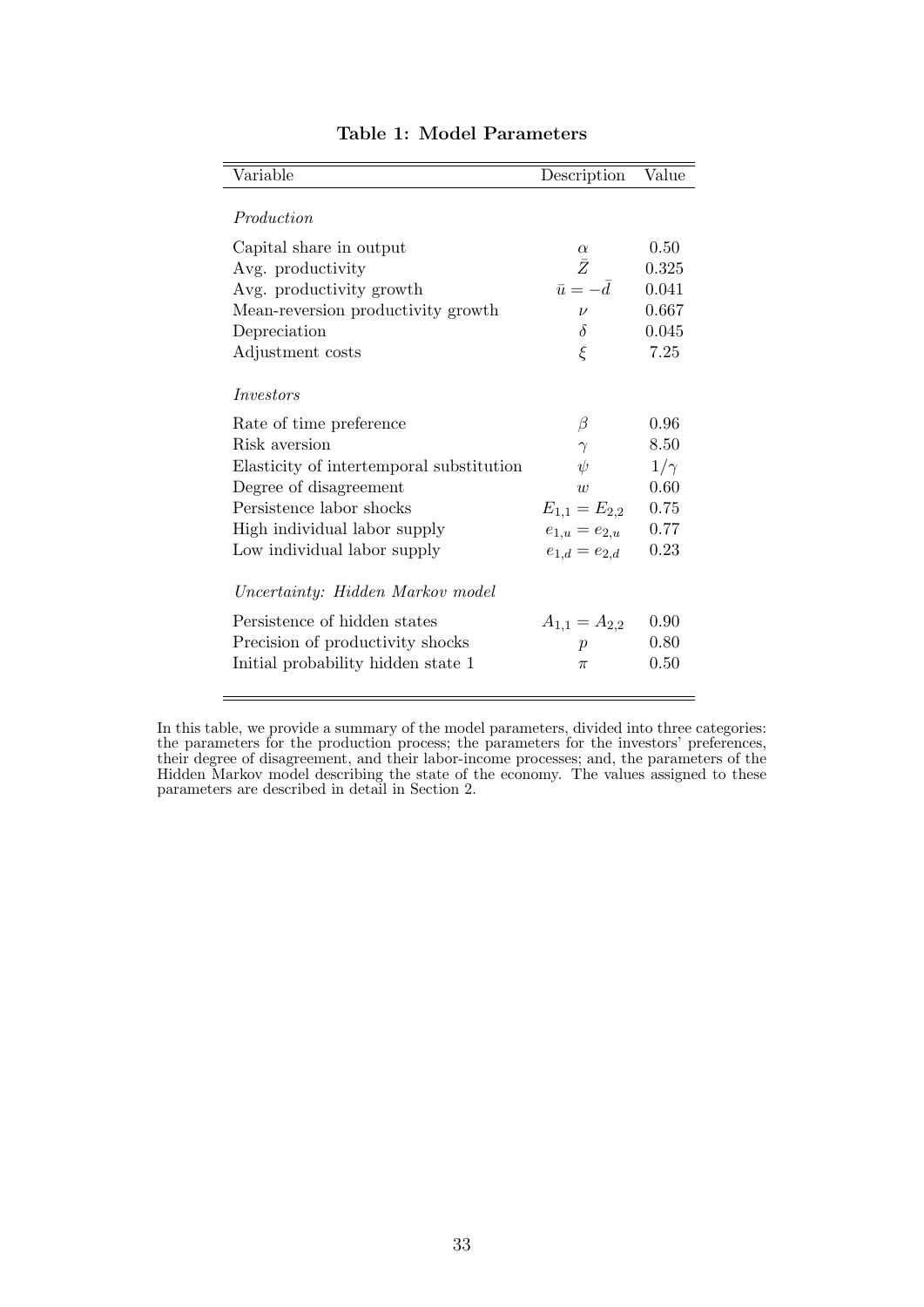**Table 1: Model Parameters**

| Variable | Description | Value |
|---|---|---|
| *Production* | | |
| Capital share in output | $\alpha$ | 0.50 |
| Avg. productivity | $\bar{Z}$ | 0.325 |
| Avg. productivity growth | $\bar{u} = -\bar{d}$ | 0.041 |
| Mean-reversion productivity growth | $\nu$ | 0.667 |
| Depreciation | $\delta$ | 0.045 |
| Adjustment costs | $\xi$ | 7.25 |
| *Investors* | | |
| Rate of time preference | $\beta$ | 0.96 |
| Risk aversion | $\gamma$ | 8.50 |
| Elasticity of intertemporal substitution | $\psi$ | $1/\gamma$ |
| Degree of disagreement | $w$ | 0.60 |
| Persistence labor shocks | $E_{1,1} = E_{2,2}$ | 0.75 |
| High individual labor supply | $e_{1,u} = e_{2,u}$ | 0.77 |
| Low individual labor supply | $e_{1,d} = e_{2,d}$ | 0.23 |
| *Uncertainty: Hidden Markov model* | | |
| Persistence of hidden states | $A_{1,1} = A_{2,2}$ | 0.90 |
| Precision of productivity shocks | $p$ | 0.80 |
| Initial probability hidden state 1 | $\pi$ | 0.50 |

In this table, we provide a summary of the model parameters, divided into three categories: the parameters for the production process; the parameters for the investors' preferences, their degree of disagreement, and their labor-income processes; and, the parameters of the Hidden Markov model describing the state of the economy. The values assigned to these parameters are described in detail in Section 2.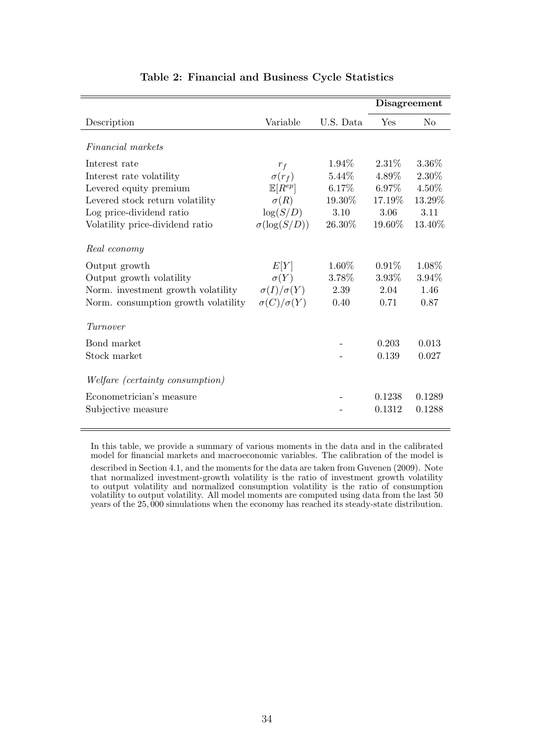**Table 2: Financial and Business Cycle Statistics**

| | | | Disagreement | |
|---|---|---|---|---|
| Description | Variable | U.S. Data | Yes | No |
| *Financial markets* | | | | |
| Interest rate | $r_f$ | 1.94% | 2.31% | 3.36% |
| Interest rate volatility | $\sigma(r_f)$ | 5.44% | 4.89% | 2.30% |
| Levered equity premium | $\mathbb{E}[R^{ep}]$ | 6.17% | 6.97% | 4.50% |
| Levered stock return volatility | $\sigma(R)$ | 19.30% | 17.19% | 13.29% |
| Log price-dividend ratio | $\log(S/D)$ | 3.10 | 3.06 | 3.11 |
| Volatility price-dividend ratio | $\sigma(\log(S/D))$ | 26.30% | 19.60% | 13.40% |
| *Real economy* | | | | |
| Output growth | $E[Y]$ | 1.60% | 0.91% | 1.08% |
| Output growth volatility | $\sigma(Y)$ | 3.78% | 3.93% | 3.94% |
| Norm. investment growth volatility | $\sigma(I)/\sigma(Y)$ | 2.39 | 2.04 | 1.46 |
| Norm. consumption growth volatility | $\sigma(C)/\sigma(Y)$ | 0.40 | 0.71 | 0.87 |
| *Turnover* | | | | |
| Bond market | | - | 0.203 | 0.013 |
| Stock market | | - | 0.139 | 0.027 |
| *Welfare (certainty consumption)* | | | | |
| Econometrician's measure | | - | 0.1238 | 0.1289 |
| Subjective measure | | - | 0.1312 | 0.1288 |

In this table, we provide a summary of various moments in the data and in the calibrated model for financial markets and macroeconomic variables. The calibration of the model is described in Section 4.1, and the moments for the data are taken from Guvenen (2009). Note that normalized investment-growth volatility is the ratio of investment growth volatility to output volatility and normalized consumption volatility is the ratio of consumption volatility to output volatility. All model moments are computed using data from the last 50 years of the 25,000 simulations when the economy has reached its steady-state distribution.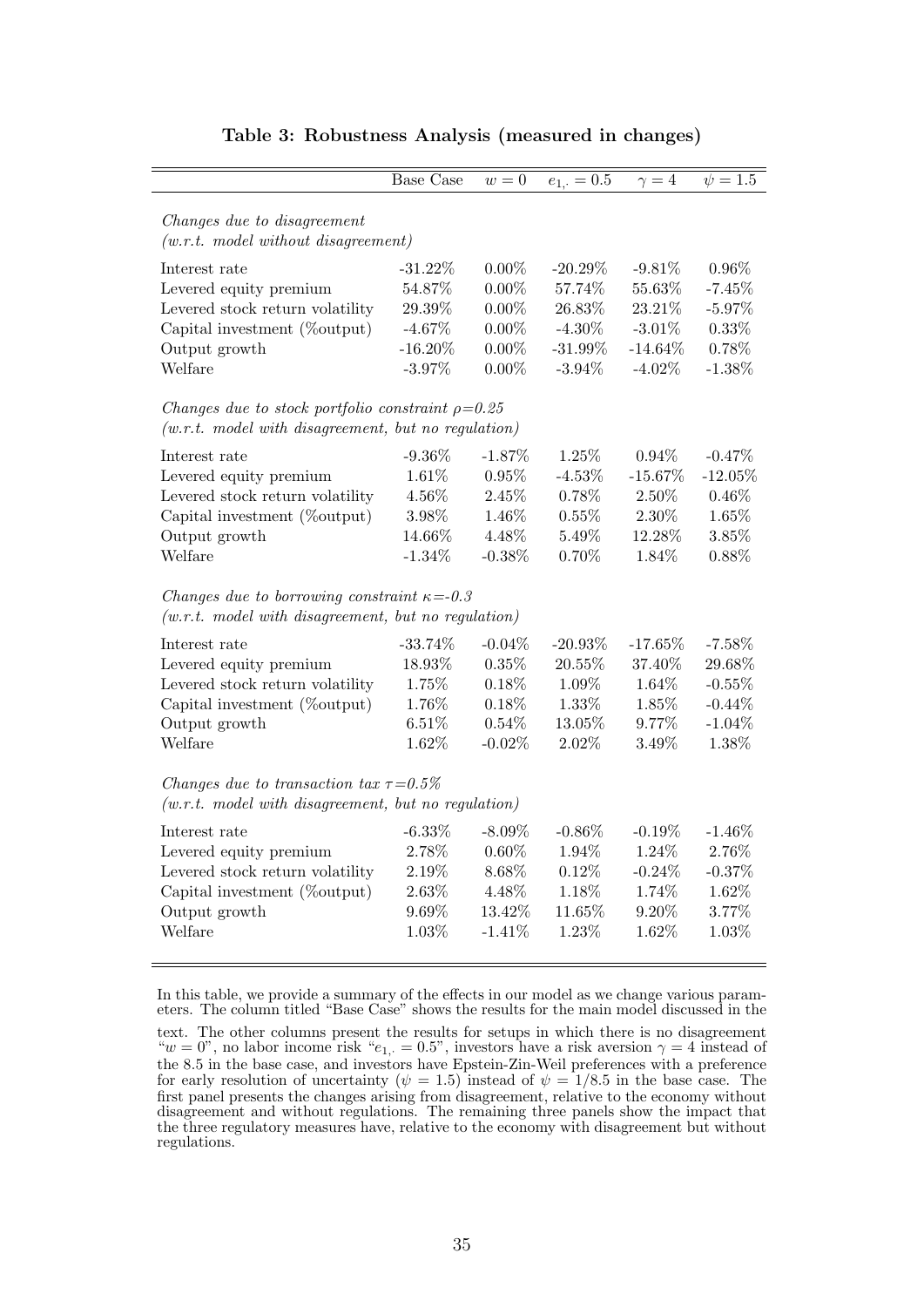**Table 3: Robustness Analysis (measured in changes)**

| | Base Case | $w=0$ | $e_{1,\cdot}=0.5$ | $\gamma=4$ | $\psi=1.5$ |
|---|---|---|---|---|---|
| *Changes due to disagreement* | | | | | |
| *(w.r.t. model without disagreement)* | | | | | |
| Interest rate | -31.22% | 0.00% | -20.29% | -9.81% | 0.96% |
| Levered equity premium | 54.87% | 0.00% | 57.74% | 55.63% | -7.45% |
| Levered stock return volatility | 29.39% | 0.00% | 26.83% | 23.21% | -5.97% |
| Capital investment (%output) | -4.67% | 0.00% | -4.30% | -3.01% | 0.33% |
| Output growth | -16.20% | 0.00% | -31.99% | -14.64% | 0.78% |
| Welfare | -3.97% | 0.00% | -3.94% | -4.02% | -1.38% |
| *Changes due to stock portfolio constraint $\rho$=0.25* | | | | | |
| *(w.r.t. model with disagreement, but no regulation)* | | | | | |
| Interest rate | -9.36% | -1.87% | 1.25% | 0.94% | -0.47% |
| Levered equity premium | 1.61% | 0.95% | -4.53% | -15.67% | -12.05% |
| Levered stock return volatility | 4.56% | 2.45% | 0.78% | 2.50% | 0.46% |
| Capital investment (%output) | 3.98% | 1.46% | 0.55% | 2.30% | 1.65% |
| Output growth | 14.66% | 4.48% | 5.49% | 12.28% | 3.85% |
| Welfare | -1.34% | -0.38% | 0.70% | 1.84% | 0.88% |
| *Changes due to borrowing constraint $\kappa$=-0.3* | | | | | |
| *(w.r.t. model with disagreement, but no regulation)* | | | | | |
| Interest rate | -33.74% | -0.04% | -20.93% | -17.65% | -7.58% |
| Levered equity premium | 18.93% | 0.35% | 20.55% | 37.40% | 29.68% |
| Levered stock return volatility | 1.75% | 0.18% | 1.09% | 1.64% | -0.55% |
| Capital investment (%output) | 1.76% | 0.18% | 1.33% | 1.85% | -0.44% |
| Output growth | 6.51% | 0.54% | 13.05% | 9.77% | -1.04% |
| Welfare | 1.62% | -0.02% | 2.02% | 3.49% | 1.38% |
| *Changes due to transaction tax $\tau$=0.5%* | | | | | |
| *(w.r.t. model with disagreement, but no regulation)* | | | | | |
| Interest rate | -6.33% | -8.09% | -0.86% | -0.19% | -1.46% |
| Levered equity premium | 2.78% | 0.60% | 1.94% | 1.24% | 2.76% |
| Levered stock return volatility | 2.19% | 8.68% | 0.12% | -0.24% | -0.37% |
| Capital investment (%output) | 2.63% | 4.48% | 1.18% | 1.74% | 1.62% |
| Output growth | 9.69% | 13.42% | 11.65% | 9.20% | 3.77% |
| Welfare | 1.03% | -1.41% | 1.23% | 1.62% | 1.03% |

In this table, we provide a summary of the effects in our model as we change various parameters. The column titled "Base Case" shows the results for the main model discussed in the text. The other columns present the results for setups in which there is no disagreement "$w = 0$", no labor income risk "$e_{1,\cdot} = 0.5$", investors have a risk aversion $\gamma = 4$ instead of the 8.5 in the base case, and investors have Epstein-Zin-Weil preferences with a preference for early resolution of uncertainty ($\psi = 1.5$) instead of $\psi = 1/8.5$ in the base case. The first panel presents the changes arising from disagreement, relative to the economy without disagreement and without regulations. The remaining three panels show the impact that the three regulatory measures have, relative to the economy with disagreement but without regulations.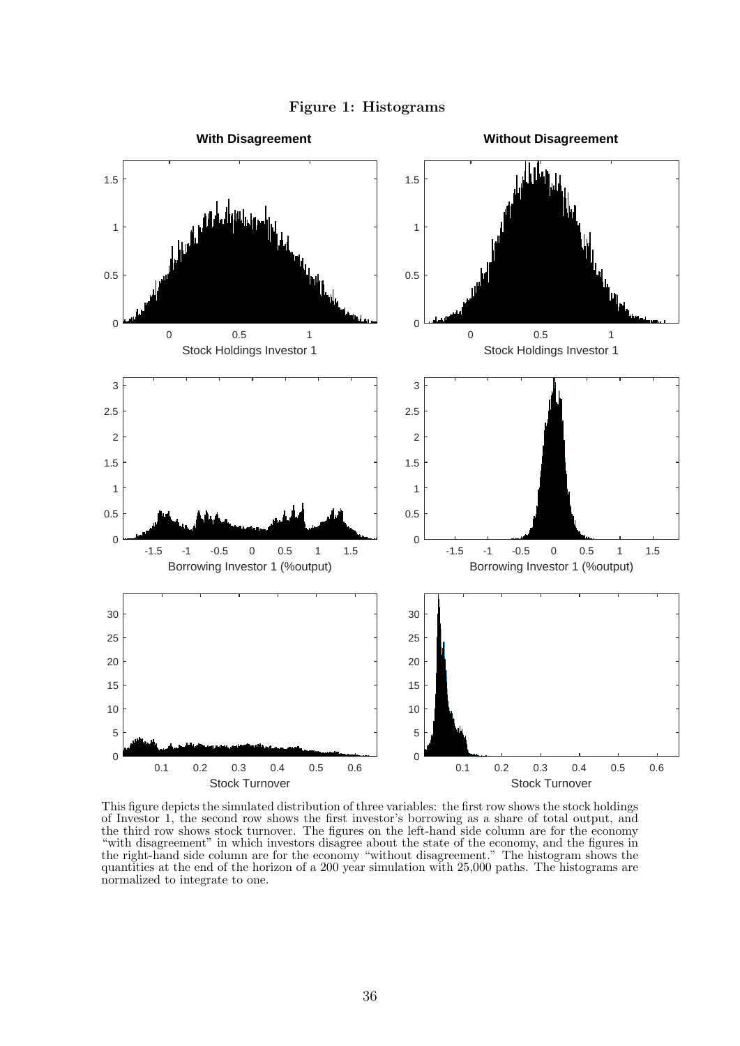**Figure 1: Histograms**

This figure depicts the simulated distribution of three variables: the first row shows the stock holdings of Investor 1, the second row shows the first investor's borrowing as a share of total output, and the third row shows stock turnover. The figures on the left-hand side column are for the economy "with disagreement" in which investors disagree about the state of the economy, and the figures in the right-hand side column are for the economy "without disagreement." The histogram shows the quantities at the end of the horizon of a 200 year simulation with 25,000 paths. The histograms are normalized to integrate to one.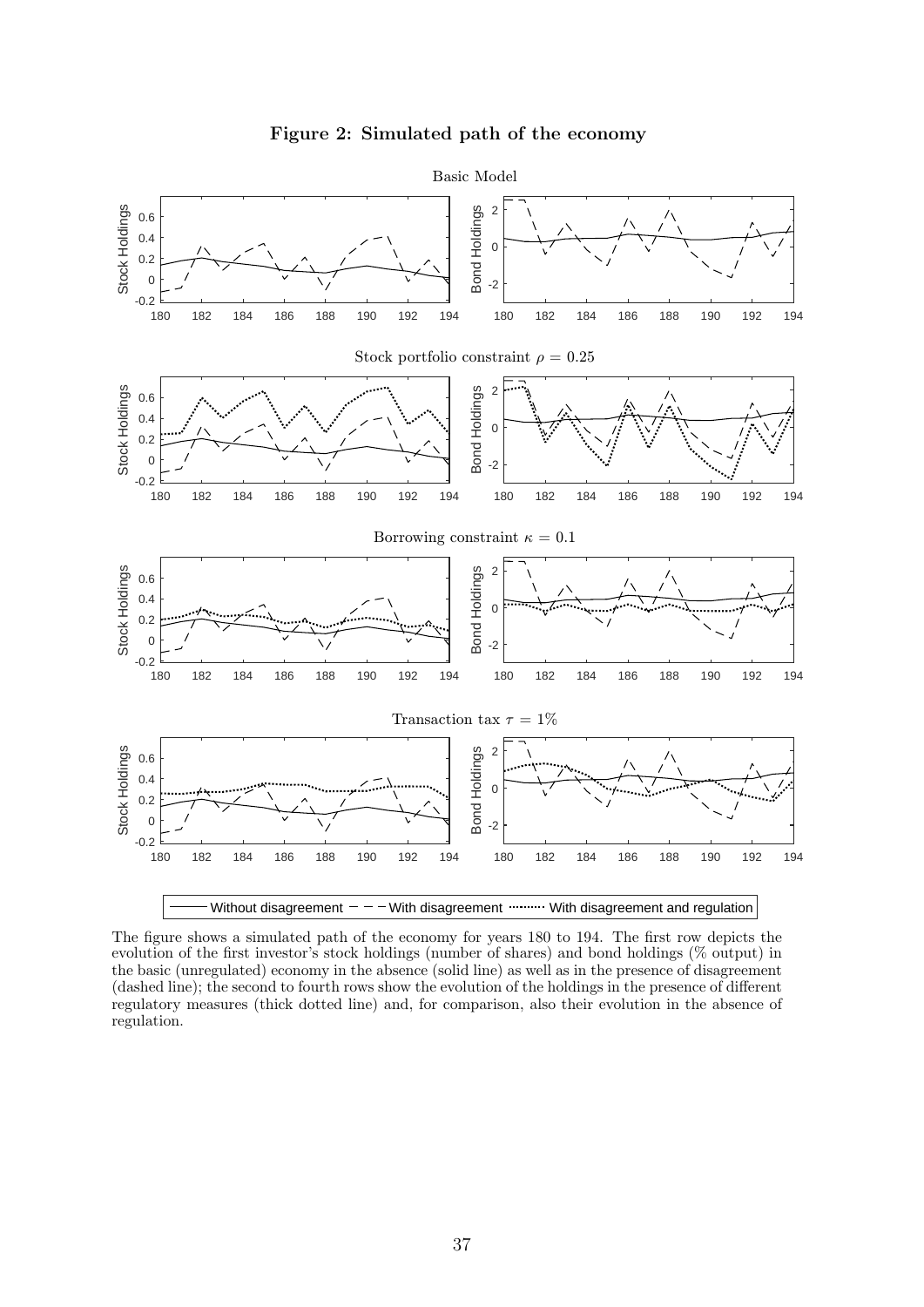**Figure 2: Simulated path of the economy**

The figure shows a simulated path of the economy for years 180 to 194. The first row depicts the evolution of the first investor's stock holdings (number of shares) and bond holdings (% output) in the basic (unregulated) economy in the absence (solid line) as well as in the presence of disagreement (dashed line); the second to fourth rows show the evolution of the holdings in the presence of different regulatory measures (thick dotted line) and, for comparison, also their evolution in the absence of regulation.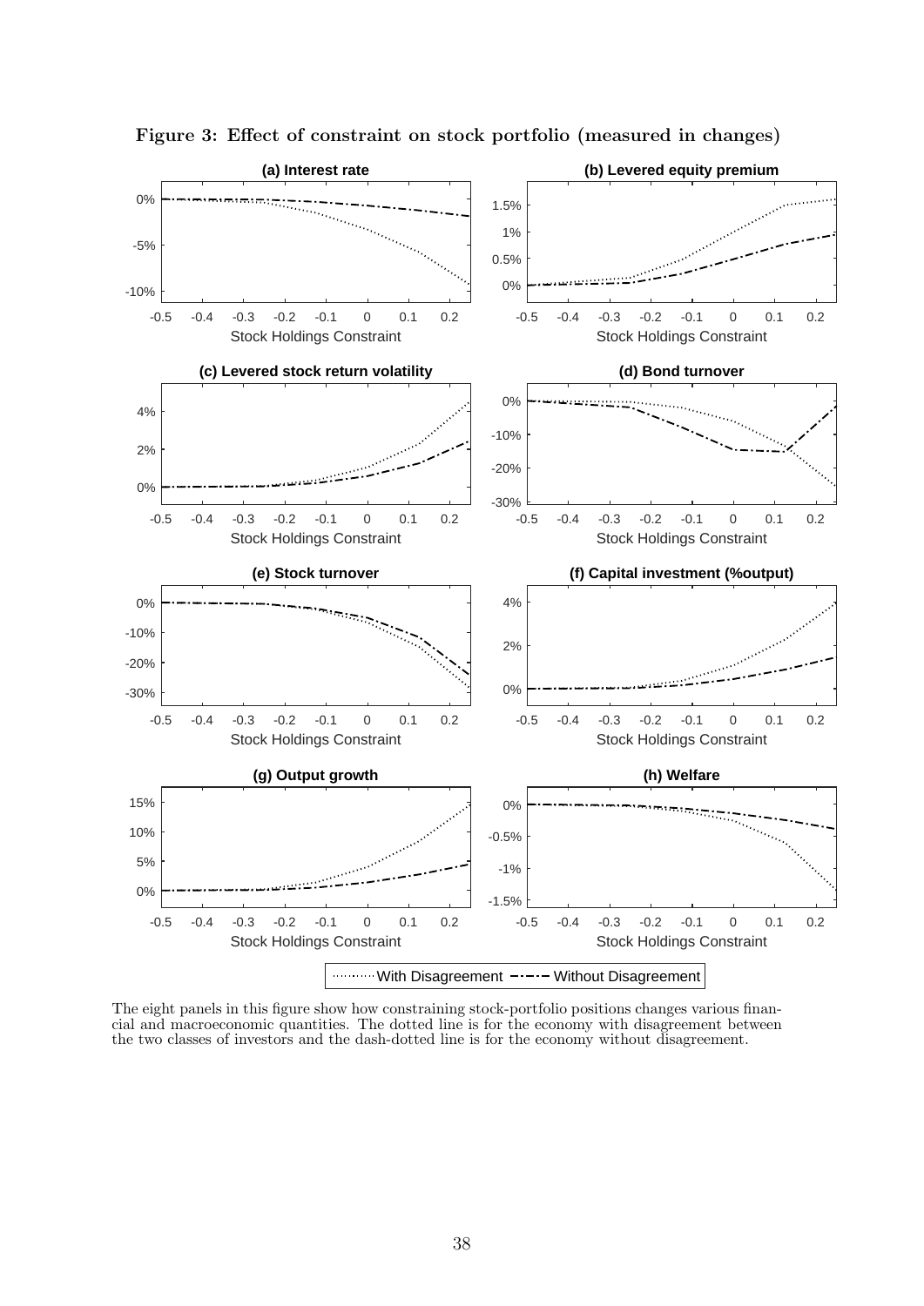**Figure 3: Effect of constraint on stock portfolio (measured in changes)**

The eight panels in this figure show how constraining stock-portfolio positions changes various financial and macroeconomic quantities. The dotted line is for the economy with disagreement between the two classes of investors and the dash-dotted line is for the economy without disagreement.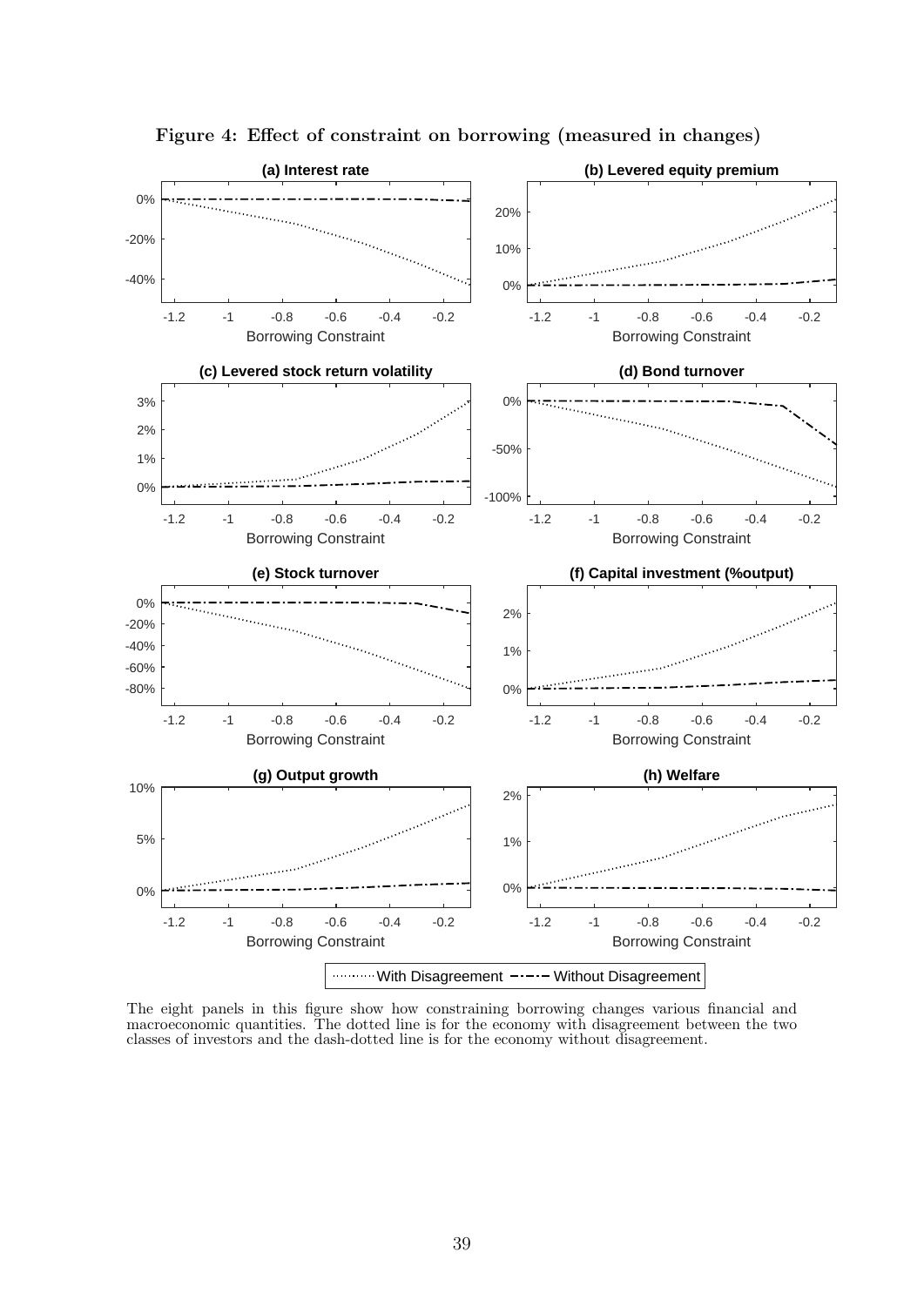**Figure 4: Effect of constraint on borrowing (measured in changes)**

The eight panels in this figure show how constraining borrowing changes various financial and macroeconomic quantities. The dotted line is for the economy with disagreement between the two classes of investors and the dash-dotted line is for the economy without disagreement.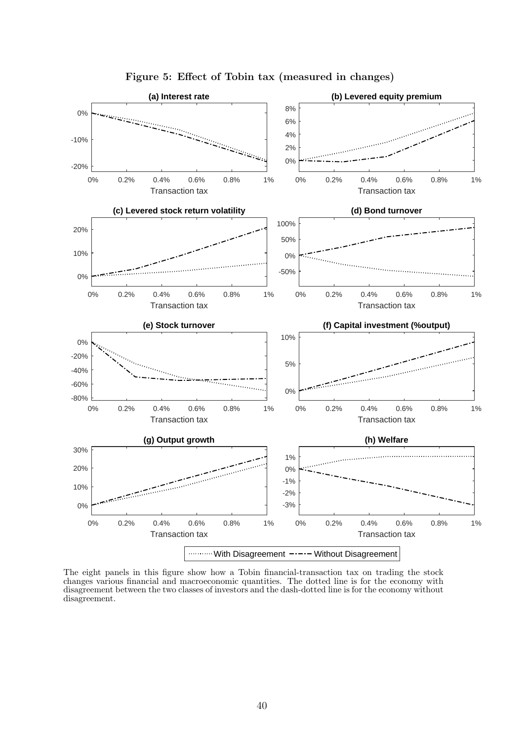**Figure 5: Effect of Tobin tax (measured in changes)**

The eight panels in this figure show how a Tobin financial-transaction tax on trading the stock changes various financial and macroeconomic quantities. The dotted line is for the economy with disagreement between the two classes of investors and the dash-dotted line is for the economy without disagreement.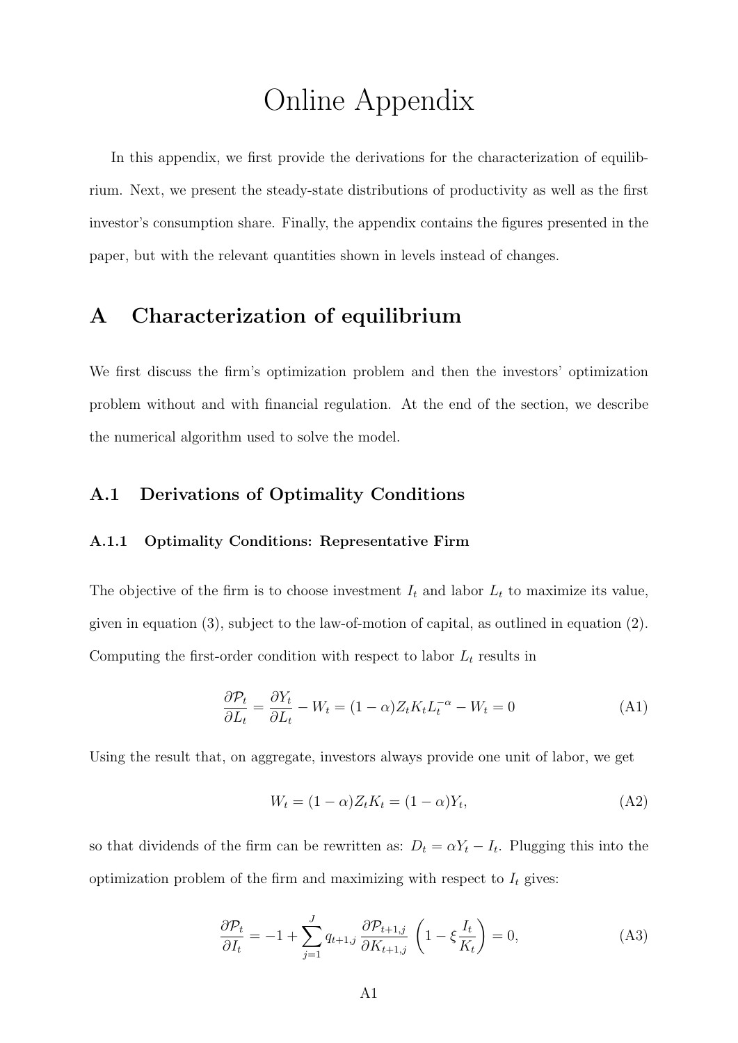# Online Appendix

In this appendix, we first provide the derivations for the characterization of equilibrium. Next, we present the steady-state distributions of productivity as well as the first investor's consumption share. Finally, the appendix contains the figures presented in the paper, but with the relevant quantities shown in levels instead of changes.

## A Characterization of equilibrium

We first discuss the firm's optimization problem and then the investors' optimization problem without and with financial regulation. At the end of the section, we describe the numerical algorithm used to solve the model.

### A.1 Derivations of Optimality Conditions

#### A.1.1 Optimality Conditions: Representative Firm

The objective of the firm is to choose investment $I_t$ and labor $L_t$ to maximize its value, given in equation (3), subject to the law-of-motion of capital, as outlined in equation (2). Computing the first-order condition with respect to labor $L_t$ results in

$$\frac{\partial \mathcal{P}_t}{\partial L_t} = \frac{\partial Y_t}{\partial L_t} - W_t = (1-\alpha) Z_t K_t L_t^{-\alpha} - W_t = 0 \tag{A1}$$

Using the result that, on aggregate, investors always provide one unit of labor, we get

$$W_t = (1-\alpha) Z_t K_t = (1-\alpha) Y_t, \tag{A2}$$

so that dividends of the firm can be rewritten as: $D_t = \alpha Y_t - I_t$. Plugging this into the optimization problem of the firm and maximizing with respect to $I_t$ gives:

$$\frac{\partial \mathcal{P}_t}{\partial I_t} = -1 + \sum_{j=1}^{J} q_{t+1,j} \frac{\partial \mathcal{P}_{t+1,j}}{\partial K_{t+1,j}} \left(1 - \xi \frac{I_t}{K_t}\right) = 0, \tag{A3}$$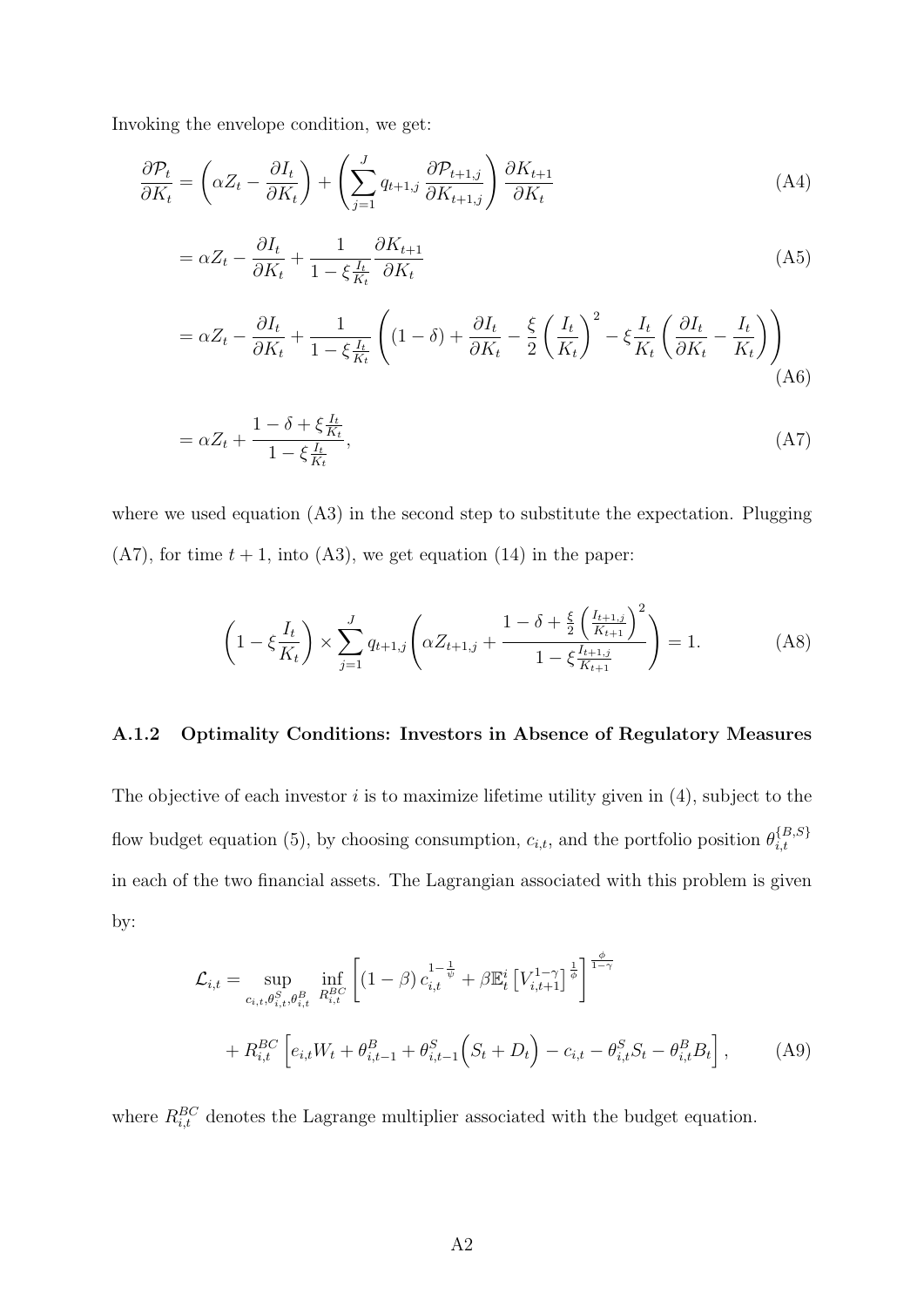Invoking the envelope condition, we get:

$$\frac{\partial \mathcal{P}_t}{\partial K_t} = \left(\alpha Z_t - \frac{\partial I_t}{\partial K_t}\right) + \left(\sum_{j=1}^{J} q_{t+1,j} \frac{\partial \mathcal{P}_{t+1,j}}{\partial K_{t+1,j}}\right) \frac{\partial K_{t+1}}{\partial K_t} \tag{A4}$$

$$= \alpha Z_t - \frac{\partial I_t}{\partial K_t} + \frac{1}{1-\xi \frac{I_t}{K_t}} \frac{\partial K_{t+1}}{\partial K_t} \tag{A5}$$

$$= \alpha Z_t - \frac{\partial I_t}{\partial K_t} + \frac{1}{1-\xi \frac{I_t}{K_t}} \left( (1-\delta) + \frac{\partial I_t}{\partial K_t} - \frac{\xi}{2}\left(\frac{I_t}{K_t}\right)^2 - \xi \frac{I_t}{K_t}\left(\frac{\partial I_t}{\partial K_t} - \frac{I_t}{K_t}\right)\right) \tag{A6}$$

$$= \alpha Z_t + \frac{1-\delta+\xi \frac{I_t}{K_t}}{1-\xi \frac{I_t}{K_t}}, \tag{A7}$$

where we used equation (A3) in the second step to substitute the expectation. Plugging (A7), for time $t+1$, into (A3), we get equation (14) in the paper:

$$\left(1-\xi \frac{I_t}{K_t}\right) \times \sum_{j=1}^{J} q_{t+1,j} \left( \alpha Z_{t+1,j} + \frac{1-\delta+\frac{\xi}{2}\left(\frac{I_{t+1,j}}{K_{t+1}}\right)^2}{1-\xi \frac{I_{t+1,j}}{K_{t+1}}} \right) = 1. \tag{A8}$$

### A.1.2 Optimality Conditions: Investors in Absence of Regulatory Measures

The objective of each investor $i$ is to maximize lifetime utility given in (4), subject to the flow budget equation (5), by choosing consumption, $c_{i,t}$, and the portfolio position $\theta_{i,t}^{\{B,S\}}$ in each of the two financial assets. The Lagrangian associated with this problem is given by:

$$\mathcal{L}_{i,t} = \sup_{c_{i,t},\theta_{i,t}^S,\theta_{i,t}^B} \inf_{R_{i,t}^{BC}} \left[ (1-\beta)\, c_{i,t}^{1-\frac{1}{\psi}} + \beta \mathbb{E}_t^i \left[ V_{i,t+1}^{1-\gamma}\right]^{\frac{1}{\phi}} \right]^{\frac{\phi}{1-\gamma}}$$

$$+ R_{i,t}^{BC} \left[ e_{i,t} W_t + \theta_{i,t-1}^B + \theta_{i,t-1}^S \Big( S_t + D_t \Big) - c_{i,t} - \theta_{i,t}^S S_t - \theta_{i,t}^B B_t \right], \tag{A9}$$

where $R_{i,t}^{BC}$ denotes the Lagrange multiplier associated with the budget equation.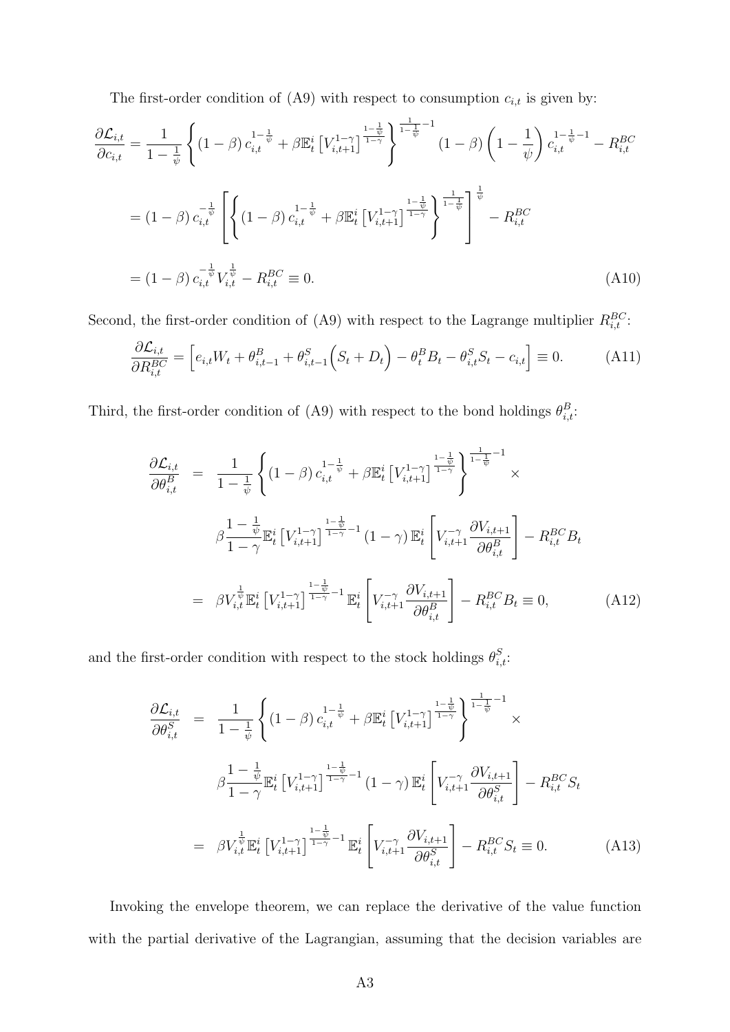The first-order condition of (A9) with respect to consumption $c_{i,t}$ is given by:

$$
\begin{aligned}
\frac{\partial \mathcal{L}_{i,t}}{\partial c_{i,t}} &= \frac{1}{1-\frac{1}{\psi}} \left\{ (1-\beta)\, c_{i,t}^{1-\frac{1}{\psi}} + \beta \mathbb{E}_t^i \left[ V_{i,t+1}^{1-\gamma} \right]^{\frac{1-\frac{1}{\psi}}{1-\gamma}} \right\}^{\frac{1}{1-\frac{1}{\psi}}-1} (1-\beta) \left( 1 - \frac{1}{\psi} \right) c_{i,t}^{1-\frac{1}{\psi}-1} - R_{i,t}^{BC} \\
&= (1-\beta)\, c_{i,t}^{-\frac{1}{\psi}} \left[ \left\{ (1-\beta)\, c_{i,t}^{1-\frac{1}{\psi}} + \beta \mathbb{E}_t^i \left[ V_{i,t+1}^{1-\gamma} \right]^{\frac{1-\frac{1}{\psi}}{1-\gamma}} \right\}^{\frac{1}{1-\frac{1}{\psi}}} \right]^{\frac{1}{\psi}} - R_{i,t}^{BC} \\
&= (1-\beta)\, c_{i,t}^{-\frac{1}{\psi}} V_{i,t}^{\frac{1}{\psi}} - R_{i,t}^{BC} \equiv 0.
\end{aligned}
\tag{A10}
$$

Second, the first-order condition of (A9) with respect to the Lagrange multiplier $R_{i,t}^{BC}$:

$$
\frac{\partial \mathcal{L}_{i,t}}{\partial R_{i,t}^{BC}} = \Big[ e_{i,t} W_t + \theta_{i,t-1}^B + \theta_{i,t-1}^S \Big( S_t + D_t \Big) - \theta_t^B B_t - \theta_{i,t}^S S_t - c_{i,t} \Big] \equiv 0. \tag{A11}
$$

Third, the first-order condition of (A9) with respect to the bond holdings $\theta_{i,t}^B$:

$$
\begin{aligned}
\frac{\partial \mathcal{L}_{i,t}}{\partial \theta_{i,t}^B} &= \frac{1}{1-\frac{1}{\psi}} \left\{ (1-\beta)\, c_{i,t}^{1-\frac{1}{\psi}} + \beta \mathbb{E}_t^i \left[ V_{i,t+1}^{1-\gamma} \right]^{\frac{1-\frac{1}{\psi}}{1-\gamma}} \right\}^{\frac{1}{1-\frac{1}{\psi}}-1} \times \\
&\qquad \beta \frac{1-\frac{1}{\psi}}{1-\gamma} \mathbb{E}_t^i \left[ V_{i,t+1}^{1-\gamma} \right]^{\frac{1-\frac{1}{\psi}}{1-\gamma}-1} (1-\gamma)\, \mathbb{E}_t^i \left[ V_{i,t+1}^{-\gamma} \frac{\partial V_{i,t+1}}{\partial \theta_{i,t}^B} \right] - R_{i,t}^{BC} B_t \\
&= \beta V_{i,t}^{\frac{1}{\psi}} \mathbb{E}_t^i \left[ V_{i,t+1}^{1-\gamma} \right]^{\frac{1-\frac{1}{\psi}}{1-\gamma}-1} \mathbb{E}_t^i \left[ V_{i,t+1}^{-\gamma} \frac{\partial V_{i,t+1}}{\partial \theta_{i,t}^B} \right] - R_{i,t}^{BC} B_t \equiv 0,
\end{aligned}
\tag{A12}
$$

and the first-order condition with respect to the stock holdings $\theta_{i,t}^S$:

$$
\begin{aligned}
\frac{\partial \mathcal{L}_{i,t}}{\partial \theta_{i,t}^S} &= \frac{1}{1-\frac{1}{\psi}} \left\{ (1-\beta)\, c_{i,t}^{1-\frac{1}{\psi}} + \beta \mathbb{E}_t^i \left[ V_{i,t+1}^{1-\gamma} \right]^{\frac{1-\frac{1}{\psi}}{1-\gamma}} \right\}^{\frac{1}{1-\frac{1}{\psi}}-1} \times \\
&\qquad \beta \frac{1-\frac{1}{\psi}}{1-\gamma} \mathbb{E}_t^i \left[ V_{i,t+1}^{1-\gamma} \right]^{\frac{1-\frac{1}{\psi}}{1-\gamma}-1} (1-\gamma)\, \mathbb{E}_t^i \left[ V_{i,t+1}^{-\gamma} \frac{\partial V_{i,t+1}}{\partial \theta_{i,t}^S} \right] - R_{i,t}^{BC} S_t \\
&= \beta V_{i,t}^{\frac{1}{\psi}} \mathbb{E}_t^i \left[ V_{i,t+1}^{1-\gamma} \right]^{\frac{1-\frac{1}{\psi}}{1-\gamma}-1} \mathbb{E}_t^i \left[ V_{i,t+1}^{-\gamma} \frac{\partial V_{i,t+1}}{\partial \theta_{i,t}^S} \right] - R_{i,t}^{BC} S_t \equiv 0.
\end{aligned}
\tag{A13}
$$

Invoking the envelope theorem, we can replace the derivative of the value function with the partial derivative of the Lagrangian, assuming that the decision variables are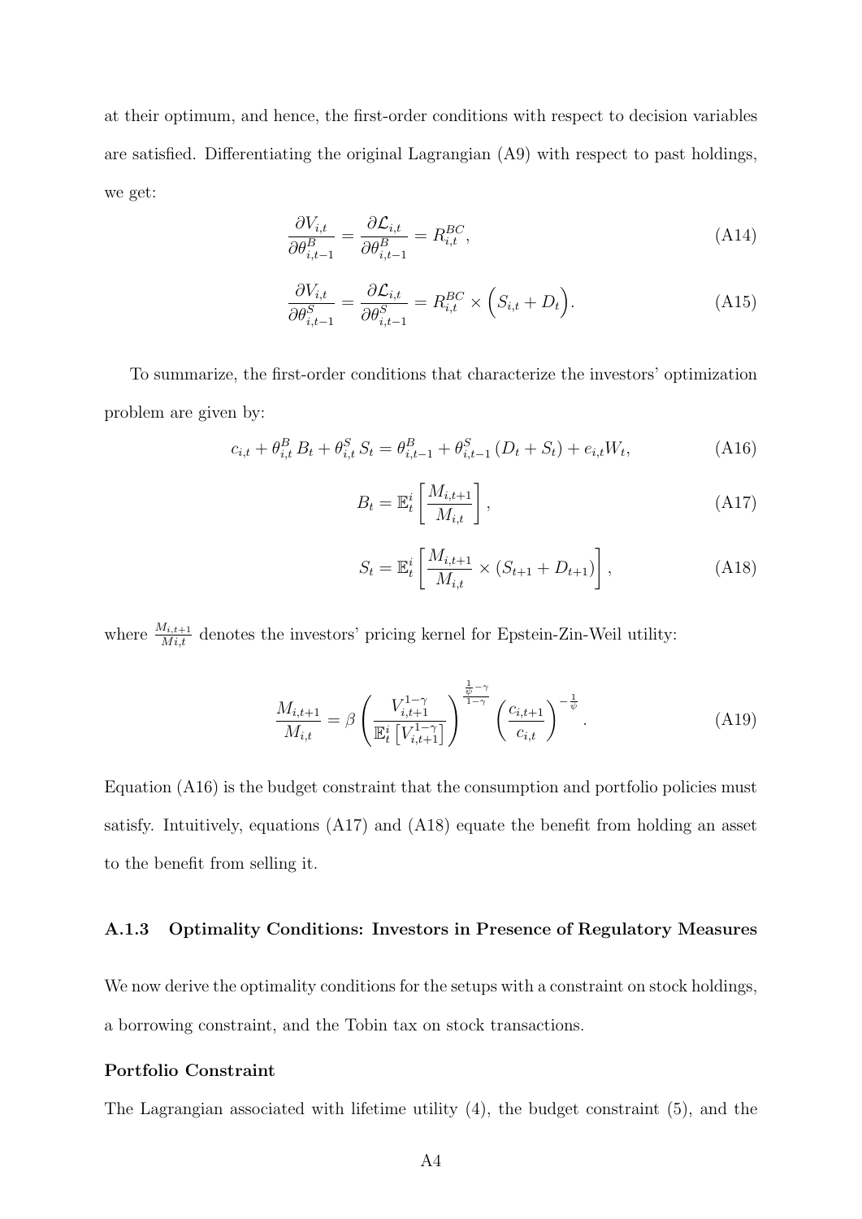at their optimum, and hence, the first-order conditions with respect to decision variables are satisfied. Differentiating the original Lagrangian (A9) with respect to past holdings, we get:

$$\frac{\partial V_{i,t}}{\partial \theta^B_{i,t-1}} = \frac{\partial \mathcal{L}_{i,t}}{\partial \theta^B_{i,t-1}} = R^{BC}_{i,t}, \tag{A14}$$

$$\frac{\partial V_{i,t}}{\partial \theta^S_{i,t-1}} = \frac{\partial \mathcal{L}_{i,t}}{\partial \theta^S_{i,t-1}} = R^{BC}_{i,t} \times \Big(S_{i,t} + D_t\Big). \tag{A15}$$

To summarize, the first-order conditions that characterize the investors' optimization problem are given by:

$$c_{i,t} + \theta^B_{i,t} B_t + \theta^S_{i,t} S_t = \theta^B_{i,t-1} + \theta^S_{i,t-1} (D_t + S_t) + e_{i,t} W_t, \tag{A16}$$

$$B_t = \mathbb{E}^i_t \left[ \frac{M_{i,t+1}}{M_{i,t}} \right], \tag{A17}$$

$$S_t = \mathbb{E}^i_t \left[ \frac{M_{i,t+1}}{M_{i,t}} \times (S_{t+1} + D_{t+1}) \right], \tag{A18}$$

where $\frac{M_{i,t+1}}{Mi,t}$ denotes the investors' pricing kernel for Epstein-Zin-Weil utility:

$$\frac{M_{i,t+1}}{M_{i,t}} = \beta \left( \frac{V^{1-\gamma}_{i,t+1}}{\mathbb{E}^i_t \left[ V^{1-\gamma}_{i,t+1} \right]} \right)^{\frac{\frac{1}{\psi}-\gamma}{1-\gamma}} \left( \frac{c_{i,t+1}}{c_{i,t}} \right)^{-\frac{1}{\psi}}. \tag{A19}$$

Equation (A16) is the budget constraint that the consumption and portfolio policies must satisfy. Intuitively, equations (A17) and (A18) equate the benefit from holding an asset to the benefit from selling it.

### A.1.3 Optimality Conditions: Investors in Presence of Regulatory Measures

We now derive the optimality conditions for the setups with a constraint on stock holdings, a borrowing constraint, and the Tobin tax on stock transactions.

**Portfolio Constraint**

The Lagrangian associated with lifetime utility (4), the budget constraint (5), and the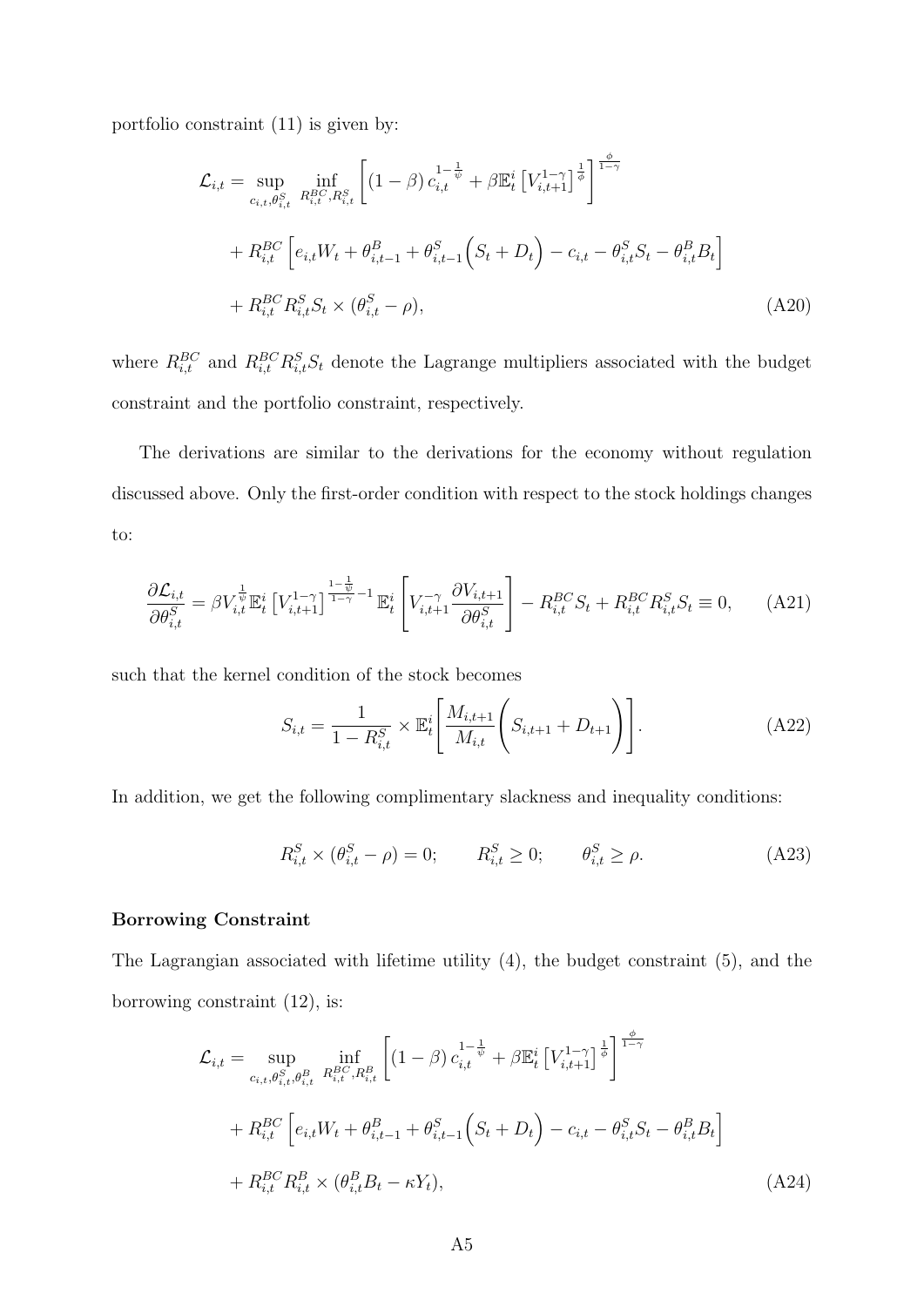portfolio constraint (11) is given by:

$$
\begin{aligned}
\mathcal{L}_{i,t} = & \sup_{c_{i,t},\theta^S_{i,t}} \inf_{R^{BC}_{i,t},R^S_{i,t}} \left[ (1-\beta)\, c_{i,t}^{1-\frac{1}{\psi}} + \beta \mathbb{E}^i_t \left[ V^{1-\gamma}_{i,t+1} \right]^{\frac{1}{\phi}} \right]^{\frac{\phi}{1-\gamma}} \\
& + R^{BC}_{i,t} \left[ e_{i,t} W_t + \theta^B_{i,t-1} + \theta^S_{i,t-1} \Big( S_t + D_t \Big) - c_{i,t} - \theta^S_{i,t} S_t - \theta^B_{i,t} B_t \right] \\
& + R^{BC}_{i,t} R^S_{i,t} S_t \times (\theta^S_{i,t} - \rho),
\end{aligned}
\tag{A20}
$$

where $R^{BC}_{i,t}$ and $R^{BC}_{i,t} R^S_{i,t} S_t$ denote the Lagrange multipliers associated with the budget constraint and the portfolio constraint, respectively.

The derivations are similar to the derivations for the economy without regulation discussed above. Only the first-order condition with respect to the stock holdings changes to:

$$
\frac{\partial \mathcal{L}_{i,t}}{\partial \theta^S_{i,t}} = \beta V^{\frac{1}{\psi}}_{i,t} \mathbb{E}^i_t \left[ V^{1-\gamma}_{i,t+1} \right]^{\frac{1-\frac{1}{\psi}}{1-\gamma} - 1} \mathbb{E}^i_t \left[ V^{-\gamma}_{i,t+1} \frac{\partial V_{i,t+1}}{\partial \theta^S_{i,t}} \right] - R^{BC}_{i,t} S_t + R^{BC}_{i,t} R^S_{i,t} S_t \equiv 0, \tag{A21}
$$

such that the kernel condition of the stock becomes

$$
S_{i,t} = \frac{1}{1 - R^S_{i,t}} \times \mathbb{E}^i_t \left[ \frac{M_{i,t+1}}{M_{i,t}} \Big( S_{i,t+1} + D_{t+1} \Big) \right]. \tag{A22}
$$

In addition, we get the following complimentary slackness and inequality conditions:

$$
R^S_{i,t} \times (\theta^S_{i,t} - \rho) = 0; \qquad R^S_{i,t} \geq 0; \qquad \theta^S_{i,t} \geq \rho. \tag{A23}
$$

**Borrowing Constraint**

The Lagrangian associated with lifetime utility (4), the budget constraint (5), and the borrowing constraint (12), is:

$$
\begin{aligned}
\mathcal{L}_{i,t} = & \sup_{c_{i,t},\theta^S_{i,t},\theta^B_{i,t}} \inf_{R^{BC}_{i,t},R^B_{i,t}} \left[ (1-\beta)\, c_{i,t}^{1-\frac{1}{\psi}} + \beta \mathbb{E}^i_t \left[ V^{1-\gamma}_{i,t+1} \right]^{\frac{1}{\phi}} \right]^{\frac{\phi}{1-\gamma}} \\
& + R^{BC}_{i,t} \left[ e_{i,t} W_t + \theta^B_{i,t-1} + \theta^S_{i,t-1} \Big( S_t + D_t \Big) - c_{i,t} - \theta^S_{i,t} S_t - \theta^B_{i,t} B_t \right] \\
& + R^{BC}_{i,t} R^B_{i,t} \times (\theta^B_{i,t} B_t - \kappa Y_t),
\end{aligned}
\tag{A24}
$$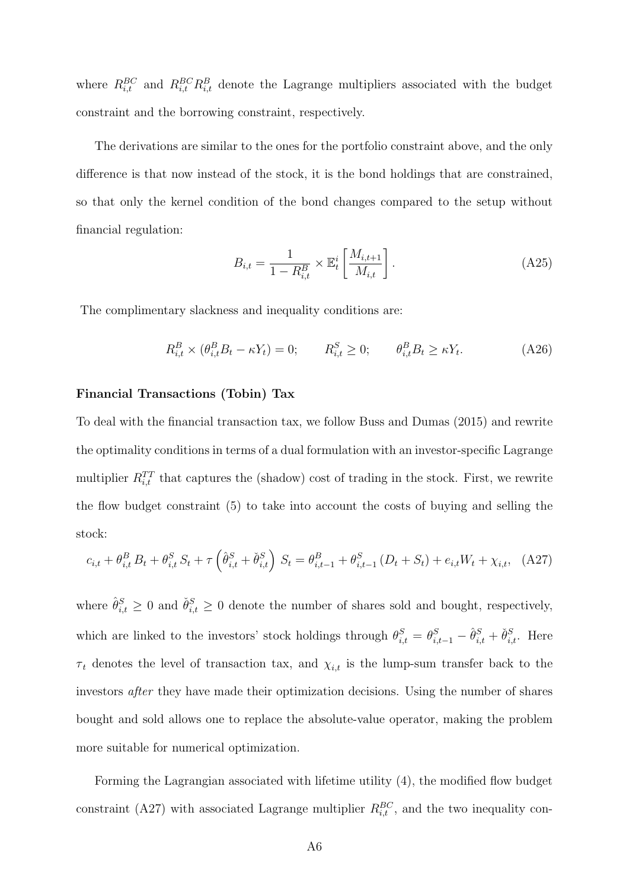where $R^{BC}_{i,t}$ and $R^{BC}_{i,t} R^{B}_{i,t}$ denote the Lagrange multipliers associated with the budget constraint and the borrowing constraint, respectively.

The derivations are similar to the ones for the portfolio constraint above, and the only difference is that now instead of the stock, it is the bond holdings that are constrained, so that only the kernel condition of the bond changes compared to the setup without financial regulation:

$$B_{i,t} = \frac{1}{1 - R^{B}_{i,t}} \times \mathbb{E}^{i}_{t}\left[\frac{M_{i,t+1}}{M_{i,t}}\right]. \tag{A25}$$

The complimentary slackness and inequality conditions are:

$$R^{B}_{i,t} \times (\theta^{B}_{i,t} B_t - \kappa Y_t) = 0; \qquad R^{S}_{i,t} \geq 0; \qquad \theta^{B}_{i,t} B_t \geq \kappa Y_t. \tag{A26}$$

**Financial Transactions (Tobin) Tax**

To deal with the financial transaction tax, we follow Buss and Dumas (2015) and rewrite the optimality conditions in terms of a dual formulation with an investor-specific Lagrange multiplier $R^{TT}_{i,t}$ that captures the (shadow) cost of trading in the stock. First, we rewrite the flow budget constraint (5) to take into account the costs of buying and selling the stock:

$$c_{i,t} + \theta^{B}_{i,t} B_t + \theta^{S}_{i,t} S_t + \tau \left(\hat{\theta}^{S}_{i,t} + \check{\theta}^{S}_{i,t}\right) S_t = \theta^{B}_{i,t-1} + \theta^{S}_{i,t-1} (D_t + S_t) + e_{i,t} W_t + \chi_{i,t}, \tag{A27}$$

where $\hat{\theta}^{S}_{i,t} \geq 0$ and $\check{\theta}^{S}_{i,t} \geq 0$ denote the number of shares sold and bought, respectively, which are linked to the investors' stock holdings through $\theta^{S}_{i,t} = \theta^{S}_{i,t-1} - \hat{\theta}^{S}_{i,t} + \check{\theta}^{S}_{i,t}$. Here $\tau_t$ denotes the level of transaction tax, and $\chi_{i,t}$ is the lump-sum transfer back to the investors *after* they have made their optimization decisions. Using the number of shares bought and sold allows one to replace the absolute-value operator, making the problem more suitable for numerical optimization.

Forming the Lagrangian associated with lifetime utility (4), the modified flow budget constraint (A27) with associated Lagrange multiplier $R^{BC}_{i,t}$, and the two inequality con-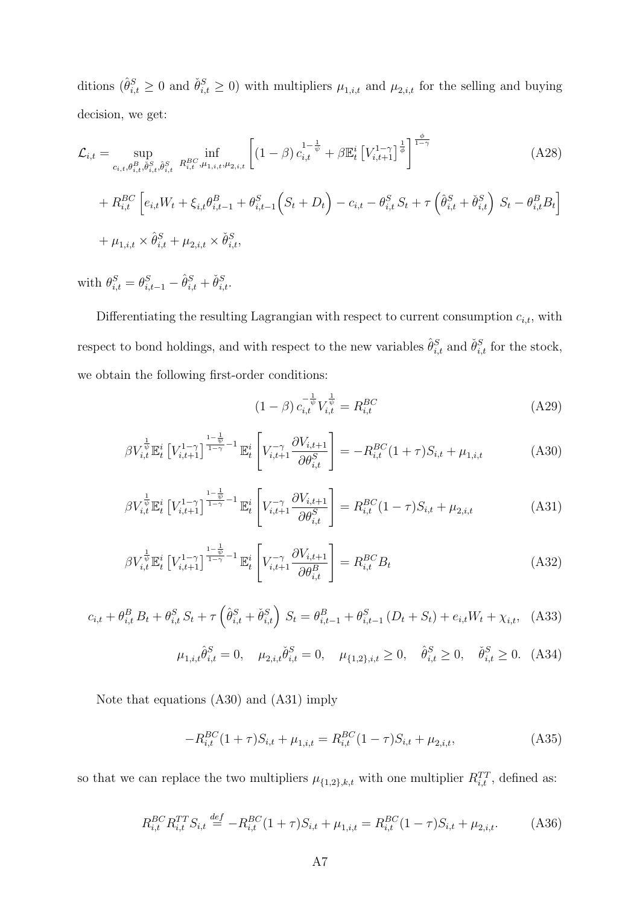ditions ($\hat{\theta}^S_{i,t} \geq 0$ and $\check{\theta}^S_{i,t} \geq 0$) with multipliers $\mu_{1,i,t}$ and $\mu_{2,i,t}$ for the selling and buying decision, we get:

$$
\begin{aligned}
\mathcal{L}_{i,t} = & \sup_{c_{i,t}, \theta^B_{i,t}, \check{\theta}^S_{i,t}, \hat{\theta}^S_{i,t}} \inf_{R^{BC}_{i,t}, \mu_{1,i,t}, \mu_{2,i,t}} \left[ (1-\beta)\, c_{i,t}^{1-\frac{1}{\psi}} + \beta \mathbb{E}^i_t \left[ V^{1-\gamma}_{i,t+1} \right]^{\frac{1}{\phi}} \right]^{\frac{\phi}{1-\gamma}} \qquad \text{(A28)} \\
& + R^{BC}_{i,t} \left[ e_{i,t} W_t + \xi_{i,t} \theta^B_{i,t-1} + \theta^S_{i,t-1} \Big( S_t + D_t \Big) - c_{i,t} - \theta^S_{i,t}\, S_t + \tau \left( \hat{\theta}^S_{i,t} + \check{\theta}^S_{i,t} \right)\, S_t - \theta^B_{i,t} B_t \right] \\
& + \mu_{1,i,t} \times \hat{\theta}^S_{i,t} + \mu_{2,i,t} \times \check{\theta}^S_{i,t},
\end{aligned}
$$

with $\theta^S_{i,t} = \theta^S_{i,t-1} - \hat{\theta}^S_{i,t} + \check{\theta}^S_{i,t}$.

Differentiating the resulting Lagrangian with respect to current consumption $c_{i,t}$, with respect to bond holdings, and with respect to the new variables $\hat{\theta}^S_{i,t}$ and $\check{\theta}^S_{i,t}$ for the stock, we obtain the following first-order conditions:

$$
(1-\beta)\, c_{i,t}^{-\frac{1}{\psi}} V_{i,t}^{\frac{1}{\psi}} = R^{BC}_{i,t} \qquad \text{(A29)}
$$

$$
\beta V_{i,t}^{\frac{1}{\psi}} \mathbb{E}^i_t \left[ V^{1-\gamma}_{i,t+1} \right]^{\frac{1-\frac{1}{\psi}}{1-\gamma}-1} \mathbb{E}^i_t \left[ V^{-\gamma}_{i,t+1} \frac{\partial V_{i,t+1}}{\partial \theta^S_{i,t}} \right] = -R^{BC}_{i,t}(1+\tau) S_{i,t} + \mu_{1,i,t} \qquad \text{(A30)}
$$

$$
\beta V_{i,t}^{\frac{1}{\psi}} \mathbb{E}^i_t \left[ V^{1-\gamma}_{i,t+1} \right]^{\frac{1-\frac{1}{\psi}}{1-\gamma}-1} \mathbb{E}^i_t \left[ V^{-\gamma}_{i,t+1} \frac{\partial V_{i,t+1}}{\partial \theta^S_{i,t}} \right] = R^{BC}_{i,t}(1-\tau) S_{i,t} + \mu_{2,i,t} \qquad \text{(A31)}
$$

$$
\beta V_{i,t}^{\frac{1}{\psi}} \mathbb{E}^i_t \left[ V^{1-\gamma}_{i,t+1} \right]^{\frac{1-\frac{1}{\psi}}{1-\gamma}-1} \mathbb{E}^i_t \left[ V^{-\gamma}_{i,t+1} \frac{\partial V_{i,t+1}}{\partial \theta^B_{i,t}} \right] = R^{BC}_{i,t} B_t \qquad \text{(A32)}
$$

$$
c_{i,t} + \theta^B_{i,t}\, B_t + \theta^S_{i,t}\, S_t + \tau \left( \hat{\theta}^S_{i,t} + \check{\theta}^S_{i,t} \right)\, S_t = \theta^B_{i,t-1} + \theta^S_{i,t-1} \left( D_t + S_t \right) + e_{i,t} W_t + \chi_{i,t}, \quad \text{(A33)}
$$

$$
\mu_{1,i,t} \hat{\theta}^S_{i,t} = 0, \quad \mu_{2,i,t} \check{\theta}^S_{i,t} = 0, \quad \mu_{\{1,2\},i,t} \geq 0, \quad \hat{\theta}^S_{i,t} \geq 0, \quad \check{\theta}^S_{i,t} \geq 0. \quad \text{(A34)}
$$

Note that equations (A30) and (A31) imply

$$
-R^{BC}_{i,t}(1+\tau) S_{i,t} + \mu_{1,i,t} = R^{BC}_{i,t}(1-\tau) S_{i,t} + \mu_{2,i,t}, \qquad \text{(A35)}
$$

so that we can replace the two multipliers $\mu_{\{1,2\},k,t}$ with one multiplier $R^{TT}_{i,t}$, defined as:

$$
R^{BC}_{i,t} R^{TT}_{i,t} S_{i,t} \stackrel{def}{=} -R^{BC}_{i,t}(1+\tau) S_{i,t} + \mu_{1,i,t} = R^{BC}_{i,t}(1-\tau) S_{i,t} + \mu_{2,i,t}. \qquad \text{(A36)}
$$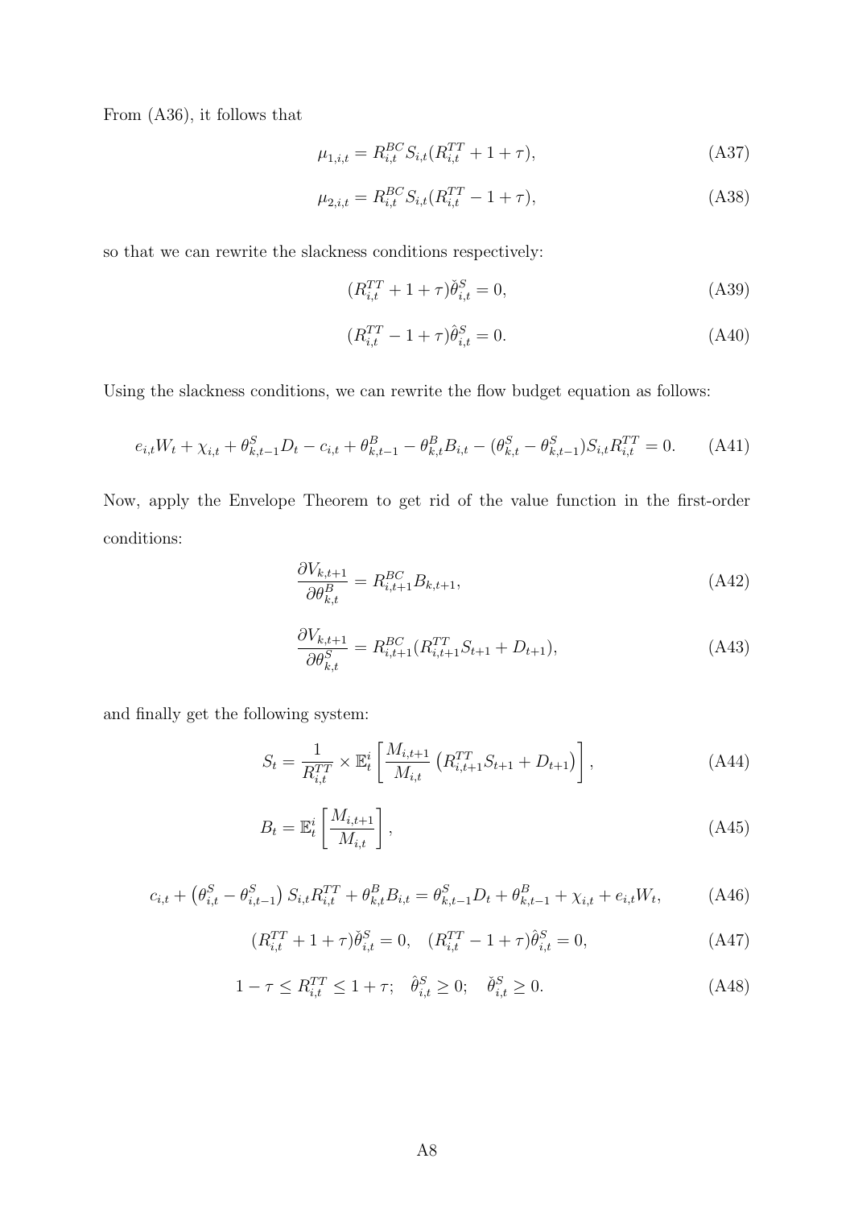From (A36), it follows that

$$\mu_{1,i,t} = R^{BC}_{i,t} S_{i,t}(R^{TT}_{i,t} + 1 + \tau), \tag{A37}$$

$$\mu_{2,i,t} = R^{BC}_{i,t} S_{i,t}(R^{TT}_{i,t} - 1 + \tau), \tag{A38}$$

so that we can rewrite the slackness conditions respectively:

$$(R^{TT}_{i,t} + 1 + \tau)\check{\theta}^S_{i,t} = 0, \tag{A39}$$

$$(R^{TT}_{i,t} - 1 + \tau)\hat{\theta}^S_{i,t} = 0. \tag{A40}$$

Using the slackness conditions, we can rewrite the flow budget equation as follows:

$$e_{i,t}W_t + \chi_{i,t} + \theta^S_{k,t-1}D_t - c_{i,t} + \theta^B_{k,t-1} - \theta^B_{k,t}B_{i,t} - (\theta^S_{k,t} - \theta^S_{k,t-1})S_{i,t}R^{TT}_{i,t} = 0. \tag{A41}$$

Now, apply the Envelope Theorem to get rid of the value function in the first-order conditions:

$$\frac{\partial V_{k,t+1}}{\partial \theta^B_{k,t}} = R^{BC}_{i,t+1} B_{k,t+1}, \tag{A42}$$

$$\frac{\partial V_{k,t+1}}{\partial \theta^S_{k,t}} = R^{BC}_{i,t+1}(R^{TT}_{i,t+1} S_{t+1} + D_{t+1}), \tag{A43}$$

and finally get the following system:

$$S_t = \frac{1}{R^{TT}_{i,t}} \times \mathbb{E}^i_t \left[ \frac{M_{i,t+1}}{M_{i,t}} \left( R^{TT}_{i,t+1} S_{t+1} + D_{t+1} \right) \right], \tag{A44}$$

$$B_t = \mathbb{E}^i_t \left[ \frac{M_{i,t+1}}{M_{i,t}} \right], \tag{A45}$$

$$c_{i,t} + \left( \theta^S_{i,t} - \theta^S_{i,t-1} \right) S_{i,t} R^{TT}_{i,t} + \theta^B_{k,t} B_{i,t} = \theta^S_{k,t-1} D_t + \theta^B_{k,t-1} + \chi_{i,t} + e_{i,t} W_t, \tag{A46}$$

$$(R^{TT}_{i,t} + 1 + \tau)\check{\theta}^S_{i,t} = 0, \quad (R^{TT}_{i,t} - 1 + \tau)\hat{\theta}^S_{i,t} = 0, \tag{A47}$$

$$1 - \tau \leq R^{TT}_{i,t} \leq 1 + \tau; \quad \hat{\theta}^S_{i,t} \geq 0; \quad \check{\theta}^S_{i,t} \geq 0. \tag{A48}$$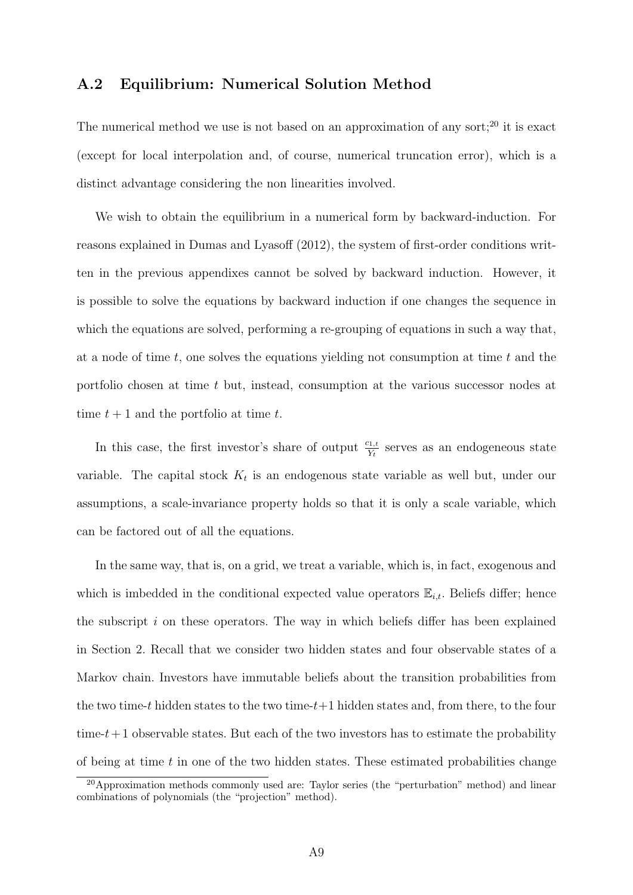## A.2 Equilibrium: Numerical Solution Method

The numerical method we use is not based on an approximation of any sort;[20] it is exact (except for local interpolation and, of course, numerical truncation error), which is a distinct advantage considering the non linearities involved.

We wish to obtain the equilibrium in a numerical form by backward-induction. For reasons explained in Dumas and Lyasoff (2012), the system of first-order conditions written in the previous appendixes cannot be solved by backward induction. However, it is possible to solve the equations by backward induction if one changes the sequence in which the equations are solved, performing a re-grouping of equations in such a way that, at a node of time $t$, one solves the equations yielding not consumption at time $t$ and the portfolio chosen at time $t$ but, instead, consumption at the various successor nodes at time $t+1$ and the portfolio at time $t$.

In this case, the first investor's share of output $\frac{c_{1,t}}{Y_t}$ serves as an endogeneous state variable. The capital stock $K_t$ is an endogenous state variable as well but, under our assumptions, a scale-invariance property holds so that it is only a scale variable, which can be factored out of all the equations.

In the same way, that is, on a grid, we treat a variable, which is, in fact, exogenous and which is imbedded in the conditional expected value operators $\mathbb{E}_{i,t}$. Beliefs differ; hence the subscript $i$ on these operators. The way in which beliefs differ has been explained in Section 2. Recall that we consider two hidden states and four observable states of a Markov chain. Investors have immutable beliefs about the transition probabilities from the two time-$t$ hidden states to the two time-$t+1$ hidden states and, from there, to the four time-$t+1$ observable states. But each of the two investors has to estimate the probability of being at time $t$ in one of the two hidden states. These estimated probabilities change

[20] Approximation methods commonly used are: Taylor series (the "perturbation" method) and linear combinations of polynomials (the "projection" method).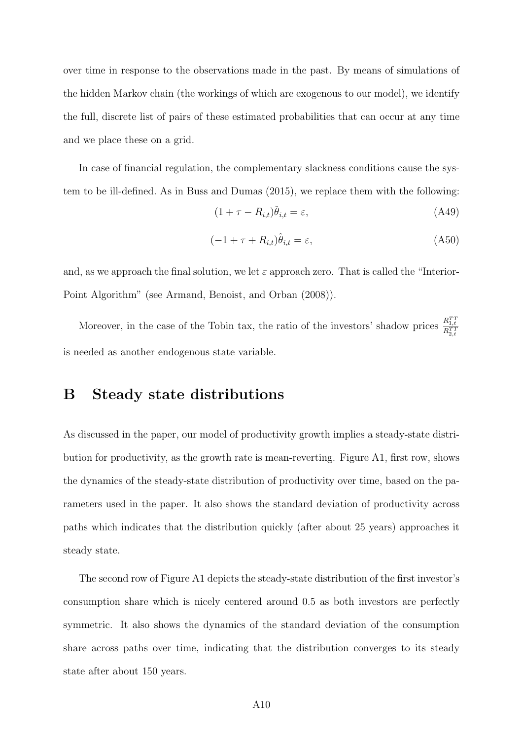over time in response to the observations made in the past. By means of simulations of the hidden Markov chain (the workings of which are exogenous to our model), we identify the full, discrete list of pairs of these estimated probabilities that can occur at any time and we place these on a grid.

In case of financial regulation, the complementary slackness conditions cause the system to be ill-defined. As in Buss and Dumas (2015), we replace them with the following:

$$(1 + \tau - R_{i,t})\check{\theta}_{i,t} = \varepsilon, \tag{A49}$$

$$(-1 + \tau + R_{i,t})\hat{\theta}_{i,t} = \varepsilon, \tag{A50}$$

and, as we approach the final solution, we let $\varepsilon$ approach zero. That is called the "Interior-Point Algorithm" (see Armand, Benoist, and Orban (2008)).

Moreover, in the case of the Tobin tax, the ratio of the investors' shadow prices $\frac{R^{TT}_{1,t}}{R^{TT}_{2,t}}$ is needed as another endogenous state variable.

# B Steady state distributions

As discussed in the paper, our model of productivity growth implies a steady-state distribution for productivity, as the growth rate is mean-reverting. Figure A1, first row, shows the dynamics of the steady-state distribution of productivity over time, based on the parameters used in the paper. It also shows the standard deviation of productivity across paths which indicates that the distribution quickly (after about 25 years) approaches it steady state.

The second row of Figure A1 depicts the steady-state distribution of the first investor's consumption share which is nicely centered around 0.5 as both investors are perfectly symmetric. It also shows the dynamics of the standard deviation of the consumption share across paths over time, indicating that the distribution converges to its steady state after about 150 years.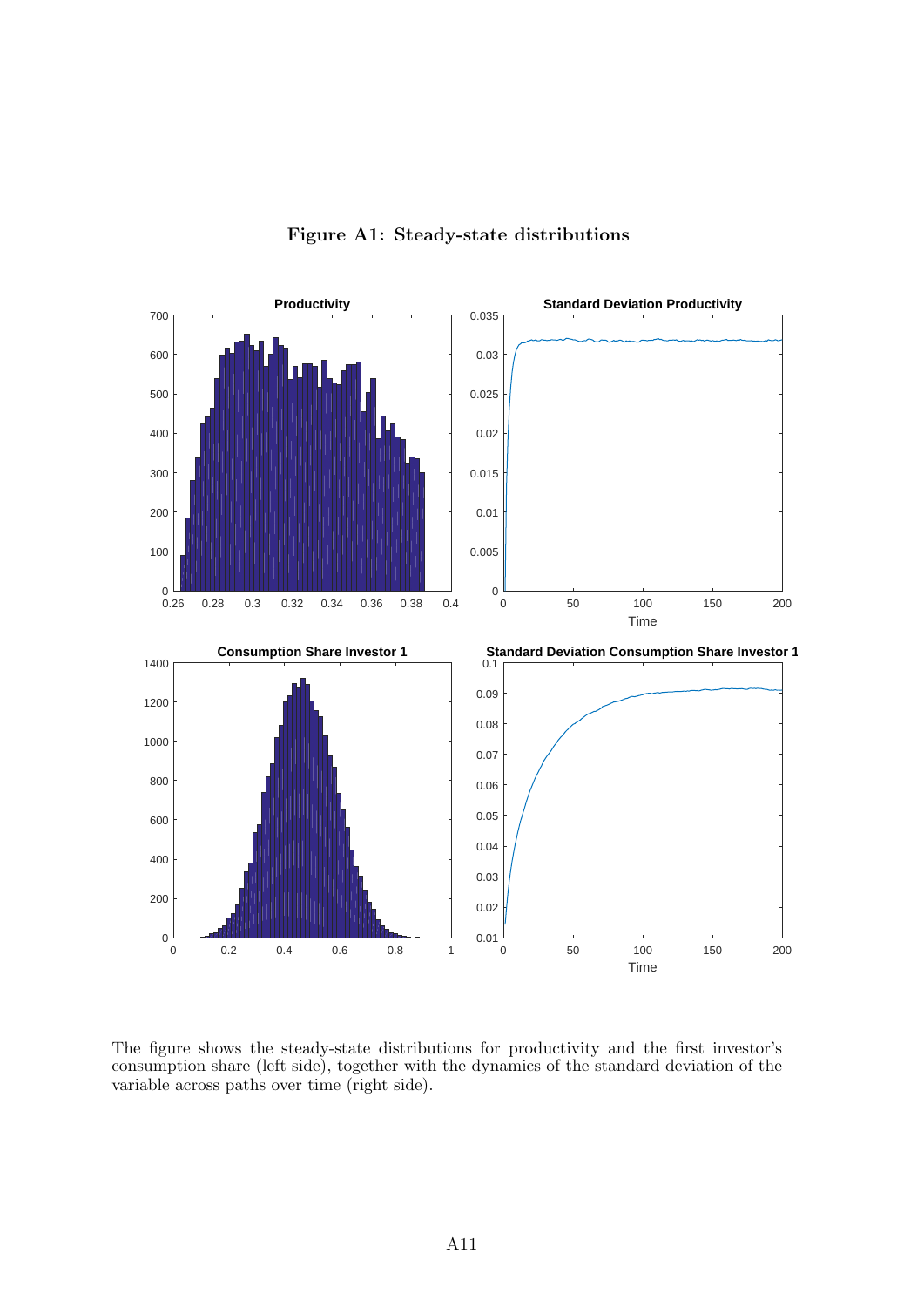**Figure A1: Steady-state distributions**

The figure shows the steady-state distributions for productivity and the first investor's consumption share (left side), together with the dynamics of the standard deviation of the variable across paths over time (right side).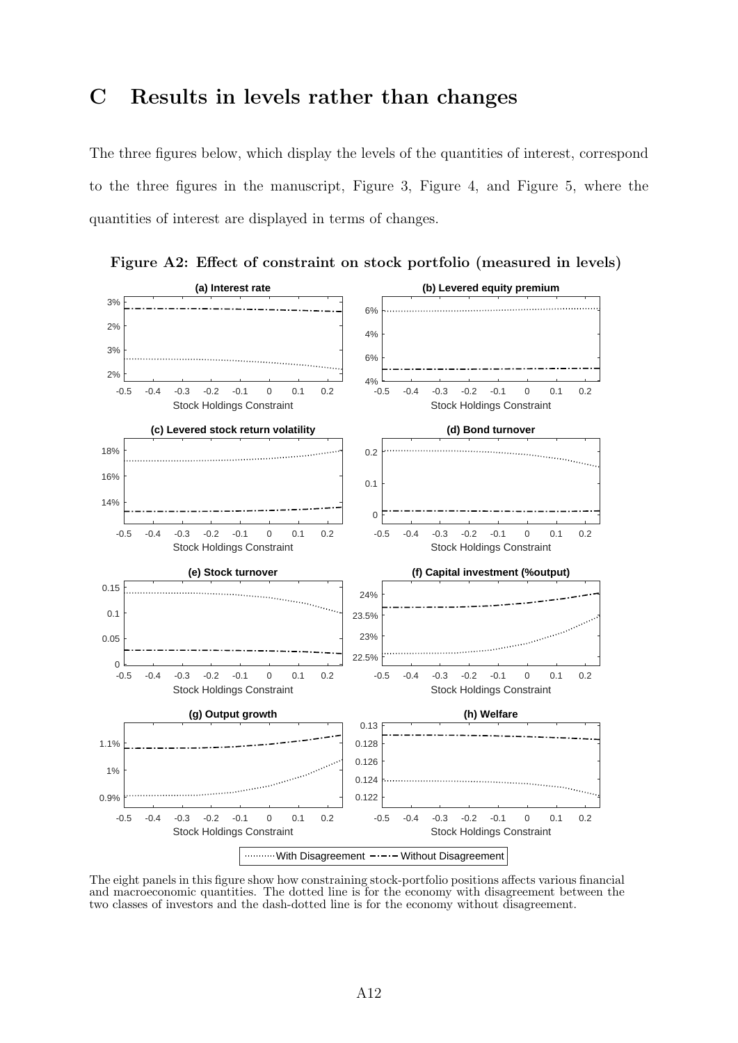# C Results in levels rather than changes

The three figures below, which display the levels of the quantities of interest, correspond to the three figures in the manuscript, Figure 3, Figure 4, and Figure 5, where the quantities of interest are displayed in terms of changes.

**Figure A2: Effect of constraint on stock portfolio (measured in levels)**

The eight panels in this figure show how constraining stock-portfolio positions affects various financial and macroeconomic quantities. The dotted line is for the economy with disagreement between the two classes of investors and the dash-dotted line is for the economy without disagreement.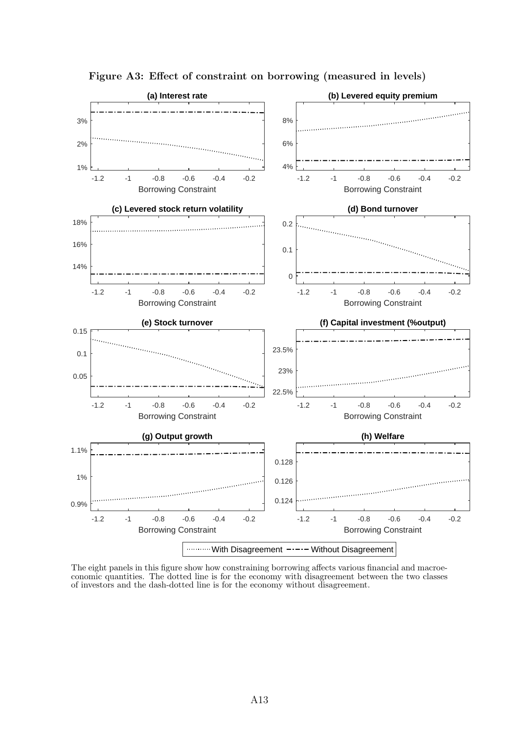**Figure A3: Effect of constraint on borrowing (measured in levels)**

The eight panels in this figure show how constraining borrowing affects various financial and macroeconomic quantities. The dotted line is for the economy with disagreement between the two classes of investors and the dash-dotted line is for the economy without disagreement.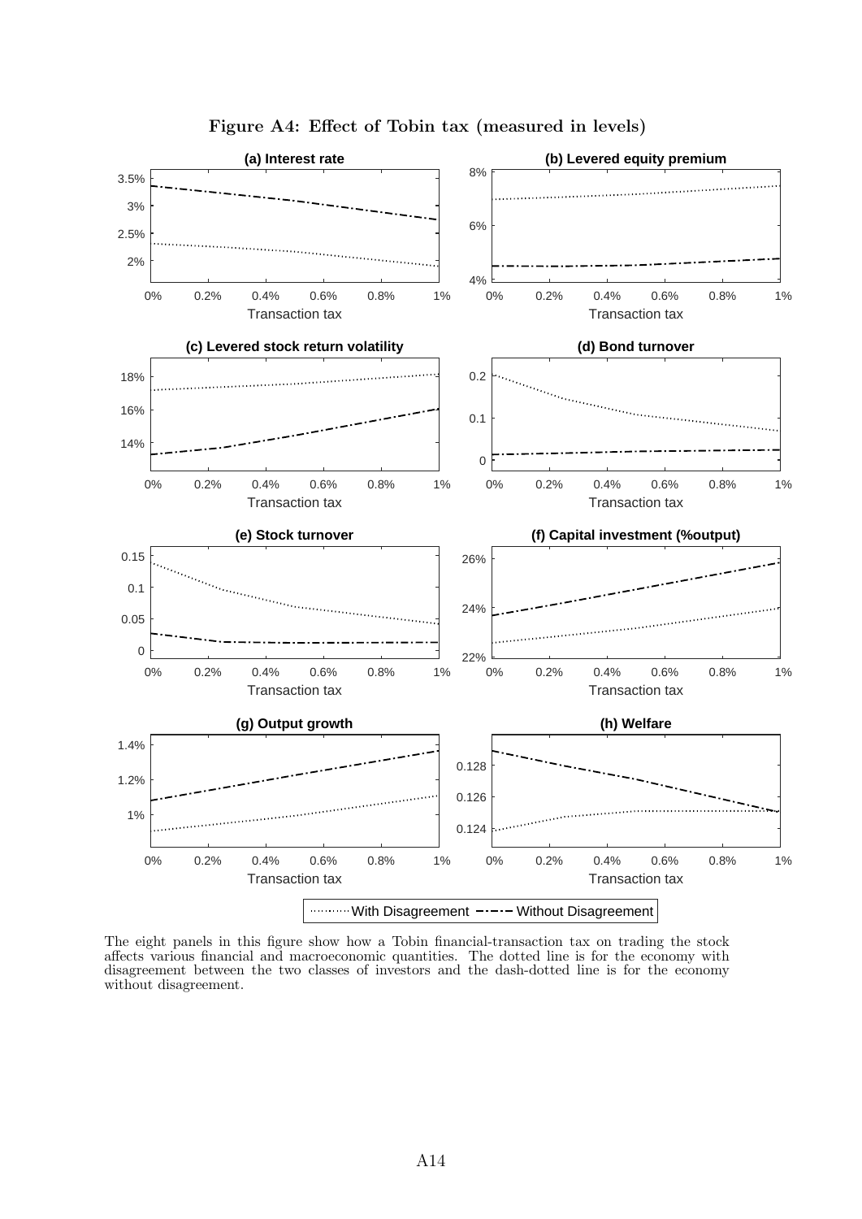**Figure A4: Effect of Tobin tax (measured in levels)**

The eight panels in this figure show how a Tobin financial-transaction tax on trading the stock affects various financial and macroeconomic quantities. The dotted line is for the economy with disagreement between the two classes of investors and the dash-dotted line is for the economy without disagreement.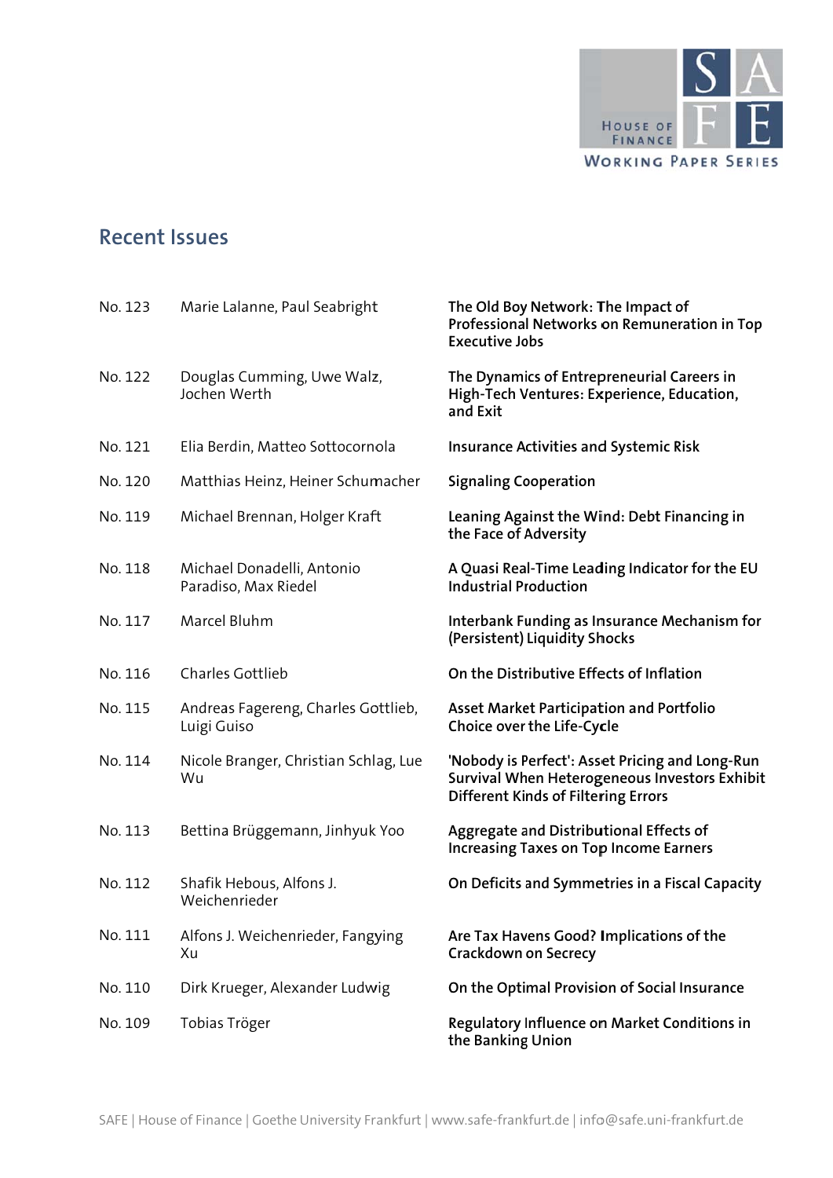## Recent Issues

| | | |
|---|---|---|
| No. 123 | Marie Lalanne, Paul Seabright | **The Old Boy Network: The Impact of Professional Networks on Remuneration in Top Executive Jobs** |
| No. 122 | Douglas Cumming, Uwe Walz, Jochen Werth | **The Dynamics of Entrepreneurial Careers in High-Tech Ventures: Experience, Education, and Exit** |
| No. 121 | Elia Berdin, Matteo Sottocornola | **Insurance Activities and Systemic Risk** |
| No. 120 | Matthias Heinz, Heiner Schumacher | **Signaling Cooperation** |
| No. 119 | Michael Brennan, Holger Kraft | **Leaning Against the Wind: Debt Financing in the Face of Adversity** |
| No. 118 | Michael Donadelli, Antonio Paradiso, Max Riedel | **A Quasi Real-Time Leading Indicator for the EU Industrial Production** |
| No. 117 | Marcel Bluhm | **Interbank Funding as Insurance Mechanism for (Persistent) Liquidity Shocks** |
| No. 116 | Charles Gottlieb | **On the Distributive Effects of Inflation** |
| No. 115 | Andreas Fagereng, Charles Gottlieb, Luigi Guiso | **Asset Market Participation and Portfolio Choice over the Life-Cycle** |
| No. 114 | Nicole Branger, Christian Schlag, Lue Wu | **'Nobody is Perfect': Asset Pricing and Long-Run Survival When Heterogeneous Investors Exhibit Different Kinds of Filtering Errors** |
| No. 113 | Bettina Brüggemann, Jinhyuk Yoo | **Aggregate and Distributional Effects of Increasing Taxes on Top Income Earners** |
| No. 112 | Shafik Hebous, Alfons J. Weichenrieder | **On Deficits and Symmetries in a Fiscal Capacity** |
| No. 111 | Alfons J. Weichenrieder, Fangying Xu | **Are Tax Havens Good? Implications of the Crackdown on Secrecy** |
| No. 110 | Dirk Krueger, Alexander Ludwig | **On the Optimal Provision of Social Insurance** |
| No. 109 | Tobias Tröger | **Regulatory Influence on Market Conditions in the Banking Union** |